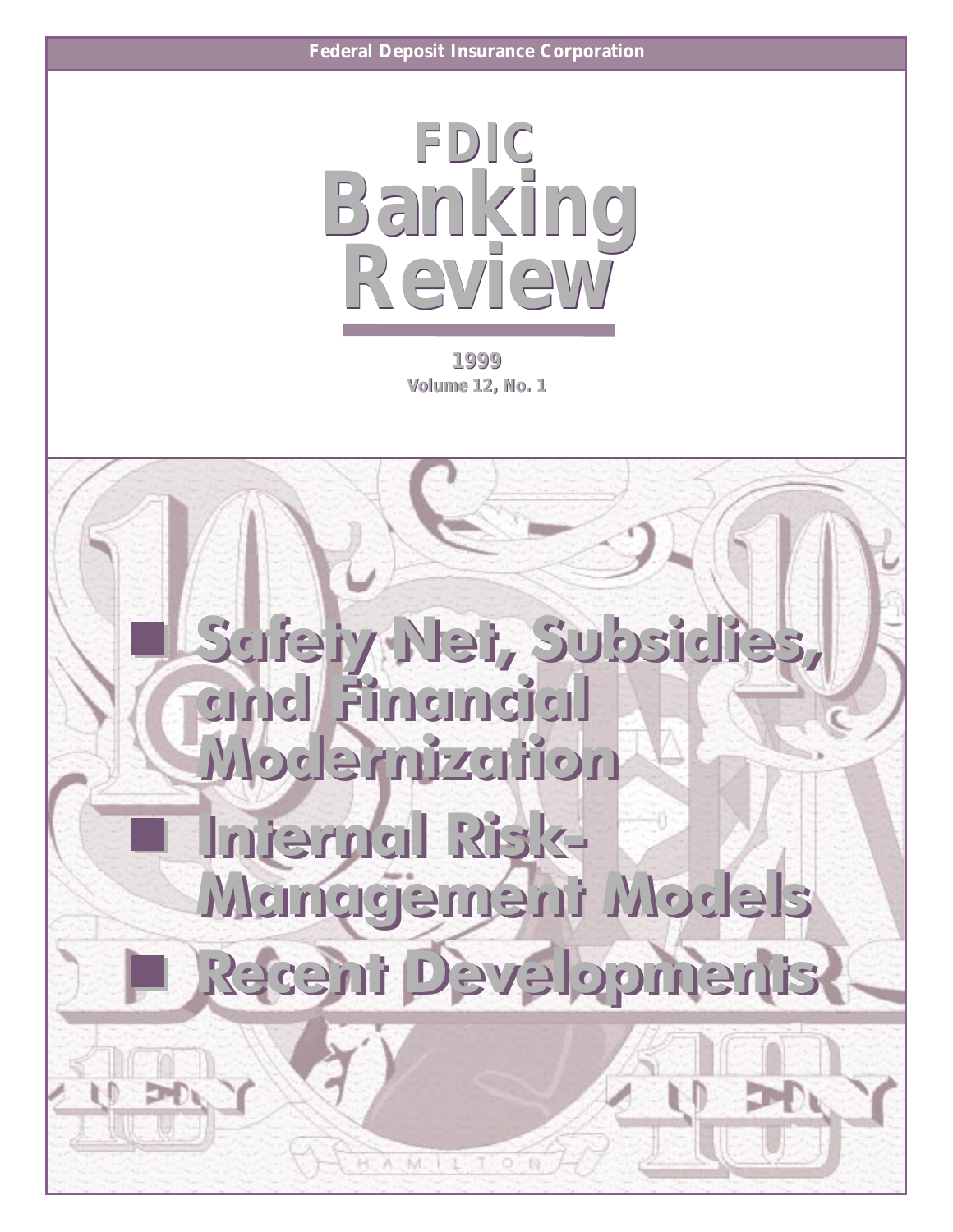Federal Deposit Insurance Corporation

# FDIC Banking Review

1999
Volume 12, No. 1

- Safety Net, Subsidies, and Financial Modernization
- Internal Risk-Management Models
- Recent Developments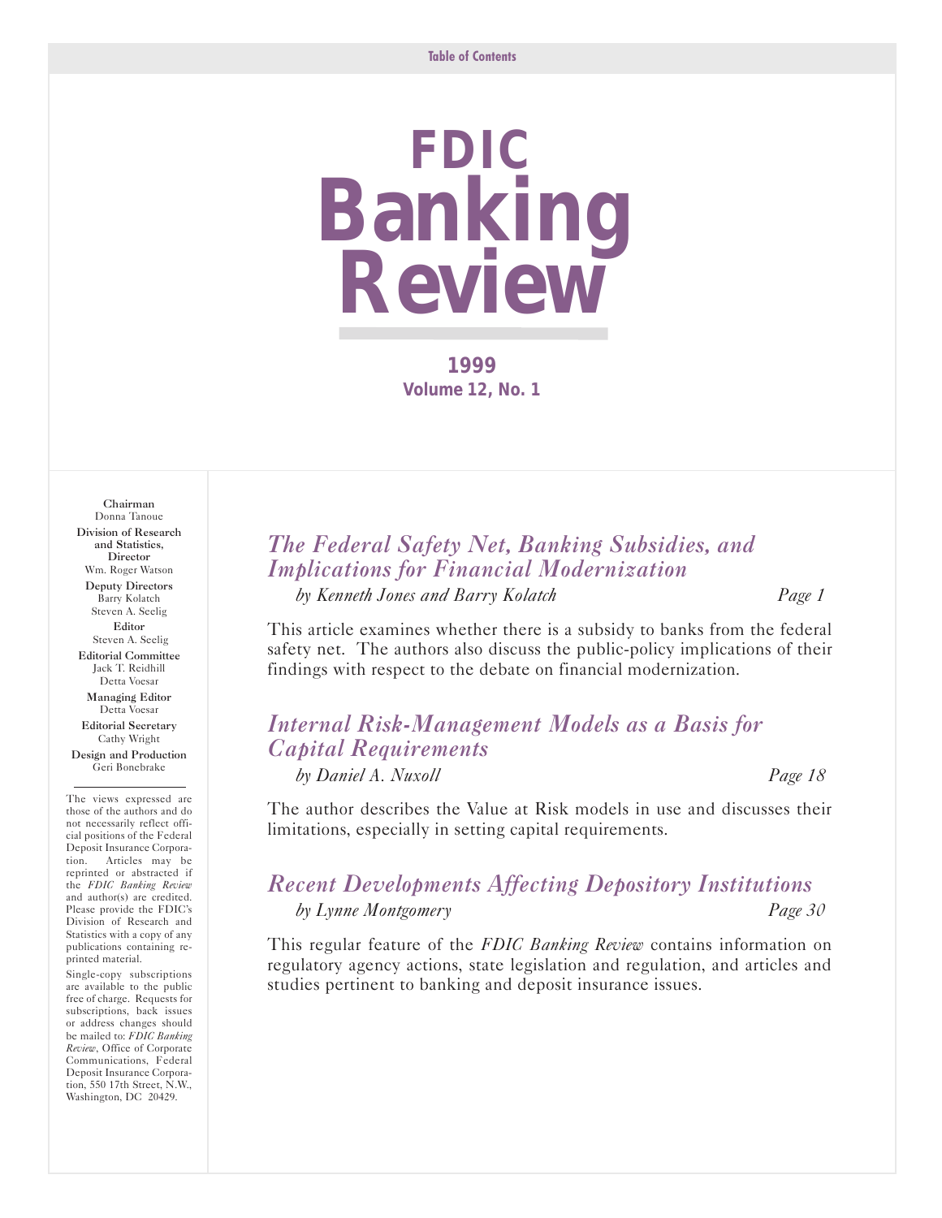Table of Contents

# FDIC Banking Review

**1999**
**Volume 12, No. 1**

**Chairman**
Donna Tanoue

**Division of Research and Statistics, Director**
Wm. Roger Watson

**Deputy Directors**
Barry Kolatch
Steven A. Seelig

**Editor**
Steven A. Seelig

**Editorial Committee**
Jack T. Reidhill
Detta Voesar

**Managing Editor**
Detta Voesar

**Editorial Secretary**
Cathy Wright

**Design and Production**
Geri Bonebrake

The views expressed are those of the authors and do not necessarily reflect official positions of the Federal Deposit Insurance Corporation. Articles may be reprinted or abstracted if the *FDIC Banking Review* and author(s) are credited. Please provide the FDIC's Division of Research and Statistics with a copy of any publications containing reprinted material.

Single-copy subscriptions are available to the public free of charge. Requests for subscriptions, back issues or address changes should be mailed to: *FDIC Banking Review*, Office of Corporate Communications, Federal Deposit Insurance Corporation, 550 17th Street, N.W., Washington, DC 20429.

## *The Federal Safety Net, Banking Subsidies, and Implications for Financial Modernization*

*by Kenneth Jones and Barry Kolatch* — *Page 1*

This article examines whether there is a subsidy to banks from the federal safety net. The authors also discuss the public-policy implications of their findings with respect to the debate on financial modernization.

## *Internal Risk-Management Models as a Basis for Capital Requirements*

*by Daniel A. Nuxoll* — *Page 18*

The author describes the Value at Risk models in use and discusses their limitations, especially in setting capital requirements.

## *Recent Developments Affecting Depository Institutions*

*by Lynne Montgomery* — *Page 30*

This regular feature of the *FDIC Banking Review* contains information on regulatory agency actions, state legislation and regulation, and articles and studies pertinent to banking and deposit insurance issues.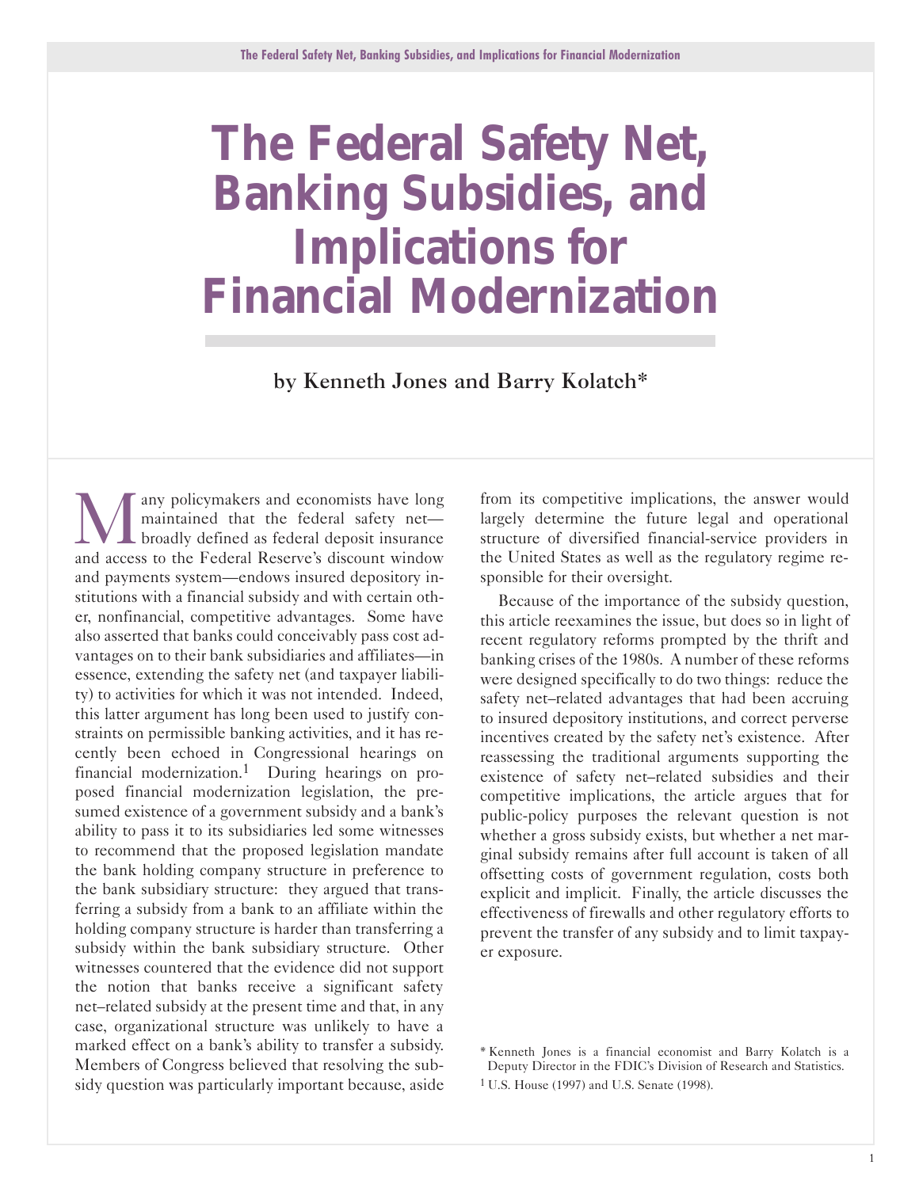# The Federal Safety Net, Banking Subsidies, and Implications for Financial Modernization

**by Kenneth Jones and Barry Kolatch***

Many policymakers and economists have long maintained that the federal safety net—broadly defined as federal deposit insurance and access to the Federal Reserve's discount window and payments system—endows insured depository institutions with a financial subsidy and with certain other, nonfinancial, competitive advantages. Some have also asserted that banks could conceivably pass cost advantages on to their bank subsidiaries and affiliates—in essence, extending the safety net (and taxpayer liability) to activities for which it was not intended. Indeed, this latter argument has long been used to justify constraints on permissible banking activities, and it has recently been echoed in Congressional hearings on financial modernization.[1] During hearings on proposed financial modernization legislation, the presumed existence of a government subsidy and a bank's ability to pass it to its subsidiaries led some witnesses to recommend that the proposed legislation mandate the bank holding company structure in preference to the bank subsidiary structure: they argued that transferring a subsidy from a bank to an affiliate within the holding company structure is harder than transferring a subsidy within the bank subsidiary structure. Other witnesses countered that the evidence did not support the notion that banks receive a significant safety net–related subsidy at the present time and that, in any case, organizational structure was unlikely to have a marked effect on a bank's ability to transfer a subsidy. Members of Congress believed that resolving the subsidy question was particularly important because, aside from its competitive implications, the answer would largely determine the future legal and operational structure of diversified financial-service providers in the United States as well as the regulatory regime responsible for their oversight.

Because of the importance of the subsidy question, this article reexamines the issue, but does so in light of recent regulatory reforms prompted by the thrift and banking crises of the 1980s. A number of these reforms were designed specifically to do two things: reduce the safety net–related advantages that had been accruing to insured depository institutions, and correct perverse incentives created by the safety net's existence. After reassessing the traditional arguments supporting the existence of safety net–related subsidies and their competitive implications, the article argues that for public-policy purposes the relevant question is not whether a gross subsidy exists, but whether a net marginal subsidy remains after full account is taken of all offsetting costs of government regulation, costs both explicit and implicit. Finally, the article discusses the effectiveness of firewalls and other regulatory efforts to prevent the transfer of any subsidy and to limit taxpayer exposure.

\* Kenneth Jones is a financial economist and Barry Kolatch is a Deputy Director in the FDIC's Division of Research and Statistics.

[1] U.S. House (1997) and U.S. Senate (1998).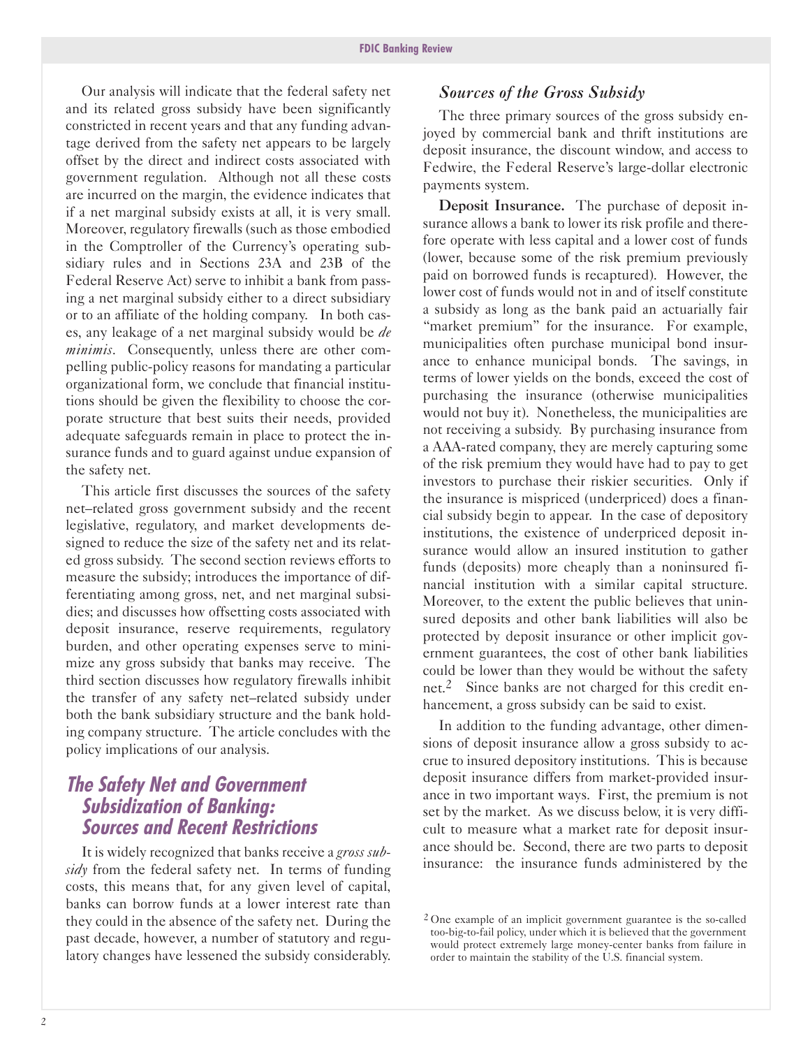Our analysis will indicate that the federal safety net and its related gross subsidy have been significantly constricted in recent years and that any funding advantage derived from the safety net appears to be largely offset by the direct and indirect costs associated with government regulation. Although not all these costs are incurred on the margin, the evidence indicates that if a net marginal subsidy exists at all, it is very small. Moreover, regulatory firewalls (such as those embodied in the Comptroller of the Currency's operating subsidiary rules and in Sections 23A and 23B of the Federal Reserve Act) serve to inhibit a bank from passing a net marginal subsidy either to a direct subsidiary or to an affiliate of the holding company. In both cases, any leakage of a net marginal subsidy would be *de minimis*. Consequently, unless there are other compelling public-policy reasons for mandating a particular organizational form, we conclude that financial institutions should be given the flexibility to choose the corporate structure that best suits their needs, provided adequate safeguards remain in place to protect the insurance funds and to guard against undue expansion of the safety net.

This article first discusses the sources of the safety net–related gross government subsidy and the recent legislative, regulatory, and market developments designed to reduce the size of the safety net and its related gross subsidy. The second section reviews efforts to measure the subsidy; introduces the importance of differentiating among gross, net, and net marginal subsidies; and discusses how offsetting costs associated with deposit insurance, reserve requirements, regulatory burden, and other operating expenses serve to minimize any gross subsidy that banks may receive. The third section discusses how regulatory firewalls inhibit the transfer of any safety net–related subsidy under both the bank subsidiary structure and the bank holding company structure. The article concludes with the policy implications of our analysis.

## The Safety Net and Government Subsidization of Banking: Sources and Recent Restrictions

It is widely recognized that banks receive a *gross subsidy* from the federal safety net. In terms of funding costs, this means that, for any given level of capital, banks can borrow funds at a lower interest rate than they could in the absence of the safety net. During the past decade, however, a number of statutory and regulatory changes have lessened the subsidy considerably.

### Sources of the Gross Subsidy

The three primary sources of the gross subsidy enjoyed by commercial bank and thrift institutions are deposit insurance, the discount window, and access to Fedwire, the Federal Reserve's large-dollar electronic payments system.

**Deposit Insurance.** The purchase of deposit insurance allows a bank to lower its risk profile and therefore operate with less capital and a lower cost of funds (lower, because some of the risk premium previously paid on borrowed funds is recaptured). However, the lower cost of funds would not in and of itself constitute a subsidy as long as the bank paid an actuarially fair "market premium" for the insurance. For example, municipalities often purchase municipal bond insurance to enhance municipal bonds. The savings, in terms of lower yields on the bonds, exceed the cost of purchasing the insurance (otherwise municipalities would not buy it). Nonetheless, the municipalities are not receiving a subsidy. By purchasing insurance from a AAA-rated company, they are merely capturing some of the risk premium they would have had to pay to get investors to purchase their riskier securities. Only if the insurance is mispriced (underpriced) does a financial subsidy begin to appear. In the case of depository institutions, the existence of underpriced deposit insurance would allow an insured institution to gather funds (deposits) more cheaply than a noninsured financial institution with a similar capital structure. Moreover, to the extent the public believes that uninsured deposits and other bank liabilities will also be protected by deposit insurance or other implicit government guarantees, the cost of other bank liabilities could be lower than they would be without the safety net.[2] Since banks are not charged for this credit enhancement, a gross subsidy can be said to exist.

In addition to the funding advantage, other dimensions of deposit insurance allow a gross subsidy to accrue to insured depository institutions. This is because deposit insurance differs from market-provided insurance in two important ways. First, the premium is not set by the market. As we discuss below, it is very difficult to measure what a market rate for deposit insurance should be. Second, there are two parts to deposit insurance: the insurance funds administered by the

[2] One example of an implicit government guarantee is the so-called too-big-to-fail policy, under which it is believed that the government would protect extremely large money-center banks from failure in order to maintain the stability of the U.S. financial system.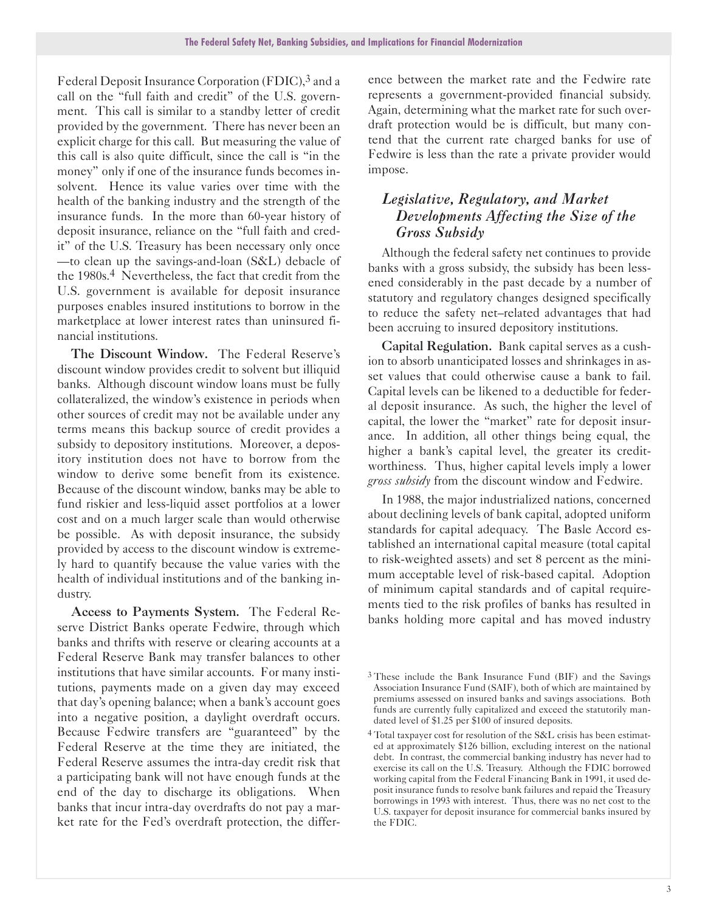Federal Deposit Insurance Corporation (FDIC),[3] and a call on the "full faith and credit" of the U.S. government. This call is similar to a standby letter of credit provided by the government. There has never been an explicit charge for this call. But measuring the value of this call is also quite difficult, since the call is "in the money" only if one of the insurance funds becomes insolvent. Hence its value varies over time with the health of the banking industry and the strength of the insurance funds. In the more than 60-year history of deposit insurance, reliance on the "full faith and credit" of the U.S. Treasury has been necessary only once—to clean up the savings-and-loan (S&L) debacle of the 1980s.[4] Nevertheless, the fact that credit from the U.S. government is available for deposit insurance purposes enables insured institutions to borrow in the marketplace at lower interest rates than uninsured financial institutions.

**The Discount Window.** The Federal Reserve's discount window provides credit to solvent but illiquid banks. Although discount window loans must be fully collateralized, the window's existence in periods when other sources of credit may not be available under any terms means this backup source of credit provides a subsidy to depository institutions. Moreover, a depository institution does not have to borrow from the window to derive some benefit from its existence. Because of the discount window, banks may be able to fund riskier and less-liquid asset portfolios at a lower cost and on a much larger scale than would otherwise be possible. As with deposit insurance, the subsidy provided by access to the discount window is extremely hard to quantify because the value varies with the health of individual institutions and of the banking industry.

**Access to Payments System.** The Federal Reserve District Banks operate Fedwire, through which banks and thrifts with reserve or clearing accounts at a Federal Reserve Bank may transfer balances to other institutions that have similar accounts. For many institutions, payments made on a given day may exceed that day's opening balance; when a bank's account goes into a negative position, a daylight overdraft occurs. Because Fedwire transfers are "guaranteed" by the Federal Reserve at the time they are initiated, the Federal Reserve assumes the intra-day credit risk that a participating bank will not have enough funds at the end of the day to discharge its obligations. When banks that incur intra-day overdrafts do not pay a market rate for the Fed's overdraft protection, the difference between the market rate and the Fedwire rate represents a government-provided financial subsidy. Again, determining what the market rate for such overdraft protection would be is difficult, but many contend that the current rate charged banks for use of Fedwire is less than the rate a private provider would impose.

## *Legislative, Regulatory, and Market Developments Affecting the Size of the Gross Subsidy*

Although the federal safety net continues to provide banks with a gross subsidy, the subsidy has been lessened considerably in the past decade by a number of statutory and regulatory changes designed specifically to reduce the safety net–related advantages that had been accruing to insured depository institutions.

**Capital Regulation.** Bank capital serves as a cushion to absorb unanticipated losses and shrinkages in asset values that could otherwise cause a bank to fail. Capital levels can be likened to a deductible for federal deposit insurance. As such, the higher the level of capital, the lower the "market" rate for deposit insurance. In addition, all other things being equal, the higher a bank's capital level, the greater its creditworthiness. Thus, higher capital levels imply a lower *gross subsidy* from the discount window and Fedwire.

In 1988, the major industrialized nations, concerned about declining levels of bank capital, adopted uniform standards for capital adequacy. The Basle Accord established an international capital measure (total capital to risk-weighted assets) and set 8 percent as the minimum acceptable level of risk-based capital. Adoption of minimum capital standards and of capital requirements tied to the risk profiles of banks has resulted in banks holding more capital and has moved industry

[3] These include the Bank Insurance Fund (BIF) and the Savings Association Insurance Fund (SAIF), both of which are maintained by premiums assessed on insured banks and savings associations. Both funds are currently fully capitalized and exceed the statutorily mandated level of $1.25 per $100 of insured deposits.

[4] Total taxpayer cost for resolution of the S&L crisis has been estimated at approximately $126 billion, excluding interest on the national debt. In contrast, the commercial banking industry has never had to exercise its call on the U.S. Treasury. Although the FDIC borrowed working capital from the Federal Financing Bank in 1991, it used deposit insurance funds to resolve bank failures and repaid the Treasury borrowings in 1993 with interest. Thus, there was no net cost to the U.S. taxpayer for deposit insurance for commercial banks insured by the FDIC.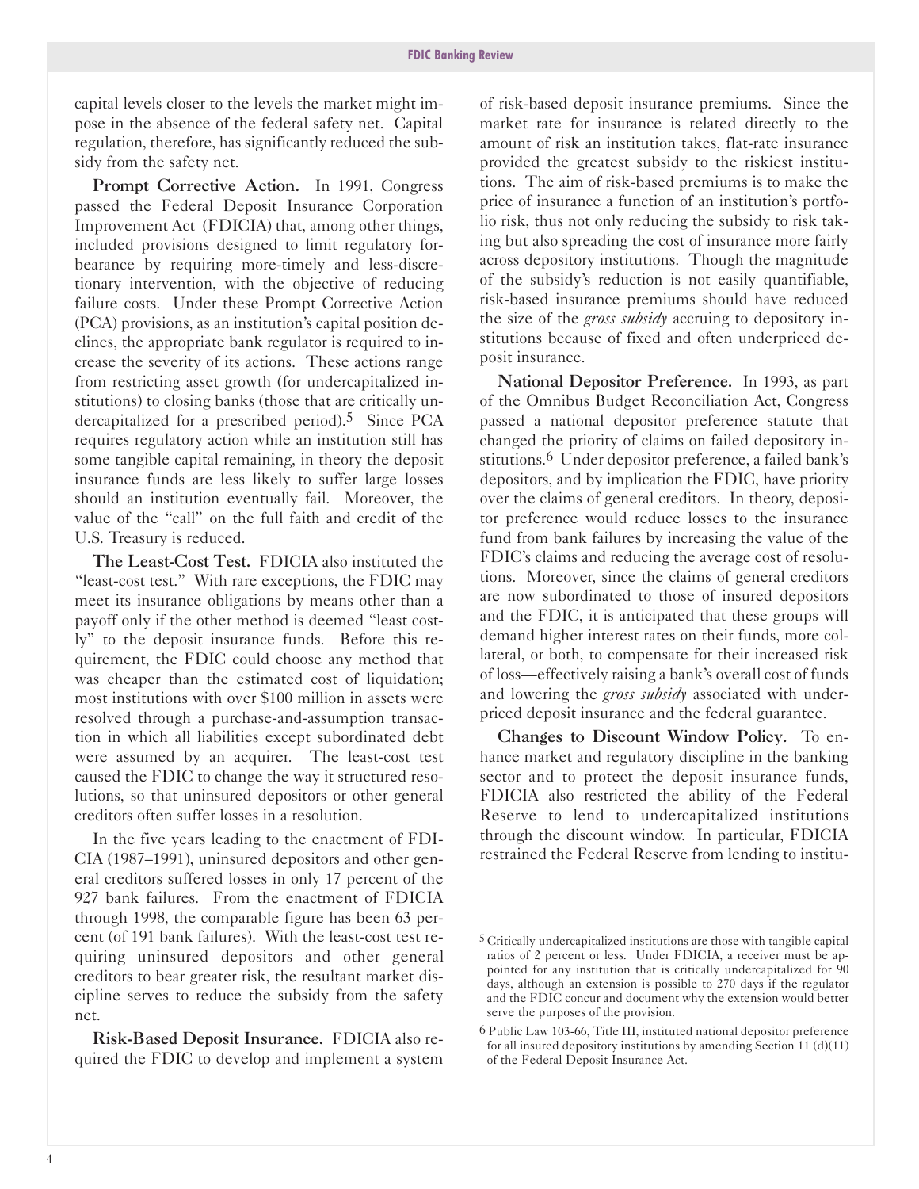capital levels closer to the levels the market might impose in the absence of the federal safety net. Capital regulation, therefore, has significantly reduced the subsidy from the safety net.

**Prompt Corrective Action.** In 1991, Congress passed the Federal Deposit Insurance Corporation Improvement Act (FDICIA) that, among other things, included provisions designed to limit regulatory forbearance by requiring more-timely and less-discretionary intervention, with the objective of reducing failure costs. Under these Prompt Corrective Action (PCA) provisions, as an institution's capital position declines, the appropriate bank regulator is required to increase the severity of its actions. These actions range from restricting asset growth (for undercapitalized institutions) to closing banks (those that are critically undercapitalized for a prescribed period).[5] Since PCA requires regulatory action while an institution still has some tangible capital remaining, in theory the deposit insurance funds are less likely to suffer large losses should an institution eventually fail. Moreover, the value of the "call" on the full faith and credit of the U.S. Treasury is reduced.

**The Least-Cost Test.** FDICIA also instituted the "least-cost test." With rare exceptions, the FDIC may meet its insurance obligations by means other than a payoff only if the other method is deemed "least costly" to the deposit insurance funds. Before this requirement, the FDIC could choose any method that was cheaper than the estimated cost of liquidation; most institutions with over $100 million in assets were resolved through a purchase-and-assumption transaction in which all liabilities except subordinated debt were assumed by an acquirer. The least-cost test caused the FDIC to change the way it structured resolutions, so that uninsured depositors or other general creditors often suffer losses in a resolution.

In the five years leading to the enactment of FDICIA (1987–1991), uninsured depositors and other general creditors suffered losses in only 17 percent of the 927 bank failures. From the enactment of FDICIA through 1998, the comparable figure has been 63 percent (of 191 bank failures). With the least-cost test requiring uninsured depositors and other general creditors to bear greater risk, the resultant market discipline serves to reduce the subsidy from the safety net.

**Risk-Based Deposit Insurance.** FDICIA also required the FDIC to develop and implement a system of risk-based deposit insurance premiums. Since the market rate for insurance is related directly to the amount of risk an institution takes, flat-rate insurance provided the greatest subsidy to the riskiest institutions. The aim of risk-based premiums is to make the price of insurance a function of an institution's portfolio risk, thus not only reducing the subsidy to risk taking but also spreading the cost of insurance more fairly across depository institutions. Though the magnitude of the subsidy's reduction is not easily quantifiable, risk-based insurance premiums should have reduced the size of the *gross subsidy* accruing to depository institutions because of fixed and often underpriced deposit insurance.

**National Depositor Preference.** In 1993, as part of the Omnibus Budget Reconciliation Act, Congress passed a national depositor preference statute that changed the priority of claims on failed depository institutions.[6] Under depositor preference, a failed bank's depositors, and by implication the FDIC, have priority over the claims of general creditors. In theory, depositor preference would reduce losses to the insurance fund from bank failures by increasing the value of the FDIC's claims and reducing the average cost of resolutions. Moreover, since the claims of general creditors are now subordinated to those of insured depositors and the FDIC, it is anticipated that these groups will demand higher interest rates on their funds, more collateral, or both, to compensate for their increased risk of loss—effectively raising a bank's overall cost of funds and lowering the *gross subsidy* associated with underpriced deposit insurance and the federal guarantee.

**Changes to Discount Window Policy.** To enhance market and regulatory discipline in the banking sector and to protect the deposit insurance funds, FDICIA also restricted the ability of the Federal Reserve to lend to undercapitalized institutions through the discount window. In particular, FDICIA restrained the Federal Reserve from lending to institu-

---

[5] Critically undercapitalized institutions are those with tangible capital ratios of 2 percent or less. Under FDICIA, a receiver must be appointed for any institution that is critically undercapitalized for 90 days, although an extension is possible to 270 days if the regulator and the FDIC concur and document why the extension would better serve the purposes of the provision.

[6] Public Law 103-66, Title III, instituted national depositor preference for all insured depository institutions by amending Section 11 (d)(11) of the Federal Deposit Insurance Act.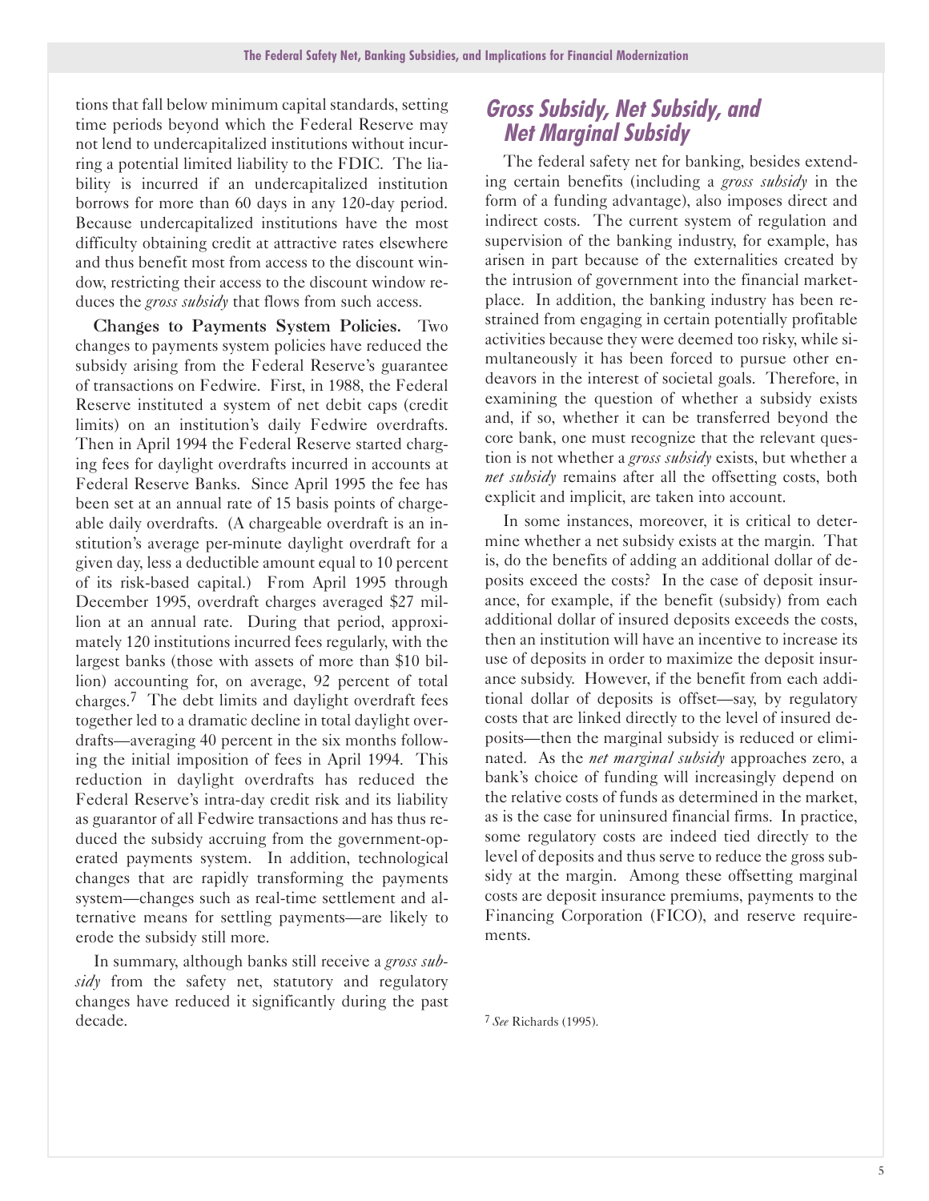tions that fall below minimum capital standards, setting time periods beyond which the Federal Reserve may not lend to undercapitalized institutions without incurring a potential limited liability to the FDIC. The liability is incurred if an undercapitalized institution borrows for more than 60 days in any 120-day period. Because undercapitalized institutions have the most difficulty obtaining credit at attractive rates elsewhere and thus benefit most from access to the discount window, restricting their access to the discount window reduces the *gross subsidy* that flows from such access.

**Changes to Payments System Policies.** Two changes to payments system policies have reduced the subsidy arising from the Federal Reserve's guarantee of transactions on Fedwire. First, in 1988, the Federal Reserve instituted a system of net debit caps (credit limits) on an institution's daily Fedwire overdrafts. Then in April 1994 the Federal Reserve started charging fees for daylight overdrafts incurred in accounts at Federal Reserve Banks. Since April 1995 the fee has been set at an annual rate of 15 basis points of chargeable daily overdrafts. (A chargeable overdraft is an institution's average per-minute daylight overdraft for a given day, less a deductible amount equal to 10 percent of its risk-based capital.) From April 1995 through December 1995, overdraft charges averaged $27 million at an annual rate. During that period, approximately 120 institutions incurred fees regularly, with the largest banks (those with assets of more than $10 billion) accounting for, on average, 92 percent of total charges.[7] The debt limits and daylight overdraft fees together led to a dramatic decline in total daylight overdrafts—averaging 40 percent in the six months following the initial imposition of fees in April 1994. This reduction in daylight overdrafts has reduced the Federal Reserve's intra-day credit risk and its liability as guarantor of all Fedwire transactions and has thus reduced the subsidy accruing from the government-operated payments system. In addition, technological changes that are rapidly transforming the payments system—changes such as real-time settlement and alternative means for settling payments—are likely to erode the subsidy still more.

In summary, although banks still receive a *gross subsidy* from the safety net, statutory and regulatory changes have reduced it significantly during the past decade.

## Gross Subsidy, Net Subsidy, and Net Marginal Subsidy

The federal safety net for banking, besides extending certain benefits (including a *gross subsidy* in the form of a funding advantage), also imposes direct and indirect costs. The current system of regulation and supervision of the banking industry, for example, has arisen in part because of the externalities created by the intrusion of government into the financial marketplace. In addition, the banking industry has been restrained from engaging in certain potentially profitable activities because they were deemed too risky, while simultaneously it has been forced to pursue other endeavors in the interest of societal goals. Therefore, in examining the question of whether a subsidy exists and, if so, whether it can be transferred beyond the core bank, one must recognize that the relevant question is not whether a *gross subsidy* exists, but whether a *net subsidy* remains after all the offsetting costs, both explicit and implicit, are taken into account.

In some instances, moreover, it is critical to determine whether a net subsidy exists at the margin. That is, do the benefits of adding an additional dollar of deposits exceed the costs? In the case of deposit insurance, for example, if the benefit (subsidy) from each additional dollar of insured deposits exceeds the costs, then an institution will have an incentive to increase its use of deposits in order to maximize the deposit insurance subsidy. However, if the benefit from each additional dollar of deposits is offset—say, by regulatory costs that are linked directly to the level of insured deposits—then the marginal subsidy is reduced or eliminated. As the *net marginal subsidy* approaches zero, a bank's choice of funding will increasingly depend on the relative costs of funds as determined in the market, as is the case for uninsured financial firms. In practice, some regulatory costs are indeed tied directly to the level of deposits and thus serve to reduce the gross subsidy at the margin. Among these offsetting marginal costs are deposit insurance premiums, payments to the Financing Corporation (FICO), and reserve requirements.

[7] *See* Richards (1995).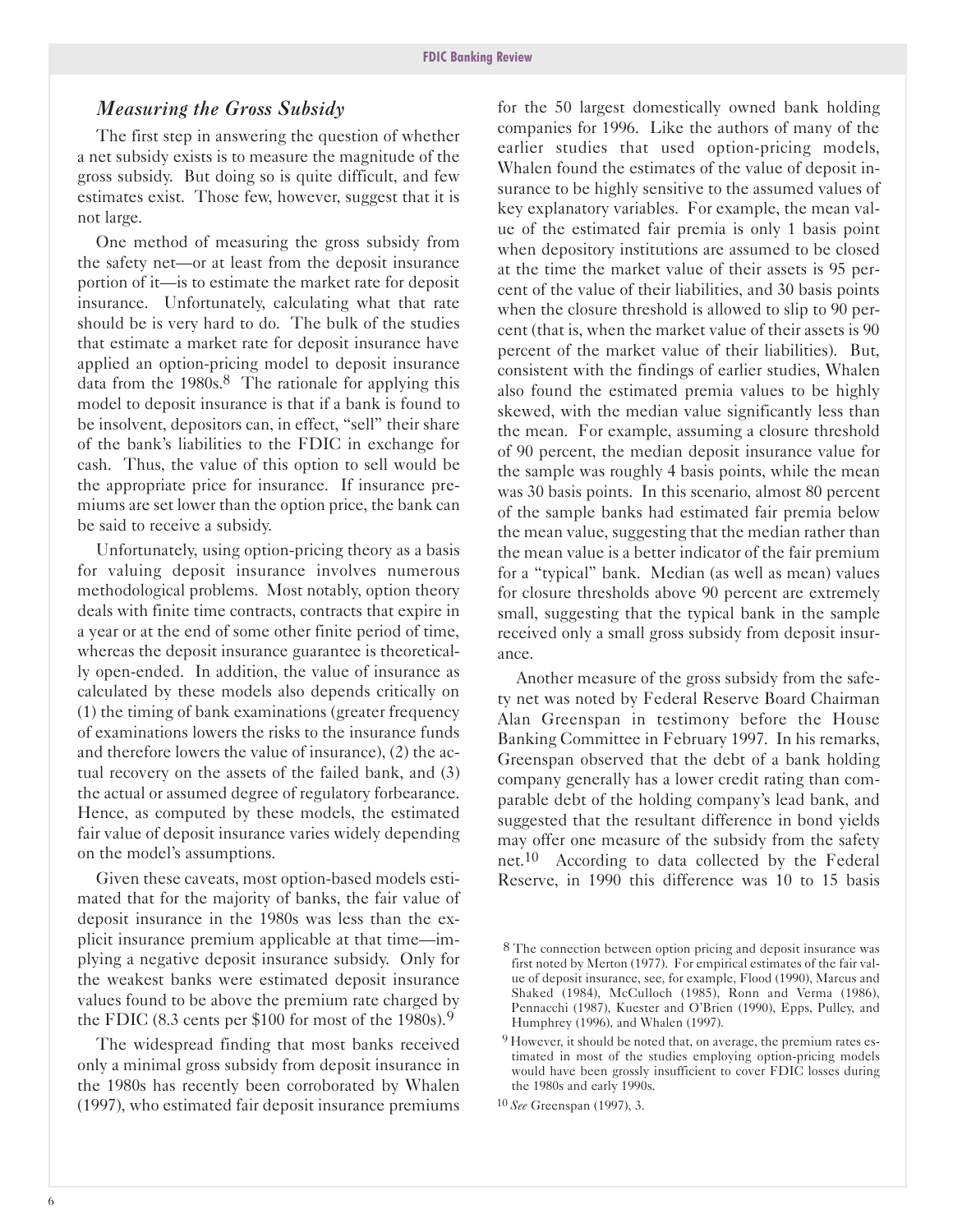### *Measuring the Gross Subsidy*

The first step in answering the question of whether a net subsidy exists is to measure the magnitude of the gross subsidy. But doing so is quite difficult, and few estimates exist. Those few, however, suggest that it is not large.

One method of measuring the gross subsidy from the safety net—or at least from the deposit insurance portion of it—is to estimate the market rate for deposit insurance. Unfortunately, calculating what that rate should be is very hard to do. The bulk of the studies that estimate a market rate for deposit insurance have applied an option-pricing model to deposit insurance data from the 1980s.[8] The rationale for applying this model to deposit insurance is that if a bank is found to be insolvent, depositors can, in effect, "sell" their share of the bank's liabilities to the FDIC in exchange for cash. Thus, the value of this option to sell would be the appropriate price for insurance. If insurance premiums are set lower than the option price, the bank can be said to receive a subsidy.

Unfortunately, using option-pricing theory as a basis for valuing deposit insurance involves numerous methodological problems. Most notably, option theory deals with finite time contracts, contracts that expire in a year or at the end of some other finite period of time, whereas the deposit insurance guarantee is theoretically open-ended. In addition, the value of insurance as calculated by these models also depends critically on (1) the timing of bank examinations (greater frequency of examinations lowers the risks to the insurance funds and therefore lowers the value of insurance), (2) the actual recovery on the assets of the failed bank, and (3) the actual or assumed degree of regulatory forbearance. Hence, as computed by these models, the estimated fair value of deposit insurance varies widely depending on the model's assumptions.

Given these caveats, most option-based models estimated that for the majority of banks, the fair value of deposit insurance in the 1980s was less than the explicit insurance premium applicable at that time—implying a negative deposit insurance subsidy. Only for the weakest banks were estimated deposit insurance values found to be above the premium rate charged by the FDIC (8.3 cents per $100 for most of the 1980s).[9]

The widespread finding that most banks received only a minimal gross subsidy from deposit insurance in the 1980s has recently been corroborated by Whalen (1997), who estimated fair deposit insurance premiums for the 50 largest domestically owned bank holding companies for 1996. Like the authors of many of the earlier studies that used option-pricing models, Whalen found the estimates of the value of deposit insurance to be highly sensitive to the assumed values of key explanatory variables. For example, the mean value of the estimated fair premia is only 1 basis point when depository institutions are assumed to be closed at the time the market value of their assets is 95 percent of the value of their liabilities, and 30 basis points when the closure threshold is allowed to slip to 90 percent (that is, when the market value of their assets is 90 percent of the market value of their liabilities). But, consistent with the findings of earlier studies, Whalen also found the estimated premia values to be highly skewed, with the median value significantly less than the mean. For example, assuming a closure threshold of 90 percent, the median deposit insurance value for the sample was roughly 4 basis points, while the mean was 30 basis points. In this scenario, almost 80 percent of the sample banks had estimated fair premia below the mean value, suggesting that the median rather than the mean value is a better indicator of the fair premium for a "typical" bank. Median (as well as mean) values for closure thresholds above 90 percent are extremely small, suggesting that the typical bank in the sample received only a small gross subsidy from deposit insurance.

Another measure of the gross subsidy from the safety net was noted by Federal Reserve Board Chairman Alan Greenspan in testimony before the House Banking Committee in February 1997. In his remarks, Greenspan observed that the debt of a bank holding company generally has a lower credit rating than comparable debt of the holding company's lead bank, and suggested that the resultant difference in bond yields may offer one measure of the subsidy from the safety net.[10] According to data collected by the Federal Reserve, in 1990 this difference was 10 to 15 basis

---

[8] The connection between option pricing and deposit insurance was first noted by Merton (1977). For empirical estimates of the fair value of deposit insurance, see, for example, Flood (1990), Marcus and Shaked (1984), McCulloch (1985), Ronn and Verma (1986), Pennacchi (1987), Kuester and O'Brien (1990), Epps, Pulley, and Humphrey (1996), and Whalen (1997).

[9] However, it should be noted that, on average, the premium rates estimated in most of the studies employing option-pricing models would have been grossly insufficient to cover FDIC losses during the 1980s and early 1990s.

[10] *See* Greenspan (1997), 3.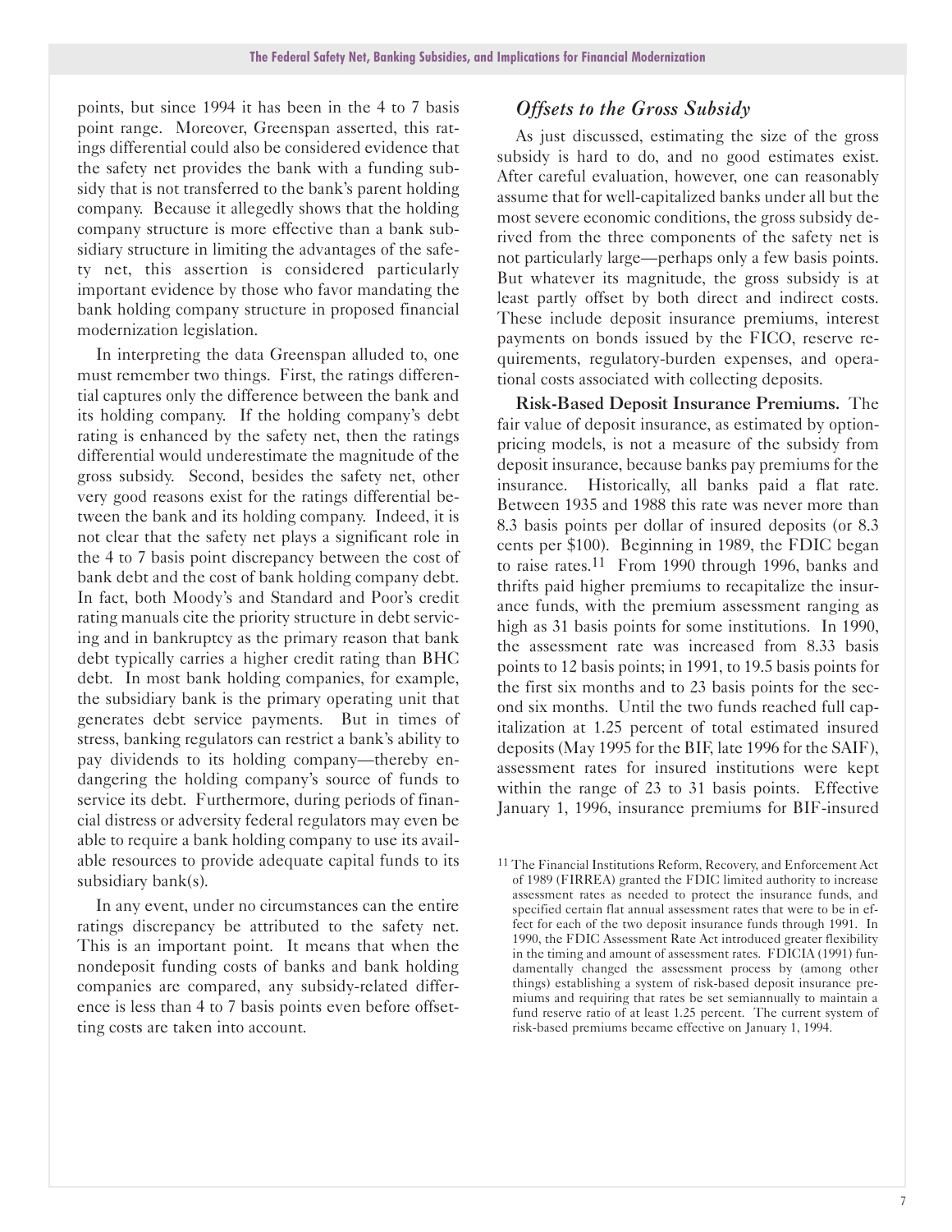points, but since 1994 it has been in the 4 to 7 basis point range. Moreover, Greenspan asserted, this ratings differential could also be considered evidence that the safety net provides the bank with a funding subsidy that is not transferred to the bank's parent holding company. Because it allegedly shows that the holding company structure is more effective than a bank subsidiary structure in limiting the advantages of the safety net, this assertion is considered particularly important evidence by those who favor mandating the bank holding company structure in proposed financial modernization legislation.

In interpreting the data Greenspan alluded to, one must remember two things. First, the ratings differential captures only the difference between the bank and its holding company. If the holding company's debt rating is enhanced by the safety net, then the ratings differential would underestimate the magnitude of the gross subsidy. Second, besides the safety net, other very good reasons exist for the ratings differential between the bank and its holding company. Indeed, it is not clear that the safety net plays a significant role in the 4 to 7 basis point discrepancy between the cost of bank debt and the cost of bank holding company debt. In fact, both Moody's and Standard and Poor's credit rating manuals cite the priority structure in debt servicing and in bankruptcy as the primary reason that bank debt typically carries a higher credit rating than BHC debt. In most bank holding companies, for example, the subsidiary bank is the primary operating unit that generates debt service payments. But in times of stress, banking regulators can restrict a bank's ability to pay dividends to its holding company—thereby endangering the holding company's source of funds to service its debt. Furthermore, during periods of financial distress or adversity federal regulators may even be able to require a bank holding company to use its available resources to provide adequate capital funds to its subsidiary bank(s).

In any event, under no circumstances can the entire ratings discrepancy be attributed to the safety net. This is an important point. It means that when the nondeposit funding costs of banks and bank holding companies are compared, any subsidy-related difference is less than 4 to 7 basis points even before offsetting costs are taken into account.

## *Offsets to the Gross Subsidy*

As just discussed, estimating the size of the gross subsidy is hard to do, and no good estimates exist. After careful evaluation, however, one can reasonably assume that for well-capitalized banks under all but the most severe economic conditions, the gross subsidy derived from the three components of the safety net is not particularly large—perhaps only a few basis points. But whatever its magnitude, the gross subsidy is at least partly offset by both direct and indirect costs. These include deposit insurance premiums, interest payments on bonds issued by the FICO, reserve requirements, regulatory-burden expenses, and operational costs associated with collecting deposits.

**Risk-Based Deposit Insurance Premiums.** The fair value of deposit insurance, as estimated by option-pricing models, is not a measure of the subsidy from deposit insurance, because banks pay premiums for the insurance. Historically, all banks paid a flat rate. Between 1935 and 1988 this rate was never more than 8.3 basis points per dollar of insured deposits (or 8.3 cents per $100). Beginning in 1989, the FDIC began to raise rates.[11] From 1990 through 1996, banks and thrifts paid higher premiums to recapitalize the insurance funds, with the premium assessment ranging as high as 31 basis points for some institutions. In 1990, the assessment rate was increased from 8.33 basis points to 12 basis points; in 1991, to 19.5 basis points for the first six months and to 23 basis points for the second six months. Until the two funds reached full capitalization at 1.25 percent of total estimated insured deposits (May 1995 for the BIF, late 1996 for the SAIF), assessment rates for insured institutions were kept within the range of 23 to 31 basis points. Effective January 1, 1996, insurance premiums for BIF-insured

[11] The Financial Institutions Reform, Recovery, and Enforcement Act of 1989 (FIRREA) granted the FDIC limited authority to increase assessment rates as needed to protect the insurance funds, and specified certain flat annual assessment rates that were to be in effect for each of the two deposit insurance funds through 1991. In 1990, the FDIC Assessment Rate Act introduced greater flexibility in the timing and amount of assessment rates. FDICIA (1991) fundamentally changed the assessment process by (among other things) establishing a system of risk-based deposit insurance premiums and requiring that rates be set semiannually to maintain a fund reserve ratio of at least 1.25 percent. The current system of risk-based premiums became effective on January 1, 1994.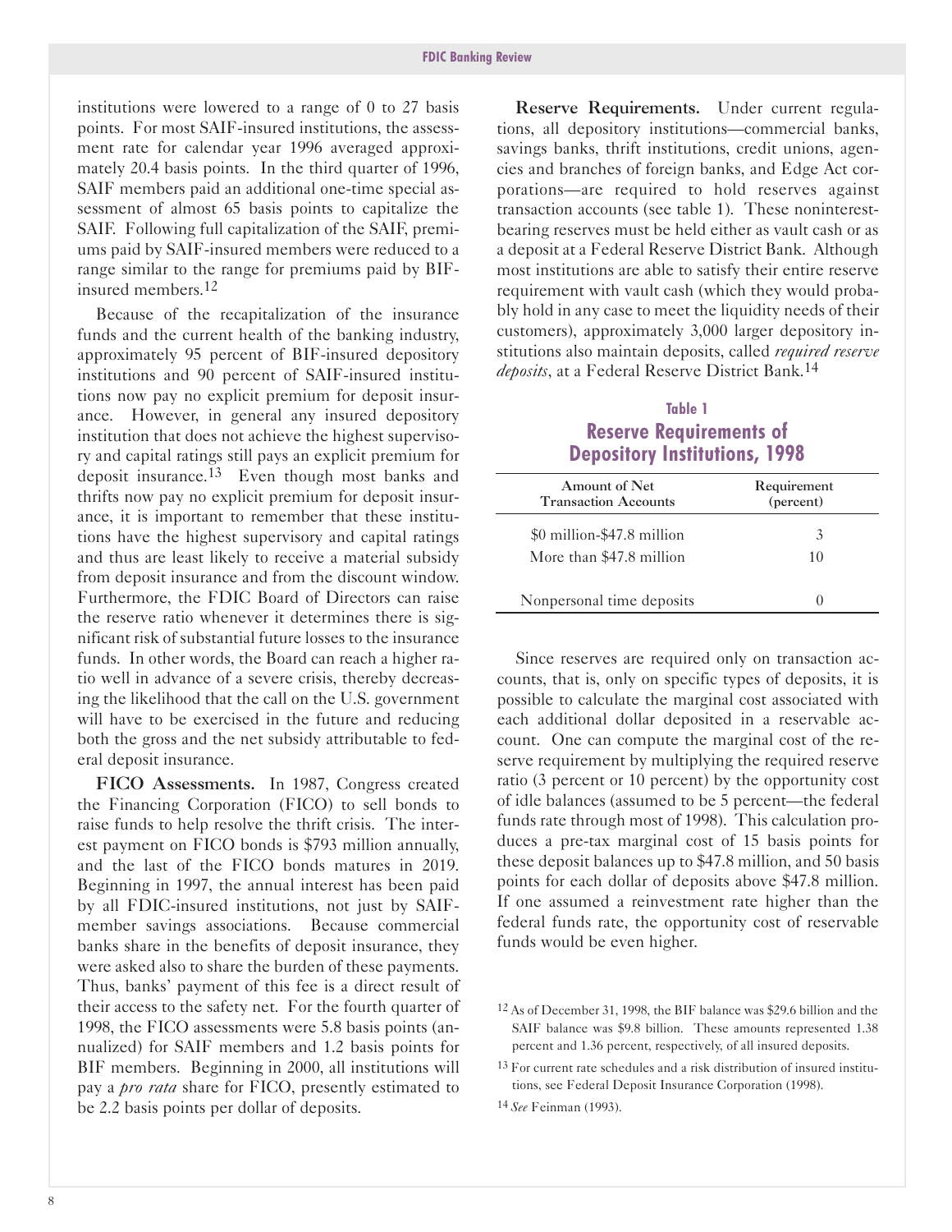institutions were lowered to a range of 0 to 27 basis points. For most SAIF-insured institutions, the assessment rate for calendar year 1996 averaged approximately 20.4 basis points. In the third quarter of 1996, SAIF members paid an additional one-time special assessment of almost 65 basis points to capitalize the SAIF. Following full capitalization of the SAIF, premiums paid by SAIF-insured members were reduced to a range similar to the range for premiums paid by BIF-insured members.[12]

Because of the recapitalization of the insurance funds and the current health of the banking industry, approximately 95 percent of BIF-insured depository institutions and 90 percent of SAIF-insured institutions now pay no explicit premium for deposit insurance. However, in general any insured depository institution that does not achieve the highest supervisory and capital ratings still pays an explicit premium for deposit insurance.[13] Even though most banks and thrifts now pay no explicit premium for deposit insurance, it is important to remember that these institutions have the highest supervisory and capital ratings and thus are least likely to receive a material subsidy from deposit insurance and from the discount window. Furthermore, the FDIC Board of Directors can raise the reserve ratio whenever it determines there is significant risk of substantial future losses to the insurance funds. In other words, the Board can reach a higher ratio well in advance of a severe crisis, thereby decreasing the likelihood that the call on the U.S. government will have to be exercised in the future and reducing both the gross and the net subsidy attributable to federal deposit insurance.

**FICO Assessments.** In 1987, Congress created the Financing Corporation (FICO) to sell bonds to raise funds to help resolve the thrift crisis. The interest payment on FICO bonds is $793 million annually, and the last of the FICO bonds matures in 2019. Beginning in 1997, the annual interest has been paid by all FDIC-insured institutions, not just by SAIF-member savings associations. Because commercial banks share in the benefits of deposit insurance, they were asked also to share the burden of these payments. Thus, banks' payment of this fee is a direct result of their access to the safety net. For the fourth quarter of 1998, the FICO assessments were 5.8 basis points (annualized) for SAIF members and 1.2 basis points for BIF members. Beginning in 2000, all institutions will pay a *pro rata* share for FICO, presently estimated to be 2.2 basis points per dollar of deposits.

**Reserve Requirements.** Under current regulations, all depository institutions—commercial banks, savings banks, thrift institutions, credit unions, agencies and branches of foreign banks, and Edge Act corporations—are required to hold reserves against transaction accounts (see table 1). These noninterest-bearing reserves must be held either as vault cash or as a deposit at a Federal Reserve District Bank. Although most institutions are able to satisfy their entire reserve requirement with vault cash (which they would probably hold in any case to meet the liquidity needs of their customers), approximately 3,000 larger depository institutions also maintain deposits, called *required reserve deposits*, at a Federal Reserve District Bank.[14]

**Table 1**
**Reserve Requirements of Depository Institutions, 1998**

| Amount of Net Transaction Accounts | Requirement (percent) |
|---|---|
| $0 million-$47.8 million | 3 |
| More than $47.8 million | 10 |
| Nonpersonal time deposits | 0 |

Since reserves are required only on transaction accounts, that is, only on specific types of deposits, it is possible to calculate the marginal cost associated with each additional dollar deposited in a reservable account. One can compute the marginal cost of the reserve requirement by multiplying the required reserve ratio (3 percent or 10 percent) by the opportunity cost of idle balances (assumed to be 5 percent—the federal funds rate through most of 1998). This calculation produces a pre-tax marginal cost of 15 basis points for these deposit balances up to $47.8 million, and 50 basis points for each dollar of deposits above $47.8 million. If one assumed a reinvestment rate higher than the federal funds rate, the opportunity cost of reservable funds would be even higher.

[12] As of December 31, 1998, the BIF balance was $29.6 billion and the SAIF balance was $9.8 billion. These amounts represented 1.38 percent and 1.36 percent, respectively, of all insured deposits.

[13] For current rate schedules and a risk distribution of insured institutions, see Federal Deposit Insurance Corporation (1998).

[14] *See* Feinman (1993).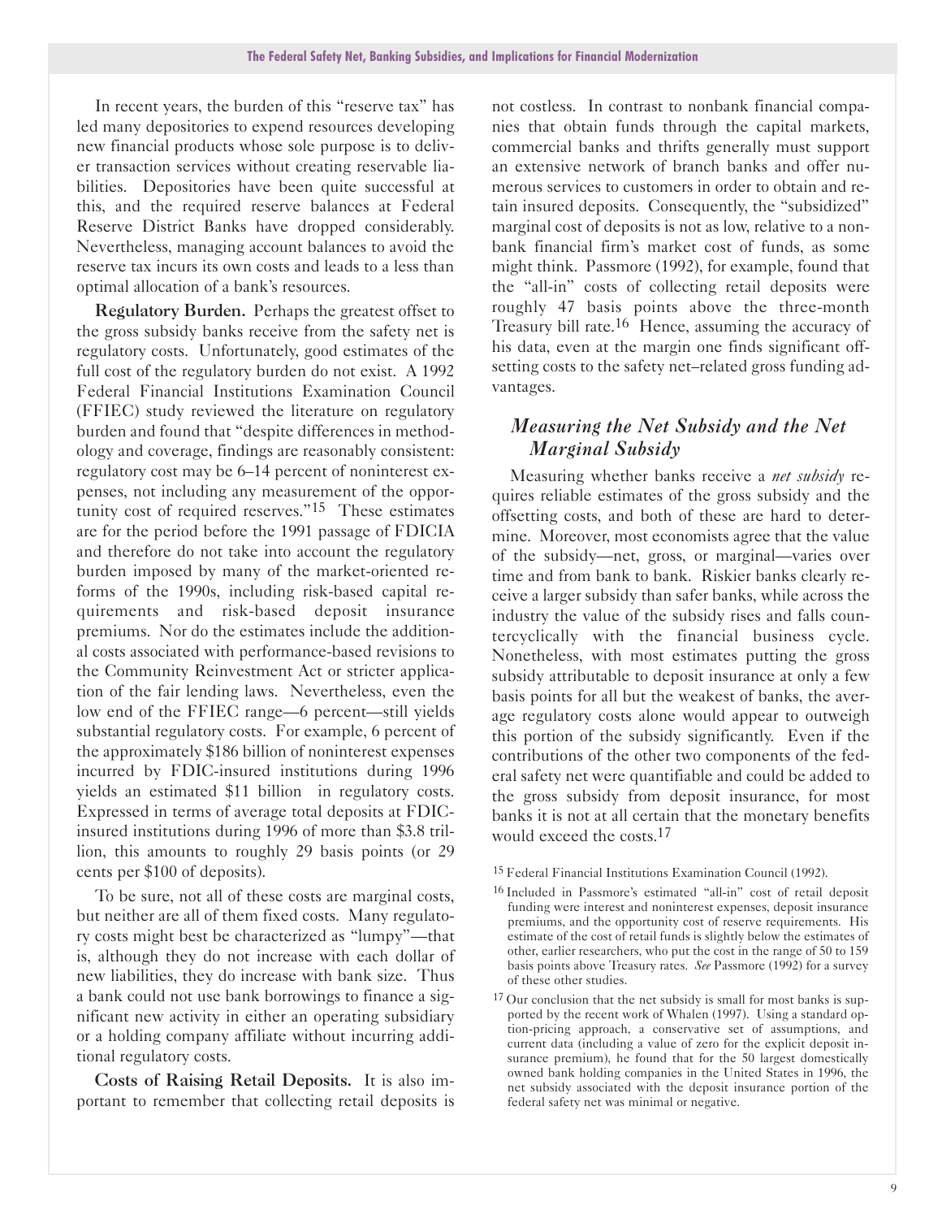In recent years, the burden of this "reserve tax" has led many depositories to expend resources developing new financial products whose sole purpose is to deliver transaction services without creating reservable liabilities. Depositories have been quite successful at this, and the required reserve balances at Federal Reserve District Banks have dropped considerably. Nevertheless, managing account balances to avoid the reserve tax incurs its own costs and leads to a less than optimal allocation of a bank's resources.

**Regulatory Burden.** Perhaps the greatest offset to the gross subsidy banks receive from the safety net is regulatory costs. Unfortunately, good estimates of the full cost of the regulatory burden do not exist. A 1992 Federal Financial Institutions Examination Council (FFIEC) study reviewed the literature on regulatory burden and found that "despite differences in methodology and coverage, findings are reasonably consistent: regulatory cost may be 6–14 percent of noninterest expenses, not including any measurement of the opportunity cost of required reserves."[15] These estimates are for the period before the 1991 passage of FDICIA and therefore do not take into account the regulatory burden imposed by many of the market-oriented reforms of the 1990s, including risk-based capital requirements and risk-based deposit insurance premiums. Nor do the estimates include the additional costs associated with performance-based revisions to the Community Reinvestment Act or stricter application of the fair lending laws. Nevertheless, even the low end of the FFIEC range—6 percent—still yields substantial regulatory costs. For example, 6 percent of the approximately $186 billion of noninterest expenses incurred by FDIC-insured institutions during 1996 yields an estimated $11 billion in regulatory costs. Expressed in terms of average total deposits at FDIC-insured institutions during 1996 of more than $3.8 trillion, this amounts to roughly 29 basis points (or 29 cents per $100 of deposits).

To be sure, not all of these costs are marginal costs, but neither are all of them fixed costs. Many regulatory costs might best be characterized as "lumpy"—that is, although they do not increase with each dollar of new liabilities, they do increase with bank size. Thus a bank could not use bank borrowings to finance a significant new activity in either an operating subsidiary or a holding company affiliate without incurring additional regulatory costs.

**Costs of Raising Retail Deposits.** It is also important to remember that collecting retail deposits is not costless. In contrast to nonbank financial companies that obtain funds through the capital markets, commercial banks and thrifts generally must support an extensive network of branch banks and offer numerous services to customers in order to obtain and retain insured deposits. Consequently, the "subsidized" marginal cost of deposits is not as low, relative to a nonbank financial firm's market cost of funds, as some might think. Passmore (1992), for example, found that the "all-in" costs of collecting retail deposits were roughly 47 basis points above the three-month Treasury bill rate.[16] Hence, assuming the accuracy of his data, even at the margin one finds significant offsetting costs to the safety net–related gross funding advantages.

### *Measuring the Net Subsidy and the Net Marginal Subsidy*

Measuring whether banks receive a *net subsidy* requires reliable estimates of the gross subsidy and the offsetting costs, and both of these are hard to determine. Moreover, most economists agree that the value of the subsidy—net, gross, or marginal—varies over time and from bank to bank. Riskier banks clearly receive a larger subsidy than safer banks, while across the industry the value of the subsidy rises and falls countercyclically with the financial business cycle. Nonetheless, with most estimates putting the gross subsidy attributable to deposit insurance at only a few basis points for all but the weakest of banks, the average regulatory costs alone would appear to outweigh this portion of the subsidy significantly. Even if the contributions of the other two components of the federal safety net were quantifiable and could be added to the gross subsidy from deposit insurance, for most banks it is not at all certain that the monetary benefits would exceed the costs.[17]

[15] Federal Financial Institutions Examination Council (1992).

[16] Included in Passmore's estimated "all-in" cost of retail deposit funding were interest and noninterest expenses, deposit insurance premiums, and the opportunity cost of reserve requirements. His estimate of the cost of retail funds is slightly below the estimates of other, earlier researchers, who put the cost in the range of 50 to 159 basis points above Treasury rates. *See* Passmore (1992) for a survey of these other studies.

[17] Our conclusion that the net subsidy is small for most banks is supported by the recent work of Whalen (1997). Using a standard option-pricing approach, a conservative set of assumptions, and current data (including a value of zero for the explicit deposit insurance premium), he found that for the 50 largest domestically owned bank holding companies in the United States in 1996, the net subsidy associated with the deposit insurance portion of the federal safety net was minimal or negative.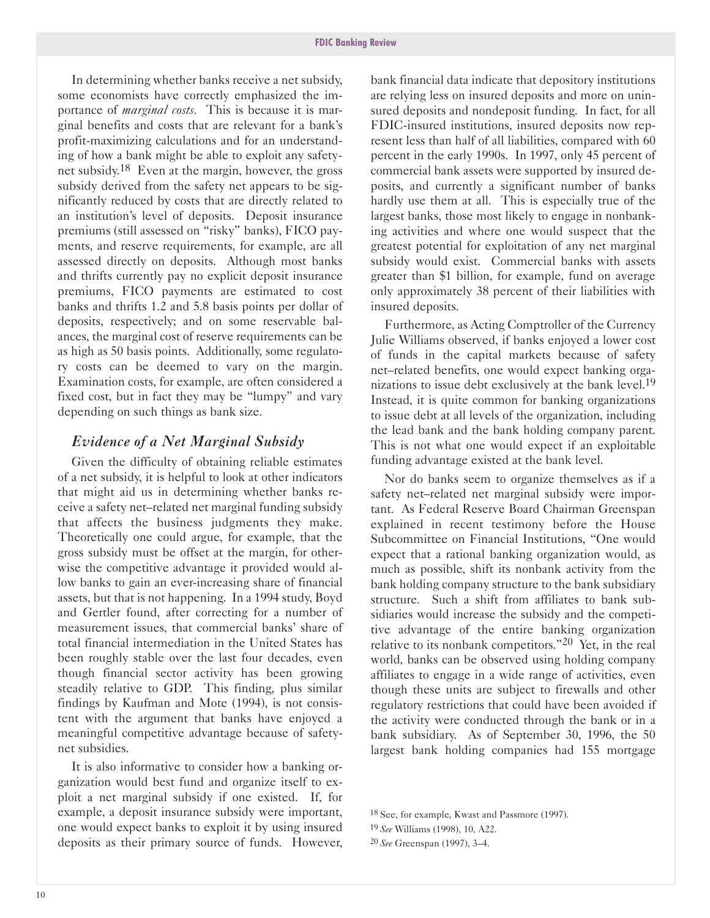In determining whether banks receive a net subsidy, some economists have correctly emphasized the importance of *marginal costs*. This is because it is marginal benefits and costs that are relevant for a bank's profit-maximizing calculations and for an understanding of how a bank might be able to exploit any safety-net subsidy.[18] Even at the margin, however, the gross subsidy derived from the safety net appears to be significantly reduced by costs that are directly related to an institution's level of deposits. Deposit insurance premiums (still assessed on "risky" banks), FICO payments, and reserve requirements, for example, are all assessed directly on deposits. Although most banks and thrifts currently pay no explicit deposit insurance premiums, FICO payments are estimated to cost banks and thrifts 1.2 and 5.8 basis points per dollar of deposits, respectively; and on some reservable balances, the marginal cost of reserve requirements can be as high as 50 basis points. Additionally, some regulatory costs can be deemed to vary on the margin. Examination costs, for example, are often considered a fixed cost, but in fact they may be "lumpy" and vary depending on such things as bank size.

## *Evidence of a Net Marginal Subsidy*

Given the difficulty of obtaining reliable estimates of a net subsidy, it is helpful to look at other indicators that might aid us in determining whether banks receive a safety net–related net marginal funding subsidy that affects the business judgments they make. Theoretically one could argue, for example, that the gross subsidy must be offset at the margin, for otherwise the competitive advantage it provided would allow banks to gain an ever-increasing share of financial assets, but that is not happening. In a 1994 study, Boyd and Gertler found, after correcting for a number of measurement issues, that commercial banks' share of total financial intermediation in the United States has been roughly stable over the last four decades, even though financial sector activity has been growing steadily relative to GDP. This finding, plus similar findings by Kaufman and Mote (1994), is not consistent with the argument that banks have enjoyed a meaningful competitive advantage because of safety-net subsidies.

It is also informative to consider how a banking organization would best fund and organize itself to exploit a net marginal subsidy if one existed. If, for example, a deposit insurance subsidy were important, one would expect banks to exploit it by using insured deposits as their primary source of funds. However, bank financial data indicate that depository institutions are relying less on insured deposits and more on uninsured deposits and nondeposit funding. In fact, for all FDIC-insured institutions, insured deposits now represent less than half of all liabilities, compared with 60 percent in the early 1990s. In 1997, only 45 percent of commercial bank assets were supported by insured deposits, and currently a significant number of banks hardly use them at all. This is especially true of the largest banks, those most likely to engage in nonbanking activities and where one would suspect that the greatest potential for exploitation of any net marginal subsidy would exist. Commercial banks with assets greater than $1 billion, for example, fund on average only approximately 38 percent of their liabilities with insured deposits.

Furthermore, as Acting Comptroller of the Currency Julie Williams observed, if banks enjoyed a lower cost of funds in the capital markets because of safety net–related benefits, one would expect banking organizations to issue debt exclusively at the bank level.[19] Instead, it is quite common for banking organizations to issue debt at all levels of the organization, including the lead bank and the bank holding company parent. This is not what one would expect if an exploitable funding advantage existed at the bank level.

Nor do banks seem to organize themselves as if a safety net–related net marginal subsidy were important. As Federal Reserve Board Chairman Greenspan explained in recent testimony before the House Subcommittee on Financial Institutions, "One would expect that a rational banking organization would, as much as possible, shift its nonbank activity from the bank holding company structure to the bank subsidiary structure. Such a shift from affiliates to bank subsidiaries would increase the subsidy and the competitive advantage of the entire banking organization relative to its nonbank competitors."[20] Yet, in the real world, banks can be observed using holding company affiliates to engage in a wide range of activities, even though these units are subject to firewalls and other regulatory restrictions that could have been avoided if the activity were conducted through the bank or in a bank subsidiary. As of September 30, 1996, the 50 largest bank holding companies had 155 mortgage

---

[18] See, for example, Kwast and Passmore (1997).

[19] *See* Williams (1998), 10, A22.

[20] *See* Greenspan (1997), 3–4.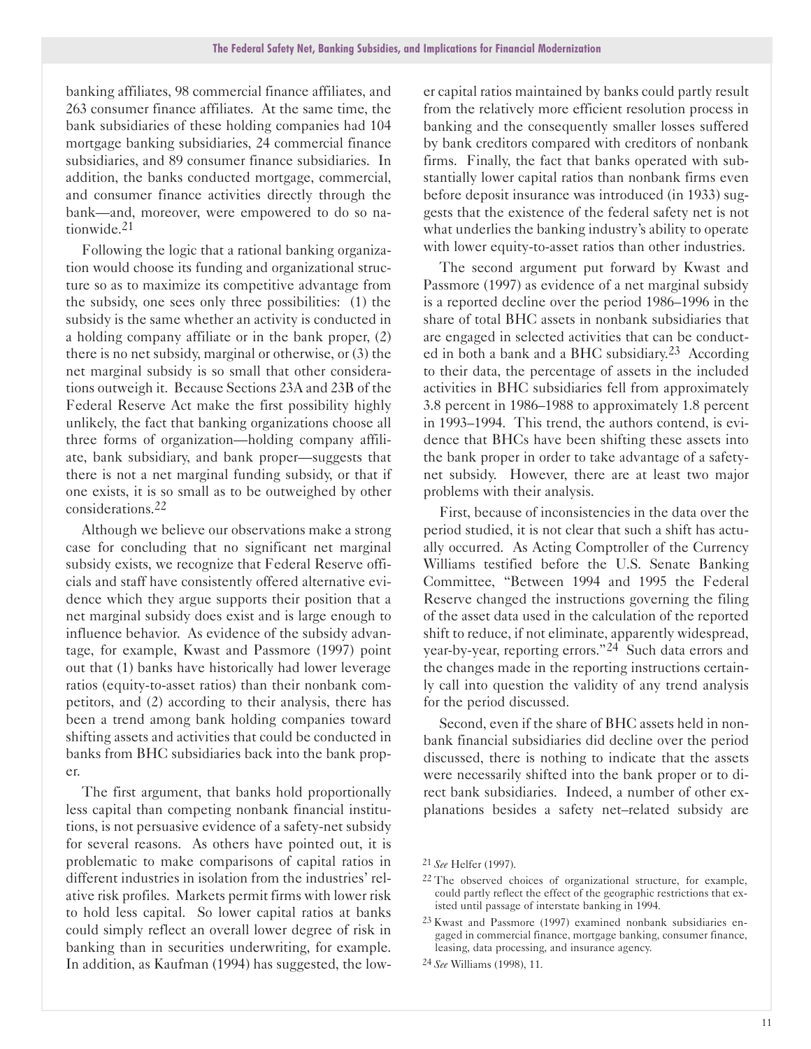banking affiliates, 98 commercial finance affiliates, and 263 consumer finance affiliates. At the same time, the bank subsidiaries of these holding companies had 104 mortgage banking subsidiaries, 24 commercial finance subsidiaries, and 89 consumer finance subsidiaries. In addition, the banks conducted mortgage, commercial, and consumer finance activities directly through the bank—and, moreover, were empowered to do so nationwide.[21]

Following the logic that a rational banking organization would choose its funding and organizational structure so as to maximize its competitive advantage from the subsidy, one sees only three possibilities: (1) the subsidy is the same whether an activity is conducted in a holding company affiliate or in the bank proper, (2) there is no net subsidy, marginal or otherwise, or (3) the net marginal subsidy is so small that other considerations outweigh it. Because Sections 23A and 23B of the Federal Reserve Act make the first possibility highly unlikely, the fact that banking organizations choose all three forms of organization—holding company affiliate, bank subsidiary, and bank proper—suggests that there is not a net marginal funding subsidy, or that if one exists, it is so small as to be outweighed by other considerations.[22]

Although we believe our observations make a strong case for concluding that no significant net marginal subsidy exists, we recognize that Federal Reserve officials and staff have consistently offered alternative evidence which they argue supports their position that a net marginal subsidy does exist and is large enough to influence behavior. As evidence of the subsidy advantage, for example, Kwast and Passmore (1997) point out that (1) banks have historically had lower leverage ratios (equity-to-asset ratios) than their nonbank competitors, and (2) according to their analysis, there has been a trend among bank holding companies toward shifting assets and activities that could be conducted in banks from BHC subsidiaries back into the bank proper.

The first argument, that banks hold proportionally less capital than competing nonbank financial institutions, is not persuasive evidence of a safety-net subsidy for several reasons. As others have pointed out, it is problematic to make comparisons of capital ratios in different industries in isolation from the industries' relative risk profiles. Markets permit firms with lower risk to hold less capital. So lower capital ratios at banks could simply reflect an overall lower degree of risk in banking than in securities underwriting, for example. In addition, as Kaufman (1994) has suggested, the lower capital ratios maintained by banks could partly result from the relatively more efficient resolution process in banking and the consequently smaller losses suffered by bank creditors compared with creditors of nonbank firms. Finally, the fact that banks operated with substantially lower capital ratios than nonbank firms even before deposit insurance was introduced (in 1933) suggests that the existence of the federal safety net is not what underlies the banking industry's ability to operate with lower equity-to-asset ratios than other industries.

The second argument put forward by Kwast and Passmore (1997) as evidence of a net marginal subsidy is a reported decline over the period 1986–1996 in the share of total BHC assets in nonbank subsidiaries that are engaged in selected activities that can be conducted in both a bank and a BHC subsidiary.[23] According to their data, the percentage of assets in the included activities in BHC subsidiaries fell from approximately 3.8 percent in 1986–1988 to approximately 1.8 percent in 1993–1994. This trend, the authors contend, is evidence that BHCs have been shifting these assets into the bank proper in order to take advantage of a safety-net subsidy. However, there are at least two major problems with their analysis.

First, because of inconsistencies in the data over the period studied, it is not clear that such a shift has actually occurred. As Acting Comptroller of the Currency Williams testified before the U.S. Senate Banking Committee, "Between 1994 and 1995 the Federal Reserve changed the instructions governing the filing of the asset data used in the calculation of the reported shift to reduce, if not eliminate, apparently widespread, year-by-year, reporting errors."[24] Such data errors and the changes made in the reporting instructions certainly call into question the validity of any trend analysis for the period discussed.

Second, even if the share of BHC assets held in nonbank financial subsidiaries did decline over the period discussed, there is nothing to indicate that the assets were necessarily shifted into the bank proper or to direct bank subsidiaries. Indeed, a number of other explanations besides a safety net–related subsidy are

---

[21] *See* Helfer (1997).

[22] The observed choices of organizational structure, for example, could partly reflect the effect of the geographic restrictions that existed until passage of interstate banking in 1994.

[23] Kwast and Passmore (1997) examined nonbank subsidiaries engaged in commercial finance, mortgage banking, consumer finance, leasing, data processing, and insurance agency.

[24] *See* Williams (1998), 11.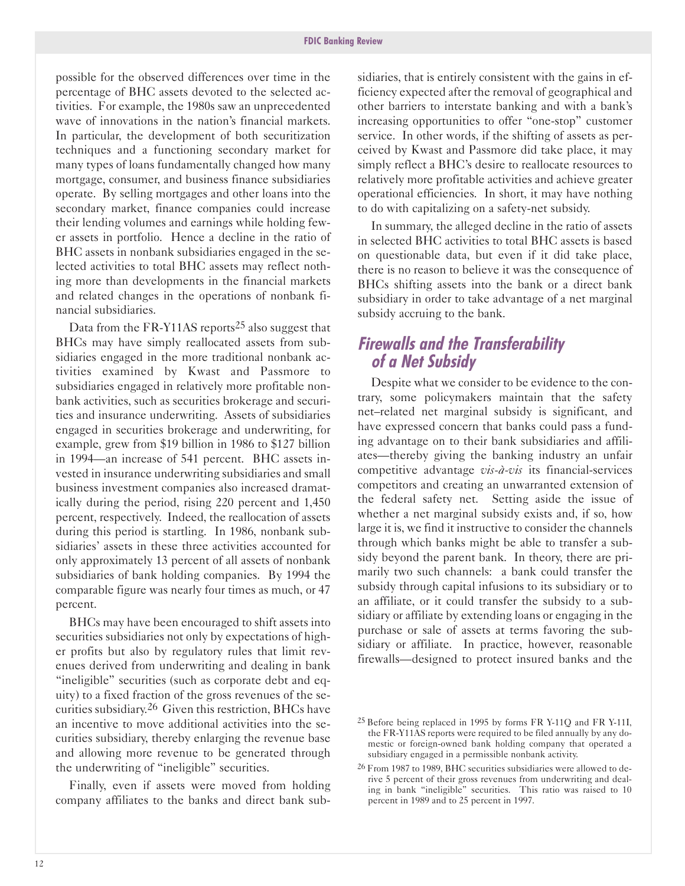possible for the observed differences over time in the percentage of BHC assets devoted to the selected activities. For example, the 1980s saw an unprecedented wave of innovations in the nation's financial markets. In particular, the development of both securitization techniques and a functioning secondary market for many types of loans fundamentally changed how many mortgage, consumer, and business finance subsidiaries operate. By selling mortgages and other loans into the secondary market, finance companies could increase their lending volumes and earnings while holding fewer assets in portfolio. Hence a decline in the ratio of BHC assets in nonbank subsidiaries engaged in the selected activities to total BHC assets may reflect nothing more than developments in the financial markets and related changes in the operations of nonbank financial subsidiaries.

Data from the FR-Y11AS reports[25] also suggest that BHCs may have simply reallocated assets from subsidiaries engaged in the more traditional nonbank activities examined by Kwast and Passmore to subsidiaries engaged in relatively more profitable nonbank activities, such as securities brokerage and securities and insurance underwriting. Assets of subsidiaries engaged in securities brokerage and underwriting, for example, grew from $19 billion in 1986 to $127 billion in 1994—an increase of 541 percent. BHC assets invested in insurance underwriting subsidiaries and small business investment companies also increased dramatically during the period, rising 220 percent and 1,450 percent, respectively. Indeed, the reallocation of assets during this period is startling. In 1986, nonbank subsidiaries' assets in these three activities accounted for only approximately 13 percent of all assets of nonbank subsidiaries of bank holding companies. By 1994 the comparable figure was nearly four times as much, or 47 percent.

BHCs may have been encouraged to shift assets into securities subsidiaries not only by expectations of higher profits but also by regulatory rules that limit revenues derived from underwriting and dealing in bank "ineligible" securities (such as corporate debt and equity) to a fixed fraction of the gross revenues of the securities subsidiary.[26] Given this restriction, BHCs have an incentive to move additional activities into the securities subsidiary, thereby enlarging the revenue base and allowing more revenue to be generated through the underwriting of "ineligible" securities.

Finally, even if assets were moved from holding company affiliates to the banks and direct bank subsidiaries, that is entirely consistent with the gains in efficiency expected after the removal of geographical and other barriers to interstate banking and with a bank's increasing opportunities to offer "one-stop" customer service. In other words, if the shifting of assets as perceived by Kwast and Passmore did take place, it may simply reflect a BHC's desire to reallocate resources to relatively more profitable activities and achieve greater operational efficiencies. In short, it may have nothing to do with capitalizing on a safety-net subsidy.

In summary, the alleged decline in the ratio of assets in selected BHC activities to total BHC assets is based on questionable data, but even if it did take place, there is no reason to believe it was the consequence of BHCs shifting assets into the bank or a direct bank subsidiary in order to take advantage of a net marginal subsidy accruing to the bank.

## *Firewalls and the Transferability of a Net Subsidy*

Despite what we consider to be evidence to the contrary, some policymakers maintain that the safety net–related net marginal subsidy is significant, and have expressed concern that banks could pass a funding advantage on to their bank subsidiaries and affiliates—thereby giving the banking industry an unfair competitive advantage *vis-à-vis* its financial-services competitors and creating an unwarranted extension of the federal safety net. Setting aside the issue of whether a net marginal subsidy exists and, if so, how large it is, we find it instructive to consider the channels through which banks might be able to transfer a subsidy beyond the parent bank. In theory, there are primarily two such channels: a bank could transfer the subsidy through capital infusions to its subsidiary or to an affiliate, or it could transfer the subsidy to a subsidiary or affiliate by extending loans or engaging in the purchase or sale of assets at terms favoring the subsidiary or affiliate. In practice, however, reasonable firewalls—designed to protect insured banks and the

[25] Before being replaced in 1995 by forms FR Y-11Q and FR Y-11I, the FR-Y11AS reports were required to be filed annually by any domestic or foreign-owned bank holding company that operated a subsidiary engaged in a permissible nonbank activity.

[26] From 1987 to 1989, BHC securities subsidiaries were allowed to derive 5 percent of their gross revenues from underwriting and dealing in bank "ineligible" securities. This ratio was raised to 10 percent in 1989 and to 25 percent in 1997.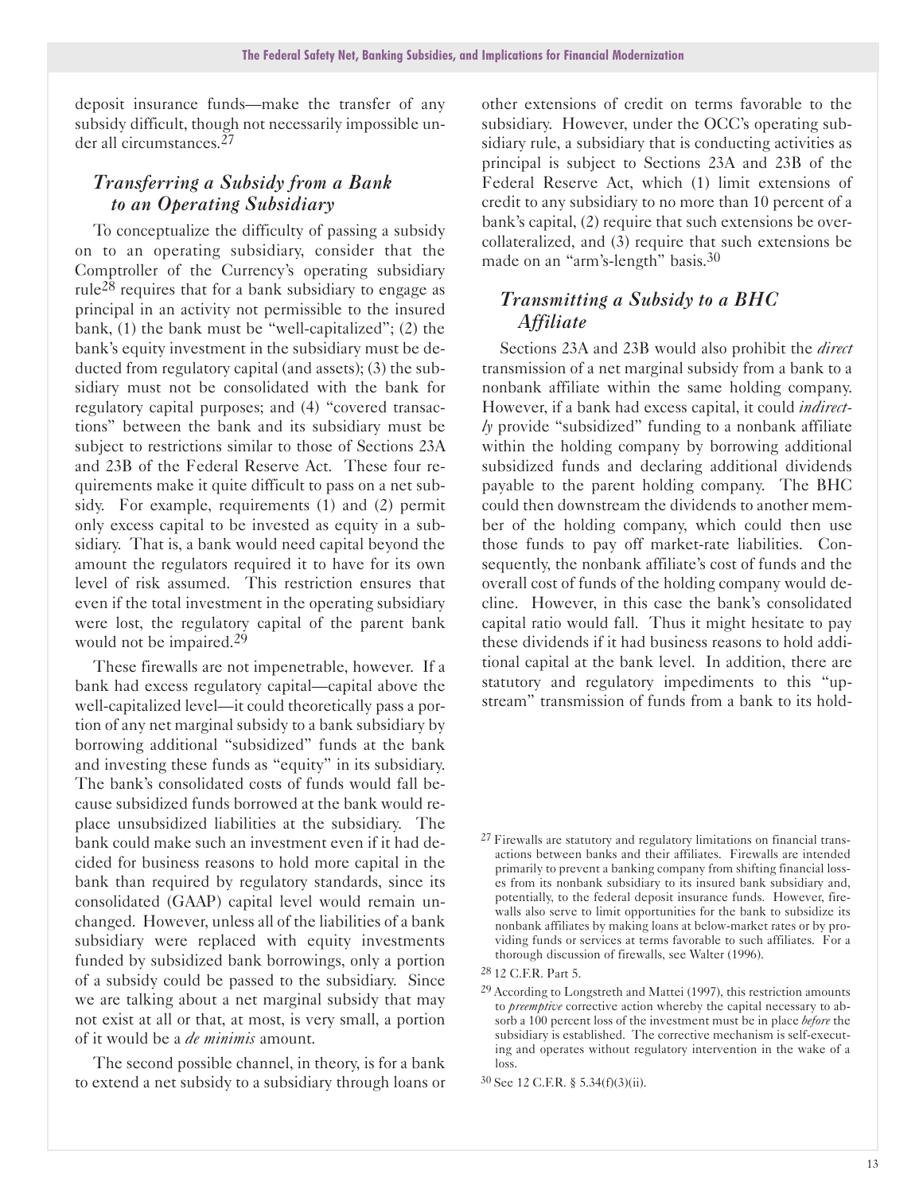deposit insurance funds—make the transfer of any subsidy difficult, though not necessarily impossible under all circumstances.[27]

### *Transferring a Subsidy from a Bank to an Operating Subsidiary*

To conceptualize the difficulty of passing a subsidy on to an operating subsidiary, consider that the Comptroller of the Currency's operating subsidiary rule[28] requires that for a bank subsidiary to engage as principal in an activity not permissible to the insured bank, (1) the bank must be "well-capitalized"; (2) the bank's equity investment in the subsidiary must be deducted from regulatory capital (and assets); (3) the subsidiary must not be consolidated with the bank for regulatory capital purposes; and (4) "covered transactions" between the bank and its subsidiary must be subject to restrictions similar to those of Sections 23A and 23B of the Federal Reserve Act. These four requirements make it quite difficult to pass on a net subsidy. For example, requirements (1) and (2) permit only excess capital to be invested as equity in a subsidiary. That is, a bank would need capital beyond the amount the regulators required it to have for its own level of risk assumed. This restriction ensures that even if the total investment in the operating subsidiary were lost, the regulatory capital of the parent bank would not be impaired.[29]

These firewalls are not impenetrable, however. If a bank had excess regulatory capital—capital above the well-capitalized level—it could theoretically pass a portion of any net marginal subsidy to a bank subsidiary by borrowing additional "subsidized" funds at the bank and investing these funds as "equity" in its subsidiary. The bank's consolidated costs of funds would fall because subsidized funds borrowed at the bank would replace unsubsidized liabilities at the subsidiary. The bank could make such an investment even if it had decided for business reasons to hold more capital in the bank than required by regulatory standards, since its consolidated (GAAP) capital level would remain unchanged. However, unless all of the liabilities of a bank subsidiary were replaced with equity investments funded by subsidized bank borrowings, only a portion of a subsidy could be passed to the subsidiary. Since we are talking about a net marginal subsidy that may not exist at all or that, at most, is very small, a portion of it would be a *de minimis* amount.

The second possible channel, in theory, is for a bank to extend a net subsidy to a subsidiary through loans or other extensions of credit on terms favorable to the subsidiary. However, under the OCC's operating subsidiary rule, a subsidiary that is conducting activities as principal is subject to Sections 23A and 23B of the Federal Reserve Act, which (1) limit extensions of credit to any subsidiary to no more than 10 percent of a bank's capital, (2) require that such extensions be overcollateralized, and (3) require that such extensions be made on an "arm's-length" basis.[30]

### *Transmitting a Subsidy to a BHC Affiliate*

Sections 23A and 23B would also prohibit the *direct* transmission of a net marginal subsidy from a bank to a nonbank affiliate within the same holding company. However, if a bank had excess capital, it could *indirectly* provide "subsidized" funding to a nonbank affiliate within the holding company by borrowing additional subsidized funds and declaring additional dividends payable to the parent holding company. The BHC could then downstream the dividends to another member of the holding company, which could then use those funds to pay off market-rate liabilities. Consequently, the nonbank affiliate's cost of funds and the overall cost of funds of the holding company would decline. However, in this case the bank's consolidated capital ratio would fall. Thus it might hesitate to pay these dividends if it had business reasons to hold additional capital at the bank level. In addition, there are statutory and regulatory impediments to this "upstream" transmission of funds from a bank to its hold-

---

[27] Firewalls are statutory and regulatory limitations on financial transactions between banks and their affiliates. Firewalls are intended primarily to prevent a banking company from shifting financial losses from its nonbank subsidiary to its insured bank subsidiary and, potentially, to the federal deposit insurance funds. However, firewalls also serve to limit opportunities for the bank to subsidize its nonbank affiliates by making loans at below-market rates or by providing funds or services at terms favorable to such affiliates. For a thorough discussion of firewalls, see Walter (1996).

[28] 12 C.F.R. Part 5.

[29] According to Longstreth and Mattei (1997), this restriction amounts to *preemptive* corrective action whereby the capital necessary to absorb a 100 percent loss of the investment must be in place *before* the subsidiary is established. The corrective mechanism is self-executing and operates without regulatory intervention in the wake of a loss.

[30] See 12 C.F.R. § 5.34(f)(3)(ii).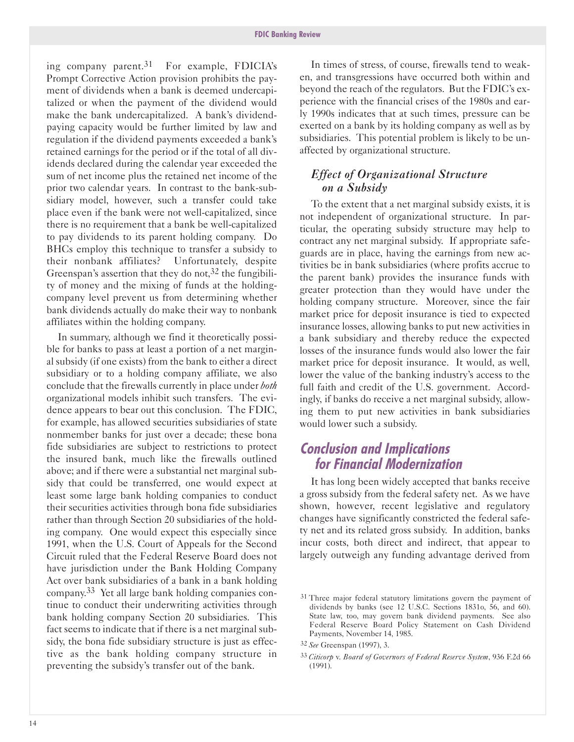ing company parent.[31] For example, FDICIA's Prompt Corrective Action provision prohibits the payment of dividends when a bank is deemed undercapitalized or when the payment of the dividend would make the bank undercapitalized. A bank's dividend-paying capacity would be further limited by law and regulation if the dividend payments exceeded a bank's retained earnings for the period or if the total of all dividends declared during the calendar year exceeded the sum of net income plus the retained net income of the prior two calendar years. In contrast to the bank-subsidiary model, however, such a transfer could take place even if the bank were not well-capitalized, since there is no requirement that a bank be well-capitalized to pay dividends to its parent holding company. Do BHCs employ this technique to transfer a subsidy to their nonbank affiliates? Unfortunately, despite Greenspan's assertion that they do not,[32] the fungibility of money and the mixing of funds at the holding-company level prevent us from determining whether bank dividends actually do make their way to nonbank affiliates within the holding company.

In summary, although we find it theoretically possible for banks to pass at least a portion of a net marginal subsidy (if one exists) from the bank to either a direct subsidiary or to a holding company affiliate, we also conclude that the firewalls currently in place under *both* organizational models inhibit such transfers. The evidence appears to bear out this conclusion. The FDIC, for example, has allowed securities subsidiaries of state nonmember banks for just over a decade; these bona fide subsidiaries are subject to restrictions to protect the insured bank, much like the firewalls outlined above; and if there were a substantial net marginal subsidy that could be transferred, one would expect at least some large bank holding companies to conduct their securities activities through bona fide subsidiaries rather than through Section 20 subsidiaries of the holding company. One would expect this especially since 1991, when the U.S. Court of Appeals for the Second Circuit ruled that the Federal Reserve Board does not have jurisdiction under the Bank Holding Company Act over bank subsidiaries of a bank in a bank holding company.[33] Yet all large bank holding companies continue to conduct their underwriting activities through bank holding company Section 20 subsidiaries. This fact seems to indicate that if there is a net marginal subsidy, the bona fide subsidiary structure is just as effective as the bank holding company structure in preventing the subsidy's transfer out of the bank.

In times of stress, of course, firewalls tend to weaken, and transgressions have occurred both within and beyond the reach of the regulators. But the FDIC's experience with the financial crises of the 1980s and early 1990s indicates that at such times, pressure can be exerted on a bank by its holding company as well as by subsidiaries. This potential problem is likely to be unaffected by organizational structure.

### *Effect of Organizational Structure on a Subsidy*

To the extent that a net marginal subsidy exists, it is not independent of organizational structure. In particular, the operating subsidy structure may help to contract any net marginal subsidy. If appropriate safeguards are in place, having the earnings from new activities be in bank subsidiaries (where profits accrue to the parent bank) provides the insurance funds with greater protection than they would have under the holding company structure. Moreover, since the fair market price for deposit insurance is tied to expected insurance losses, allowing banks to put new activities in a bank subsidiary and thereby reduce the expected losses of the insurance funds would also lower the fair market price for deposit insurance. It would, as well, lower the value of the banking industry's access to the full faith and credit of the U.S. government. Accordingly, if banks do receive a net marginal subsidy, allowing them to put new activities in bank subsidiaries would lower such a subsidy.

## Conclusion and Implications for Financial Modernization

It has long been widely accepted that banks receive a gross subsidy from the federal safety net. As we have shown, however, recent legislative and regulatory changes have significantly constricted the federal safety net and its related gross subsidy. In addition, banks incur costs, both direct and indirect, that appear to largely outweigh any funding advantage derived from

---

[31] Three major federal statutory limitations govern the payment of dividends by banks (see 12 U.S.C. Sections 1831o, 56, and 60). State law, too, may govern bank dividend payments. See also Federal Reserve Board Policy Statement on Cash Dividend Payments, November 14, 1985.

[32] *See* Greenspan (1997), 3.

[33] *Citicorp* v. *Board of Governors of Federal Reserve System*, 936 F.2d 66 (1991).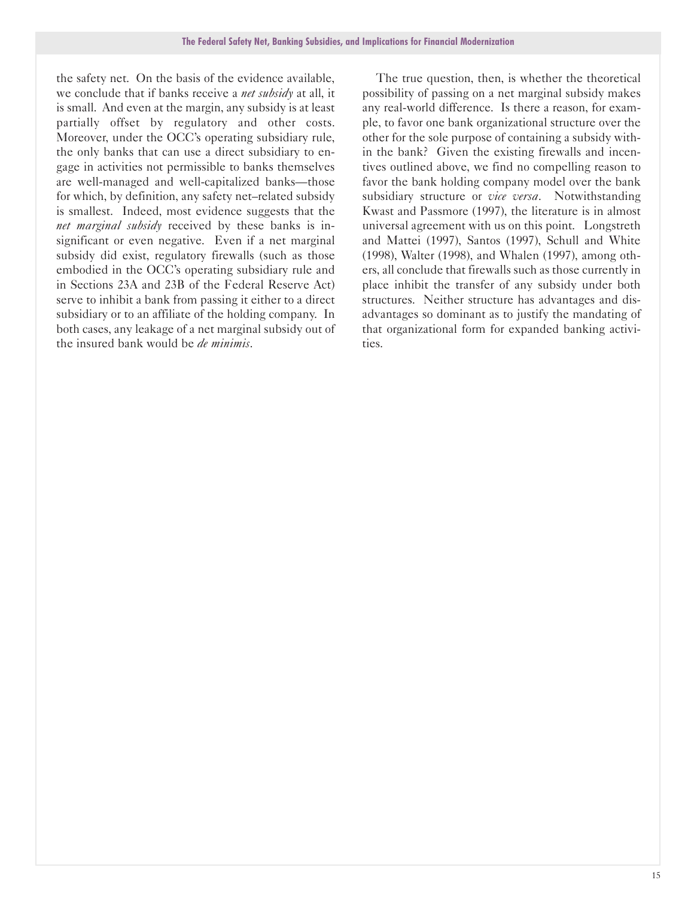the safety net. On the basis of the evidence available, we conclude that if banks receive a *net subsidy* at all, it is small. And even at the margin, any subsidy is at least partially offset by regulatory and other costs. Moreover, under the OCC's operating subsidiary rule, the only banks that can use a direct subsidiary to engage in activities not permissible to banks themselves are well-managed and well-capitalized banks—those for which, by definition, any safety net–related subsidy is smallest. Indeed, most evidence suggests that the *net marginal subsidy* received by these banks is insignificant or even negative. Even if a net marginal subsidy did exist, regulatory firewalls (such as those embodied in the OCC's operating subsidiary rule and in Sections 23A and 23B of the Federal Reserve Act) serve to inhibit a bank from passing it either to a direct subsidiary or to an affiliate of the holding company. In both cases, any leakage of a net marginal subsidy out of the insured bank would be *de minimis*.

The true question, then, is whether the theoretical possibility of passing on a net marginal subsidy makes any real-world difference. Is there a reason, for example, to favor one bank organizational structure over the other for the sole purpose of containing a subsidy within the bank? Given the existing firewalls and incentives outlined above, we find no compelling reason to favor the bank holding company model over the bank subsidiary structure or *vice versa*. Notwithstanding Kwast and Passmore (1997), the literature is in almost universal agreement with us on this point. Longstreth and Mattei (1997), Santos (1997), Schull and White (1998), Walter (1998), and Whalen (1997), among others, all conclude that firewalls such as those currently in place inhibit the transfer of any subsidy under both structures. Neither structure has advantages and disadvantages so dominant as to justify the mandating of that organizational form for expanded banking activities.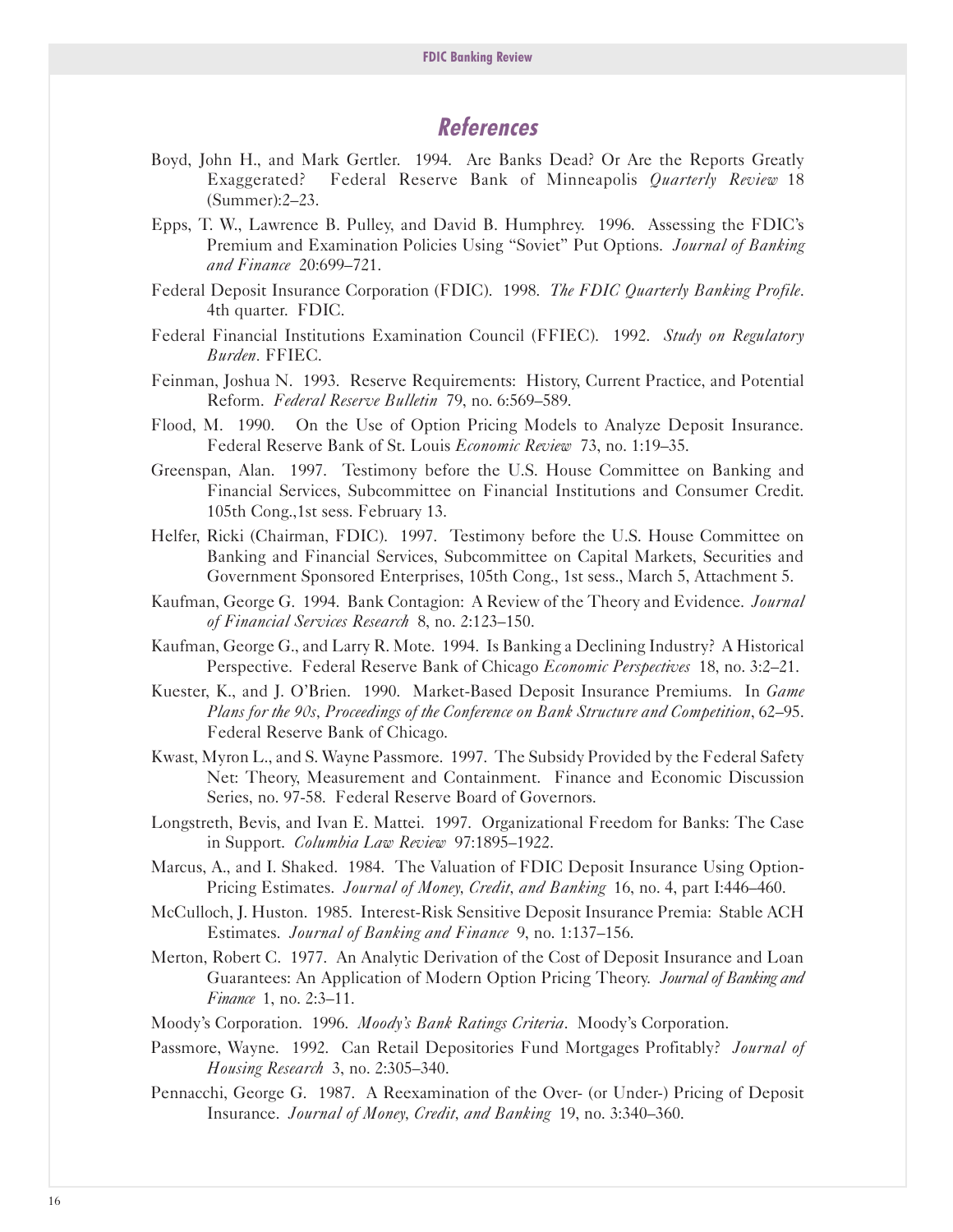## References

Boyd, John H., and Mark Gertler. 1994. Are Banks Dead? Or Are the Reports Greatly Exaggerated? Federal Reserve Bank of Minneapolis *Quarterly Review* 18 (Summer):2–23.

Epps, T. W., Lawrence B. Pulley, and David B. Humphrey. 1996. Assessing the FDIC's Premium and Examination Policies Using "Soviet" Put Options. *Journal of Banking and Finance* 20:699–721.

Federal Deposit Insurance Corporation (FDIC). 1998. *The FDIC Quarterly Banking Profile*. 4th quarter. FDIC.

Federal Financial Institutions Examination Council (FFIEC). 1992. *Study on Regulatory Burden*. FFIEC.

Feinman, Joshua N. 1993. Reserve Requirements: History, Current Practice, and Potential Reform. *Federal Reserve Bulletin* 79, no. 6:569–589.

Flood, M. 1990. On the Use of Option Pricing Models to Analyze Deposit Insurance. Federal Reserve Bank of St. Louis *Economic Review* 73, no. 1:19–35.

Greenspan, Alan. 1997. Testimony before the U.S. House Committee on Banking and Financial Services, Subcommittee on Financial Institutions and Consumer Credit. 105th Cong.,1st sess. February 13.

Helfer, Ricki (Chairman, FDIC). 1997. Testimony before the U.S. House Committee on Banking and Financial Services, Subcommittee on Capital Markets, Securities and Government Sponsored Enterprises, 105th Cong., 1st sess., March 5, Attachment 5.

Kaufman, George G. 1994. Bank Contagion: A Review of the Theory and Evidence. *Journal of Financial Services Research* 8, no. 2:123–150.

Kaufman, George G., and Larry R. Mote. 1994. Is Banking a Declining Industry? A Historical Perspective. Federal Reserve Bank of Chicago *Economic Perspectives* 18, no. 3:2–21.

Kuester, K., and J. O'Brien. 1990. Market-Based Deposit Insurance Premiums. In *Game Plans for the 90s, Proceedings of the Conference on Bank Structure and Competition*, 62–95. Federal Reserve Bank of Chicago.

Kwast, Myron L., and S. Wayne Passmore. 1997. The Subsidy Provided by the Federal Safety Net: Theory, Measurement and Containment. Finance and Economic Discussion Series, no. 97-58. Federal Reserve Board of Governors.

Longstreth, Bevis, and Ivan E. Mattei. 1997. Organizational Freedom for Banks: The Case in Support. *Columbia Law Review* 97:1895–1922.

Marcus, A., and I. Shaked. 1984. The Valuation of FDIC Deposit Insurance Using Option-Pricing Estimates. *Journal of Money, Credit, and Banking* 16, no. 4, part I:446–460.

McCulloch, J. Huston. 1985. Interest-Risk Sensitive Deposit Insurance Premia: Stable ACH Estimates. *Journal of Banking and Finance* 9, no. 1:137–156.

Merton, Robert C. 1977. An Analytic Derivation of the Cost of Deposit Insurance and Loan Guarantees: An Application of Modern Option Pricing Theory. *Journal of Banking and Finance* 1, no. 2:3–11.

Moody's Corporation. 1996. *Moody's Bank Ratings Criteria*. Moody's Corporation.

Passmore, Wayne. 1992. Can Retail Depositories Fund Mortgages Profitably? *Journal of Housing Research* 3, no. 2:305–340.

Pennacchi, George G. 1987. A Reexamination of the Over- (or Under-) Pricing of Deposit Insurance. *Journal of Money, Credit, and Banking* 19, no. 3:340–360.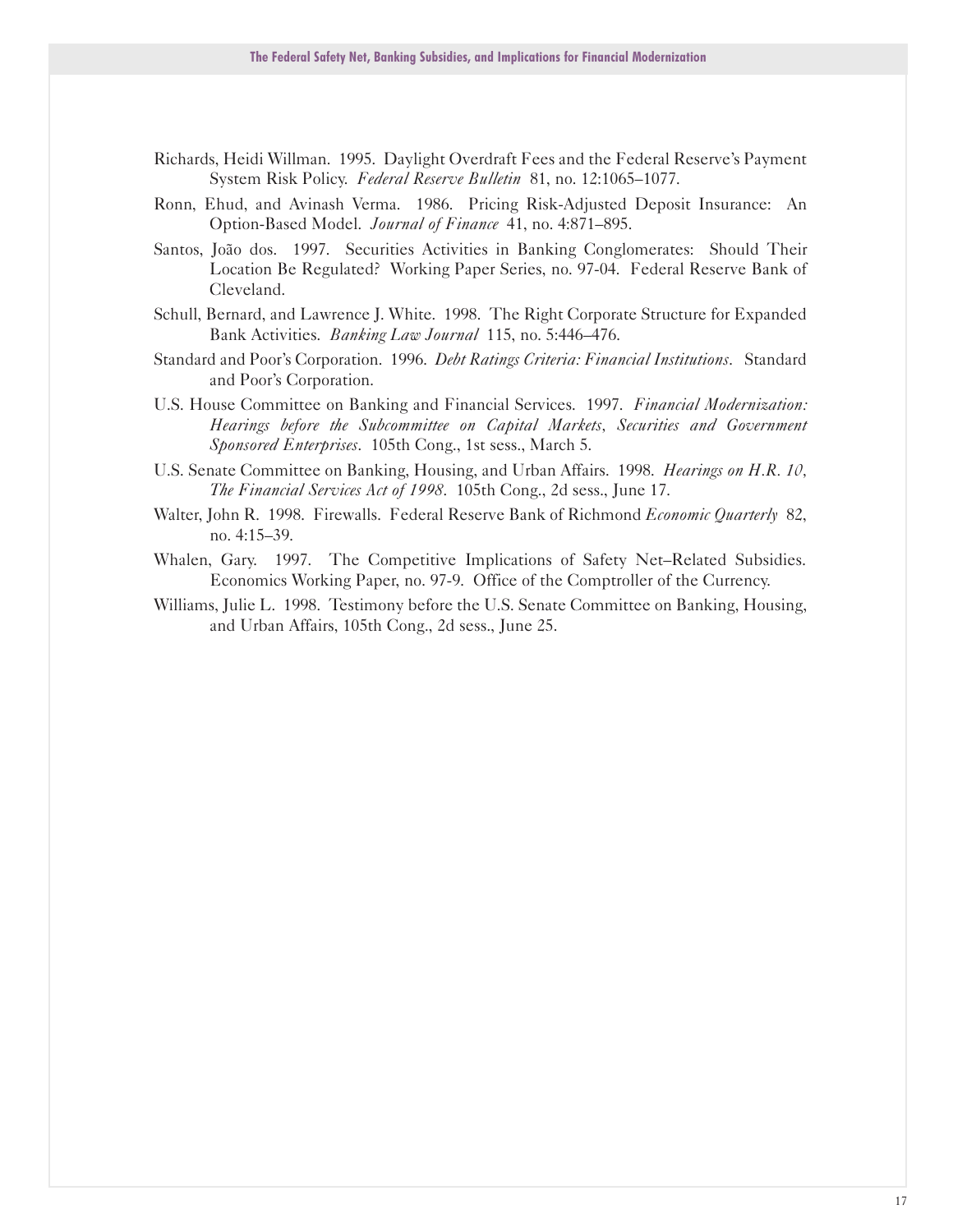Richards, Heidi Willman. 1995. Daylight Overdraft Fees and the Federal Reserve's Payment System Risk Policy. *Federal Reserve Bulletin* 81, no. 12:1065–1077.

Ronn, Ehud, and Avinash Verma. 1986. Pricing Risk-Adjusted Deposit Insurance: An Option-Based Model. *Journal of Finance* 41, no. 4:871–895.

Santos, João dos. 1997. Securities Activities in Banking Conglomerates: Should Their Location Be Regulated? Working Paper Series, no. 97-04. Federal Reserve Bank of Cleveland.

Schull, Bernard, and Lawrence J. White. 1998. The Right Corporate Structure for Expanded Bank Activities. *Banking Law Journal* 115, no. 5:446–476.

Standard and Poor's Corporation. 1996. *Debt Ratings Criteria: Financial Institutions*. Standard and Poor's Corporation.

U.S. House Committee on Banking and Financial Services. 1997. *Financial Modernization: Hearings before the Subcommittee on Capital Markets, Securities and Government Sponsored Enterprises*. 105th Cong., 1st sess., March 5.

U.S. Senate Committee on Banking, Housing, and Urban Affairs. 1998. *Hearings on H.R. 10, The Financial Services Act of 1998*. 105th Cong., 2d sess., June 17.

Walter, John R. 1998. Firewalls. Federal Reserve Bank of Richmond *Economic Quarterly* 82, no. 4:15–39.

Whalen, Gary. 1997. The Competitive Implications of Safety Net–Related Subsidies. Economics Working Paper, no. 97-9. Office of the Comptroller of the Currency.

Williams, Julie L. 1998. Testimony before the U.S. Senate Committee on Banking, Housing, and Urban Affairs, 105th Cong., 2d sess., June 25.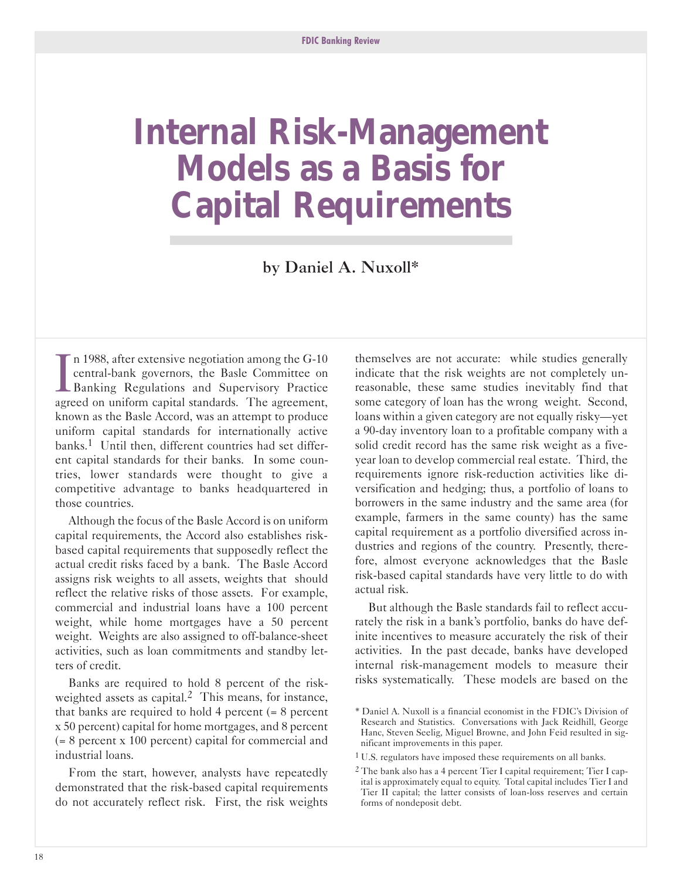# Internal Risk-Management Models as a Basis for Capital Requirements

by Daniel A. Nuxoll*

In 1988, after extensive negotiation among the G-10 central-bank governors, the Basle Committee on Banking Regulations and Supervisory Practice agreed on uniform capital standards. The agreement, known as the Basle Accord, was an attempt to produce uniform capital standards for internationally active banks.[1] Until then, different countries had set different capital standards for their banks. In some countries, lower standards were thought to give a competitive advantage to banks headquartered in those countries.

Although the focus of the Basle Accord is on uniform capital requirements, the Accord also establishes risk-based capital requirements that supposedly reflect the actual credit risks faced by a bank. The Basle Accord assigns risk weights to all assets, weights that should reflect the relative risks of those assets. For example, commercial and industrial loans have a 100 percent weight, while home mortgages have a 50 percent weight. Weights are also assigned to off-balance-sheet activities, such as loan commitments and standby letters of credit.

Banks are required to hold 8 percent of the risk-weighted assets as capital.[2] This means, for instance, that banks are required to hold 4 percent (= 8 percent x 50 percent) capital for home mortgages, and 8 percent (= 8 percent x 100 percent) capital for commercial and industrial loans.

From the start, however, analysts have repeatedly demonstrated that the risk-based capital requirements do not accurately reflect risk. First, the risk weights themselves are not accurate: while studies generally indicate that the risk weights are not completely unreasonable, these same studies inevitably find that some category of loan has the wrong weight. Second, loans within a given category are not equally risky—yet a 90-day inventory loan to a profitable company with a solid credit record has the same risk weight as a five-year loan to develop commercial real estate. Third, the requirements ignore risk-reduction activities like diversification and hedging; thus, a portfolio of loans to borrowers in the same industry and the same area (for example, farmers in the same county) has the same capital requirement as a portfolio diversified across industries and regions of the country. Presently, therefore, almost everyone acknowledges that the Basle risk-based capital standards have very little to do with actual risk.

But although the Basle standards fail to reflect accurately the risk in a bank's portfolio, banks do have definite incentives to measure accurately the risk of their activities. In the past decade, banks have developed internal risk-management models to measure their risks systematically. These models are based on the

\* Daniel A. Nuxoll is a financial economist in the FDIC's Division of Research and Statistics. Conversations with Jack Reidhill, George Hanc, Steven Seelig, Miguel Browne, and John Feid resulted in significant improvements in this paper.

[1] U.S. regulators have imposed these requirements on all banks.

[2] The bank also has a 4 percent Tier I capital requirement; Tier I capital is approximately equal to equity. Total capital includes Tier I and Tier II capital; the latter consists of loan-loss reserves and certain forms of nondeposit debt.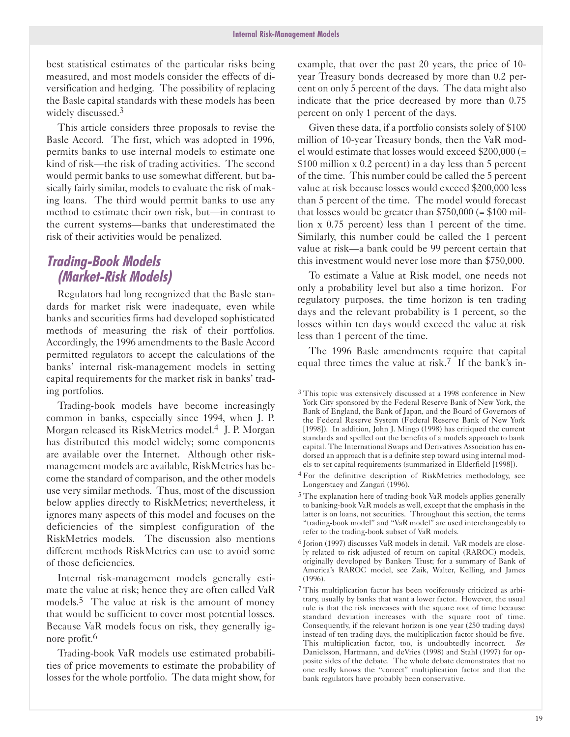best statistical estimates of the particular risks being measured, and most models consider the effects of diversification and hedging. The possibility of replacing the Basle capital standards with these models has been widely discussed.[3]

This article considers three proposals to revise the Basle Accord. The first, which was adopted in 1996, permits banks to use internal models to estimate one kind of risk—the risk of trading activities. The second would permit banks to use somewhat different, but basically fairly similar, models to evaluate the risk of making loans. The third would permit banks to use any method to estimate their own risk, but—in contrast to the current systems—banks that underestimated the risk of their activities would be penalized.

## *Trading-Book Models (Market-Risk Models)*

Regulators had long recognized that the Basle standards for market risk were inadequate, even while banks and securities firms had developed sophisticated methods of measuring the risk of their portfolios. Accordingly, the 1996 amendments to the Basle Accord permitted regulators to accept the calculations of the banks' internal risk-management models in setting capital requirements for the market risk in banks' trading portfolios.

Trading-book models have become increasingly common in banks, especially since 1994, when J. P. Morgan released its RiskMetrics model.[4] J. P. Morgan has distributed this model widely; some components are available over the Internet. Although other risk-management models are available, RiskMetrics has become the standard of comparison, and the other models use very similar methods. Thus, most of the discussion below applies directly to RiskMetrics; nevertheless, it ignores many aspects of this model and focuses on the deficiencies of the simplest configuration of the RiskMetrics models. The discussion also mentions different methods RiskMetrics can use to avoid some of those deficiencies.

Internal risk-management models generally estimate the value at risk; hence they are often called VaR models.[5] The value at risk is the amount of money that would be sufficient to cover most potential losses. Because VaR models focus on risk, they generally ignore profit.[6]

Trading-book VaR models use estimated probabilities of price movements to estimate the probability of losses for the whole portfolio. The data might show, for example, that over the past 20 years, the price of 10-year Treasury bonds decreased by more than 0.2 percent on only 5 percent of the days. The data might also indicate that the price decreased by more than 0.75 percent on only 1 percent of the days.

Given these data, if a portfolio consists solely of $100 million of 10-year Treasury bonds, then the VaR model would estimate that losses would exceed $200,000 (= $100 million x 0.2 percent) in a day less than 5 percent of the time. This number could be called the 5 percent value at risk because losses would exceed $200,000 less than 5 percent of the time. The model would forecast that losses would be greater than $750,000 (= $100 million x 0.75 percent) less than 1 percent of the time. Similarly, this number could be called the 1 percent value at risk—a bank could be 99 percent certain that this investment would never lose more than $750,000.

To estimate a Value at Risk model, one needs not only a probability level but also a time horizon. For regulatory purposes, the time horizon is ten trading days and the relevant probability is 1 percent, so the losses within ten days would exceed the value at risk less than 1 percent of the time.

The 1996 Basle amendments require that capital equal three times the value at risk.[7] If the bank's in-

---

[3] This topic was extensively discussed at a 1998 conference in New York City sponsored by the Federal Reserve Bank of New York, the Bank of England, the Bank of Japan, and the Board of Governors of the Federal Reserve System (Federal Reserve Bank of New York [1998]). In addition, John J. Mingo (1998) has critiqued the current standards and spelled out the benefits of a models approach to bank capital. The International Swaps and Derivatives Association has endorsed an approach that is a definite step toward using internal models to set capital requirements (summarized in Elderfield [1998]).

[4] For the definitive description of RiskMetrics methodology, see Longerstaey and Zangari (1996).

[5] The explanation here of trading-book VaR models applies generally to banking-book VaR models as well, except that the emphasis in the latter is on loans, not securities. Throughout this section, the terms "trading-book model" and "VaR model" are used interchangeably to refer to the trading-book subset of VaR models.

[6] Jorion (1997) discusses VaR models in detail. VaR models are closely related to risk adjusted of return on capital (RAROC) models, originally developed by Bankers Trust; for a summary of Bank of America's RAROC model, see Zaik, Walter, Kelling, and James (1996).

[7] This multiplication factor has been vociferously criticized as arbitrary, usually by banks that want a lower factor. However, the usual rule is that the risk increases with the square root of time because standard deviation increases with the square root of time. Consequently, if the relevant horizon is one year (250 trading days) instead of ten trading days, the multiplication factor should be five. This multiplication factor, too, is undoubtedly incorrect. *See* Danielsson, Hartmann, and deVries (1998) and Stahl (1997) for opposite sides of the debate. The whole debate demonstrates that no one really knows the "correct" multiplication factor and that the bank regulators have probably been conservative.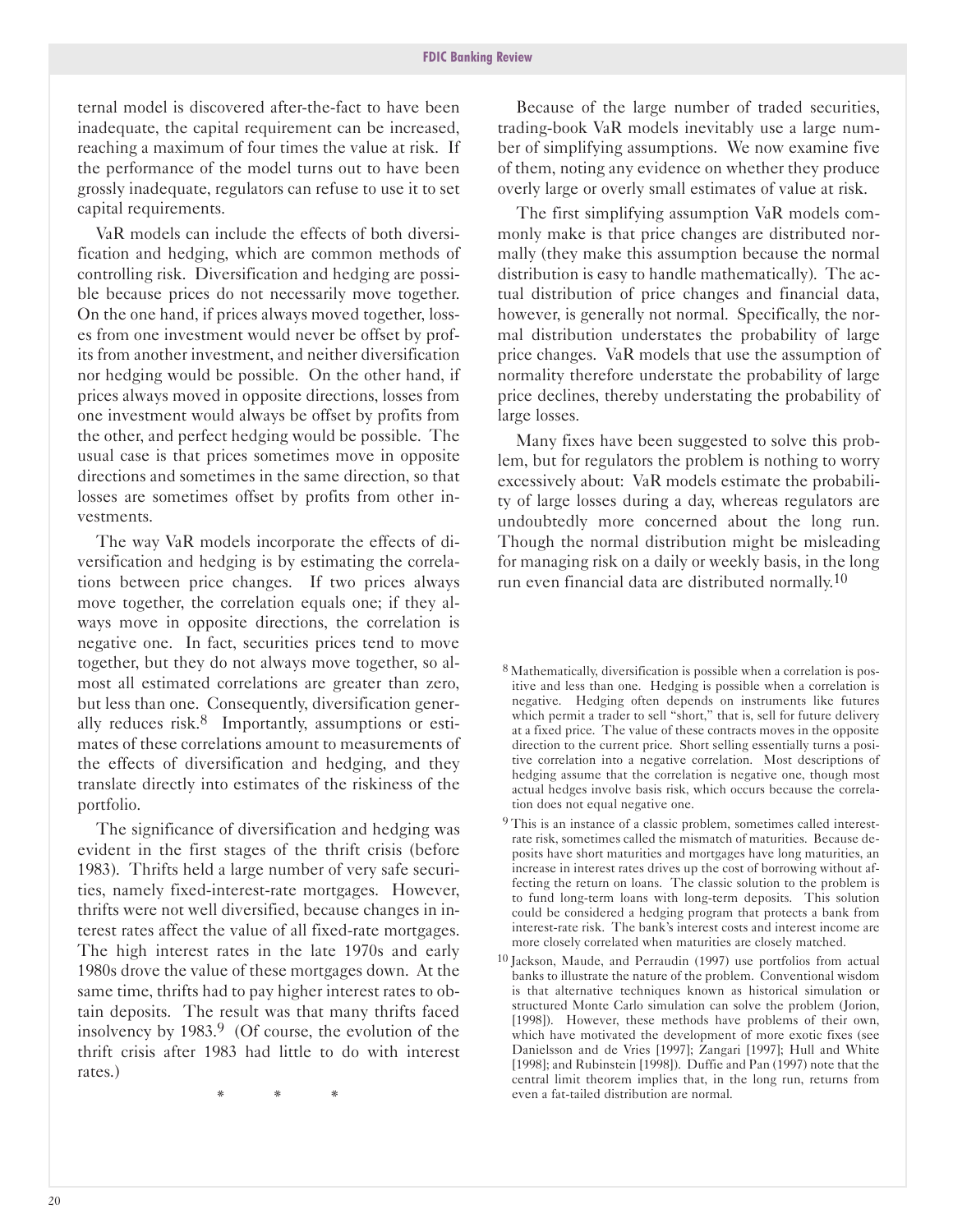ternal model is discovered after-the-fact to have been inadequate, the capital requirement can be increased, reaching a maximum of four times the value at risk. If the performance of the model turns out to have been grossly inadequate, regulators can refuse to use it to set capital requirements.

VaR models can include the effects of both diversification and hedging, which are common methods of controlling risk. Diversification and hedging are possible because prices do not necessarily move together. On the one hand, if prices always moved together, losses from one investment would never be offset by profits from another investment, and neither diversification nor hedging would be possible. On the other hand, if prices always moved in opposite directions, losses from one investment would always be offset by profits from the other, and perfect hedging would be possible. The usual case is that prices sometimes move in opposite directions and sometimes in the same direction, so that losses are sometimes offset by profits from other investments.

The way VaR models incorporate the effects of diversification and hedging is by estimating the correlations between price changes. If two prices always move together, the correlation equals one; if they always move in opposite directions, the correlation is negative one. In fact, securities prices tend to move together, but they do not always move together, so almost all estimated correlations are greater than zero, but less than one. Consequently, diversification generally reduces risk.[8] Importantly, assumptions or estimates of these correlations amount to measurements of the effects of diversification and hedging, and they translate directly into estimates of the riskiness of the portfolio.

The significance of diversification and hedging was evident in the first stages of the thrift crisis (before 1983). Thrifts held a large number of very safe securities, namely fixed-interest-rate mortgages. However, thrifts were not well diversified, because changes in interest rates affect the value of all fixed-rate mortgages. The high interest rates in the late 1970s and early 1980s drove the value of these mortgages down. At the same time, thrifts had to pay higher interest rates to obtain deposits. The result was that many thrifts faced insolvency by 1983.[9] (Of course, the evolution of the thrift crisis after 1983 had little to do with interest rates.)

\* \* \*

Because of the large number of traded securities, trading-book VaR models inevitably use a large number of simplifying assumptions. We now examine five of them, noting any evidence on whether they produce overly large or overly small estimates of value at risk.

The first simplifying assumption VaR models commonly make is that price changes are distributed normally (they make this assumption because the normal distribution is easy to handle mathematically). The actual distribution of price changes and financial data, however, is generally not normal. Specifically, the normal distribution understates the probability of large price changes. VaR models that use the assumption of normality therefore understate the probability of large price declines, thereby understating the probability of large losses.

Many fixes have been suggested to solve this problem, but for regulators the problem is nothing to worry excessively about: VaR models estimate the probability of large losses during a day, whereas regulators are undoubtedly more concerned about the long run. Though the normal distribution might be misleading for managing risk on a daily or weekly basis, in the long run even financial data are distributed normally.[10]

---

[8] Mathematically, diversification is possible when a correlation is positive and less than one. Hedging is possible when a correlation is negative. Hedging often depends on instruments like futures which permit a trader to sell "short," that is, sell for future delivery at a fixed price. The value of these contracts moves in the opposite direction to the current price. Short selling essentially turns a positive correlation into a negative correlation. Most descriptions of hedging assume that the correlation is negative one, though most actual hedges involve basis risk, which occurs because the correlation does not equal negative one.

[9] This is an instance of a classic problem, sometimes called interest-rate risk, sometimes called the mismatch of maturities. Because deposits have short maturities and mortgages have long maturities, an increase in interest rates drives up the cost of borrowing without affecting the return on loans. The classic solution to the problem is to fund long-term loans with long-term deposits. This solution could be considered a hedging program that protects a bank from interest-rate risk. The bank's interest costs and interest income are more closely correlated when maturities are closely matched.

[10] Jackson, Maude, and Perraudin (1997) use portfolios from actual banks to illustrate the nature of the problem. Conventional wisdom is that alternative techniques known as historical simulation or structured Monte Carlo simulation can solve the problem (Jorion, [1998]). However, these methods have problems of their own, which have motivated the development of more exotic fixes (see Danielsson and de Vries [1997]; Zangari [1997]; Hull and White [1998]; and Rubinstein [1998]). Duffie and Pan (1997) note that the central limit theorem implies that, in the long run, returns from even a fat-tailed distribution are normal.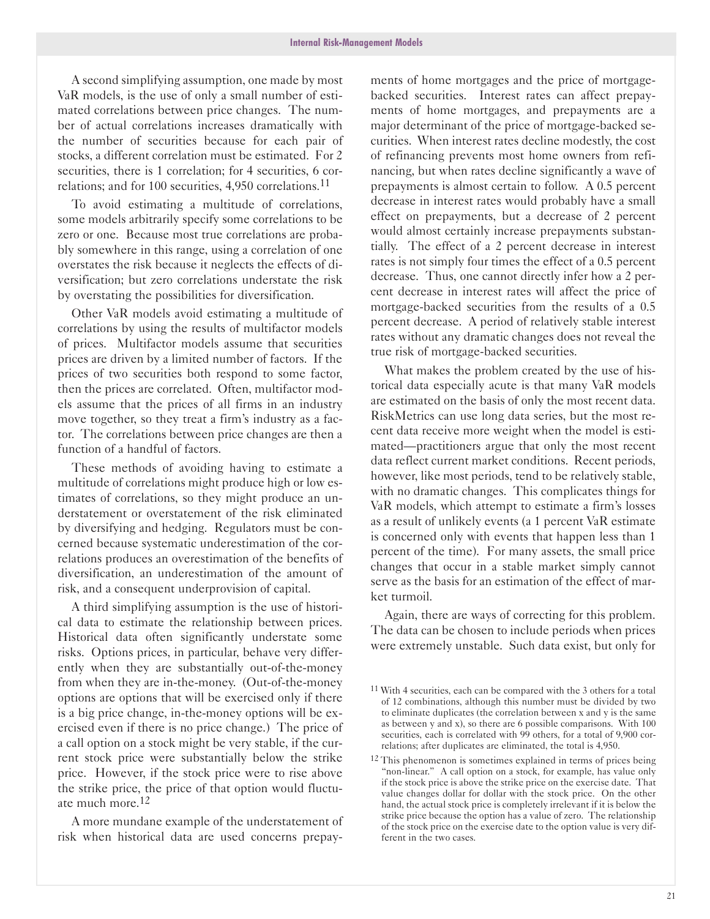A second simplifying assumption, one made by most VaR models, is the use of only a small number of estimated correlations between price changes. The number of actual correlations increases dramatically with the number of securities because for each pair of stocks, a different correlation must be estimated. For 2 securities, there is 1 correlation; for 4 securities, 6 correlations; and for 100 securities, 4,950 correlations.[11]

To avoid estimating a multitude of correlations, some models arbitrarily specify some correlations to be zero or one. Because most true correlations are probably somewhere in this range, using a correlation of one overstates the risk because it neglects the effects of diversification; but zero correlations understate the risk by overstating the possibilities for diversification.

Other VaR models avoid estimating a multitude of correlations by using the results of multifactor models of prices. Multifactor models assume that securities prices are driven by a limited number of factors. If the prices of two securities both respond to some factor, then the prices are correlated. Often, multifactor models assume that the prices of all firms in an industry move together, so they treat a firm's industry as a factor. The correlations between price changes are then a function of a handful of factors.

These methods of avoiding having to estimate a multitude of correlations might produce high or low estimates of correlations, so they might produce an understatement or overstatement of the risk eliminated by diversifying and hedging. Regulators must be concerned because systematic underestimation of the correlations produces an overestimation of the benefits of diversification, an underestimation of the amount of risk, and a consequent underprovision of capital.

A third simplifying assumption is the use of historical data to estimate the relationship between prices. Historical data often significantly understate some risks. Options prices, in particular, behave very differently when they are substantially out-of-the-money from when they are in-the-money. (Out-of-the-money options are options that will be exercised only if there is a big price change, in-the-money options will be exercised even if there is no price change.) The price of a call option on a stock might be very stable, if the current stock price were substantially below the strike price. However, if the stock price were to rise above the strike price, the price of that option would fluctuate much more.[12]

A more mundane example of the understatement of risk when historical data are used concerns prepayments of home mortgages and the price of mortgage-backed securities. Interest rates can affect prepayments of home mortgages, and prepayments are a major determinant of the price of mortgage-backed securities. When interest rates decline modestly, the cost of refinancing prevents most home owners from refinancing, but when rates decline significantly a wave of prepayments is almost certain to follow. A 0.5 percent decrease in interest rates would probably have a small effect on prepayments, but a decrease of 2 percent would almost certainly increase prepayments substantially. The effect of a 2 percent decrease in interest rates is not simply four times the effect of a 0.5 percent decrease. Thus, one cannot directly infer how a 2 percent decrease in interest rates will affect the price of mortgage-backed securities from the results of a 0.5 percent decrease. A period of relatively stable interest rates without any dramatic changes does not reveal the true risk of mortgage-backed securities.

What makes the problem created by the use of historical data especially acute is that many VaR models are estimated on the basis of only the most recent data. RiskMetrics can use long data series, but the most recent data receive more weight when the model is estimated—practitioners argue that only the most recent data reflect current market conditions. Recent periods, however, like most periods, tend to be relatively stable, with no dramatic changes. This complicates things for VaR models, which attempt to estimate a firm's losses as a result of unlikely events (a 1 percent VaR estimate is concerned only with events that happen less than 1 percent of the time). For many assets, the small price changes that occur in a stable market simply cannot serve as the basis for an estimation of the effect of market turmoil.

Again, there are ways of correcting for this problem. The data can be chosen to include periods when prices were extremely unstable. Such data exist, but only for

[11] With 4 securities, each can be compared with the 3 others for a total of 12 combinations, although this number must be divided by two to eliminate duplicates (the correlation between x and y is the same as between y and x), so there are 6 possible comparisons. With 100 securities, each is correlated with 99 others, for a total of 9,900 correlations; after duplicates are eliminated, the total is 4,950.

[12] This phenomenon is sometimes explained in terms of prices being "non-linear." A call option on a stock, for example, has value only if the stock price is above the strike price on the exercise date. That value changes dollar for dollar with the stock price. On the other hand, the actual stock price is completely irrelevant if it is below the strike price because the option has a value of zero. The relationship of the stock price on the exercise date to the option value is very different in the two cases.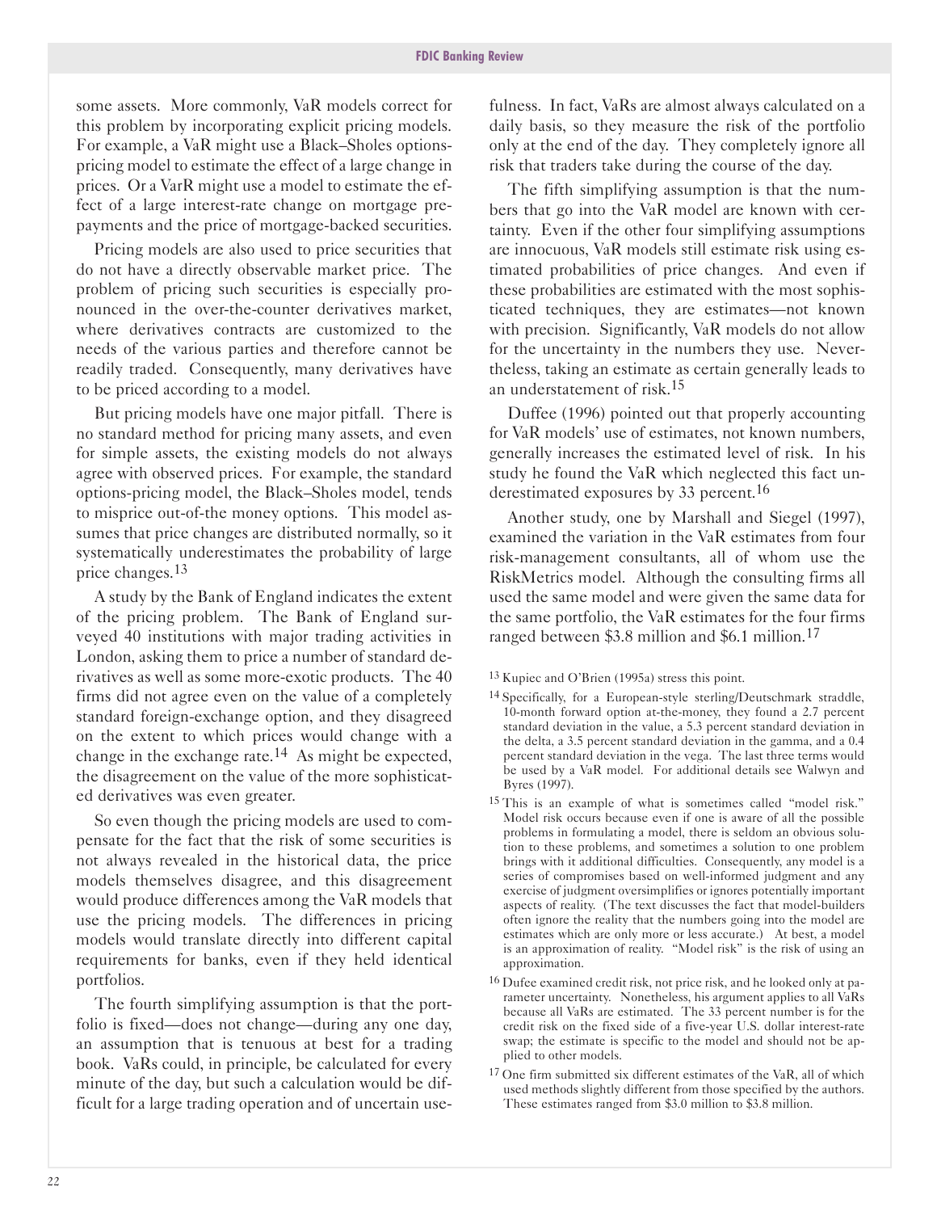some assets. More commonly, VaR models correct for this problem by incorporating explicit pricing models. For example, a VaR might use a Black–Sholes options-pricing model to estimate the effect of a large change in prices. Or a VarR might use a model to estimate the effect of a large interest-rate change on mortgage prepayments and the price of mortgage-backed securities.

Pricing models are also used to price securities that do not have a directly observable market price. The problem of pricing such securities is especially pronounced in the over-the-counter derivatives market, where derivatives contracts are customized to the needs of the various parties and therefore cannot be readily traded. Consequently, many derivatives have to be priced according to a model.

But pricing models have one major pitfall. There is no standard method for pricing many assets, and even for simple assets, the existing models do not always agree with observed prices. For example, the standard options-pricing model, the Black–Sholes model, tends to misprice out-of-the money options. This model assumes that price changes are distributed normally, so it systematically underestimates the probability of large price changes.[13]

A study by the Bank of England indicates the extent of the pricing problem. The Bank of England surveyed 40 institutions with major trading activities in London, asking them to price a number of standard derivatives as well as some more-exotic products. The 40 firms did not agree even on the value of a completely standard foreign-exchange option, and they disagreed on the extent to which prices would change with a change in the exchange rate.[14] As might be expected, the disagreement on the value of the more sophisticated derivatives was even greater.

So even though the pricing models are used to compensate for the fact that the risk of some securities is not always revealed in the historical data, the price models themselves disagree, and this disagreement would produce differences among the VaR models that use the pricing models. The differences in pricing models would translate directly into different capital requirements for banks, even if they held identical portfolios.

The fourth simplifying assumption is that the portfolio is fixed—does not change—during any one day, an assumption that is tenuous at best for a trading book. VaRs could, in principle, be calculated for every minute of the day, but such a calculation would be difficult for a large trading operation and of uncertain usefulness. In fact, VaRs are almost always calculated on a daily basis, so they measure the risk of the portfolio only at the end of the day. They completely ignore all risk that traders take during the course of the day.

The fifth simplifying assumption is that the numbers that go into the VaR model are known with certainty. Even if the other four simplifying assumptions are innocuous, VaR models still estimate risk using estimated probabilities of price changes. And even if these probabilities are estimated with the most sophisticated techniques, they are estimates—not known with precision. Significantly, VaR models do not allow for the uncertainty in the numbers they use. Nevertheless, taking an estimate as certain generally leads to an understatement of risk.[15]

Duffee (1996) pointed out that properly accounting for VaR models' use of estimates, not known numbers, generally increases the estimated level of risk. In his study he found the VaR which neglected this fact underestimated exposures by 33 percent.[16]

Another study, one by Marshall and Siegel (1997), examined the variation in the VaR estimates from four risk-management consultants, all of whom use the RiskMetrics model. Although the consulting firms all used the same model and were given the same data for the same portfolio, the VaR estimates for the four firms ranged between \$3.8 million and \$6.1 million.[17]

---

[13] Kupiec and O'Brien (1995a) stress this point.

[14] Specifically, for a European-style sterling/Deutschmark straddle, 10-month forward option at-the-money, they found a 2.7 percent standard deviation in the value, a 5.3 percent standard deviation in the delta, a 3.5 percent standard deviation in the gamma, and a 0.4 percent standard deviation in the vega. The last three terms would be used by a VaR model. For additional details see Walwyn and Byres (1997).

[15] This is an example of what is sometimes called "model risk." Model risk occurs because even if one is aware of all the possible problems in formulating a model, there is seldom an obvious solution to these problems, and sometimes a solution to one problem brings with it additional difficulties. Consequently, any model is a series of compromises based on well-informed judgment and any exercise of judgment oversimplifies or ignores potentially important aspects of reality. (The text discusses the fact that model-builders often ignore the reality that the numbers going into the model are estimates which are only more or less accurate.) At best, a model is an approximation of reality. "Model risk" is the risk of using an approximation.

[16] Dufee examined credit risk, not price risk, and he looked only at parameter uncertainty. Nonetheless, his argument applies to all VaRs because all VaRs are estimated. The 33 percent number is for the credit risk on the fixed side of a five-year U.S. dollar interest-rate swap; the estimate is specific to the model and should not be applied to other models.

[17] One firm submitted six different estimates of the VaR, all of which used methods slightly different from those specified by the authors. These estimates ranged from \$3.0 million to \$3.8 million.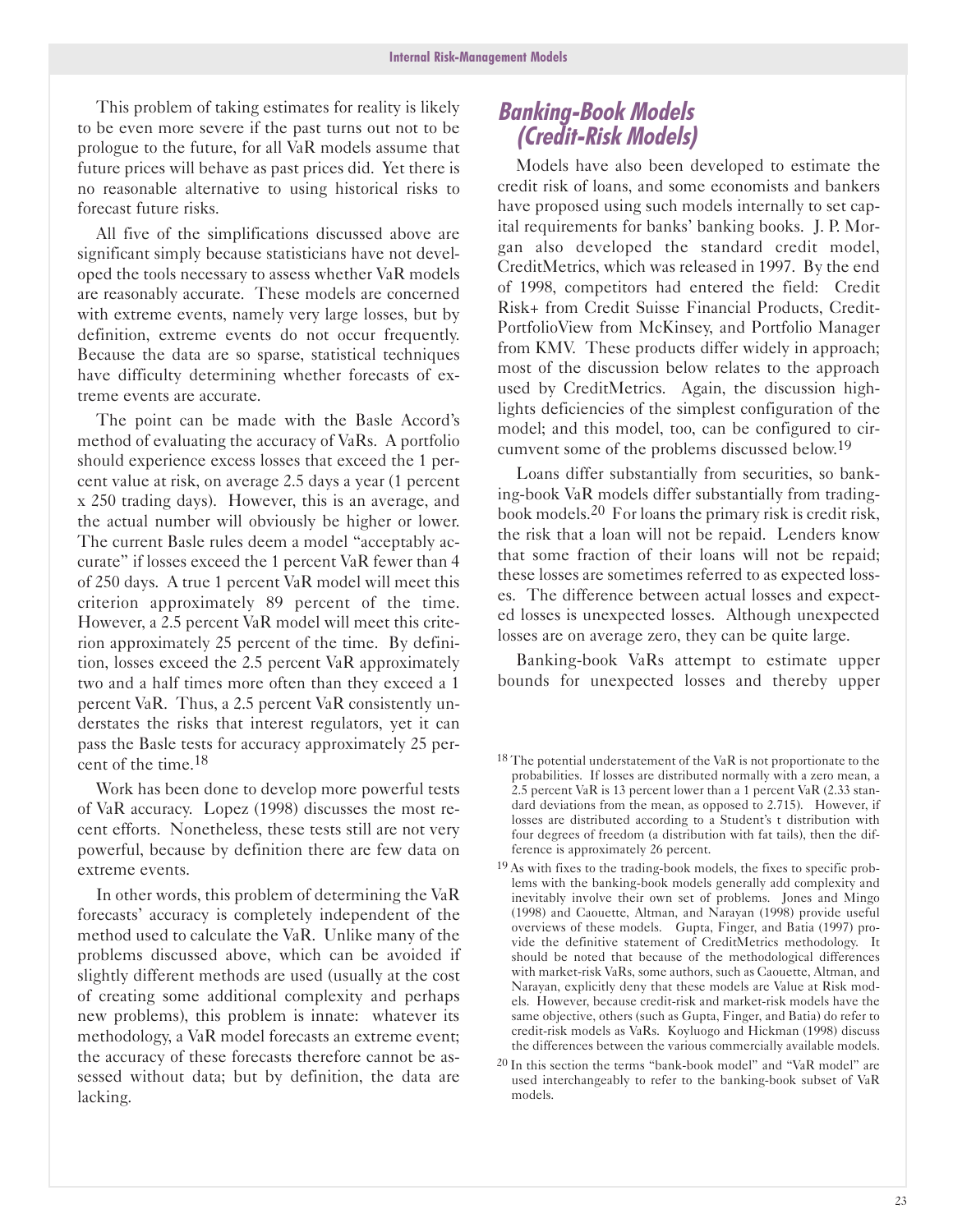This problem of taking estimates for reality is likely to be even more severe if the past turns out not to be prologue to the future, for all VaR models assume that future prices will behave as past prices did. Yet there is no reasonable alternative to using historical risks to forecast future risks.

All five of the simplifications discussed above are significant simply because statisticians have not developed the tools necessary to assess whether VaR models are reasonably accurate. These models are concerned with extreme events, namely very large losses, but by definition, extreme events do not occur frequently. Because the data are so sparse, statistical techniques have difficulty determining whether forecasts of extreme events are accurate.

The point can be made with the Basle Accord's method of evaluating the accuracy of VaRs. A portfolio should experience excess losses that exceed the 1 percent value at risk, on average 2.5 days a year (1 percent x 250 trading days). However, this is an average, and the actual number will obviously be higher or lower. The current Basle rules deem a model "acceptably accurate" if losses exceed the 1 percent VaR fewer than 4 of 250 days. A true 1 percent VaR model will meet this criterion approximately 89 percent of the time. However, a 2.5 percent VaR model will meet this criterion approximately 25 percent of the time. By definition, losses exceed the 2.5 percent VaR approximately two and a half times more often than they exceed a 1 percent VaR. Thus, a 2.5 percent VaR consistently understates the risks that interest regulators, yet it can pass the Basle tests for accuracy approximately 25 percent of the time.[18]

Work has been done to develop more powerful tests of VaR accuracy. Lopez (1998) discusses the most recent efforts. Nonetheless, these tests still are not very powerful, because by definition there are few data on extreme events.

In other words, this problem of determining the VaR forecasts' accuracy is completely independent of the method used to calculate the VaR. Unlike many of the problems discussed above, which can be avoided if slightly different methods are used (usually at the cost of creating some additional complexity and perhaps new problems), this problem is innate: whatever its methodology, a VaR model forecasts an extreme event; the accuracy of these forecasts therefore cannot be assessed without data; but by definition, the data are lacking.

## *Banking-Book Models (Credit-Risk Models)*

Models have also been developed to estimate the credit risk of loans, and some economists and bankers have proposed using such models internally to set capital requirements for banks' banking books. J. P. Morgan also developed the standard credit model, CreditMetrics, which was released in 1997. By the end of 1998, competitors had entered the field: Credit Risk+ from Credit Suisse Financial Products, CreditPortfolioView from McKinsey, and Portfolio Manager from KMV. These products differ widely in approach; most of the discussion below relates to the approach used by CreditMetrics. Again, the discussion highlights deficiencies of the simplest configuration of the model; and this model, too, can be configured to circumvent some of the problems discussed below.[19]

Loans differ substantially from securities, so banking-book VaR models differ substantially from trading-book models.[20] For loans the primary risk is credit risk, the risk that a loan will not be repaid. Lenders know that some fraction of their loans will not be repaid; these losses are sometimes referred to as expected losses. The difference between actual losses and expected losses is unexpected losses. Although unexpected losses are on average zero, they can be quite large.

Banking-book VaRs attempt to estimate upper bounds for unexpected losses and thereby upper

---

[18] The potential understatement of the VaR is not proportionate to the probabilities. If losses are distributed normally with a zero mean, a 2.5 percent VaR is 13 percent lower than a 1 percent VaR (2.33 standard deviations from the mean, as opposed to 2.715). However, if losses are distributed according to a Student's t distribution with four degrees of freedom (a distribution with fat tails), then the difference is approximately 26 percent.

[19] As with fixes to the trading-book models, the fixes to specific problems with the banking-book models generally add complexity and inevitably involve their own set of problems. Jones and Mingo (1998) and Caouette, Altman, and Narayan (1998) provide useful overviews of these models. Gupta, Finger, and Batia (1997) provide the definitive statement of CreditMetrics methodology. It should be noted that because of the methodological differences with market-risk VaRs, some authors, such as Caouette, Altman, and Narayan, explicitly deny that these models are Value at Risk models. However, because credit-risk and market-risk models have the same objective, others (such as Gupta, Finger, and Batia) do refer to credit-risk models as VaRs. Koyluogo and Hickman (1998) discuss the differences between the various commercially available models.

[20] In this section the terms "bank-book model" and "VaR model" are used interchangeably to refer to the banking-book subset of VaR models.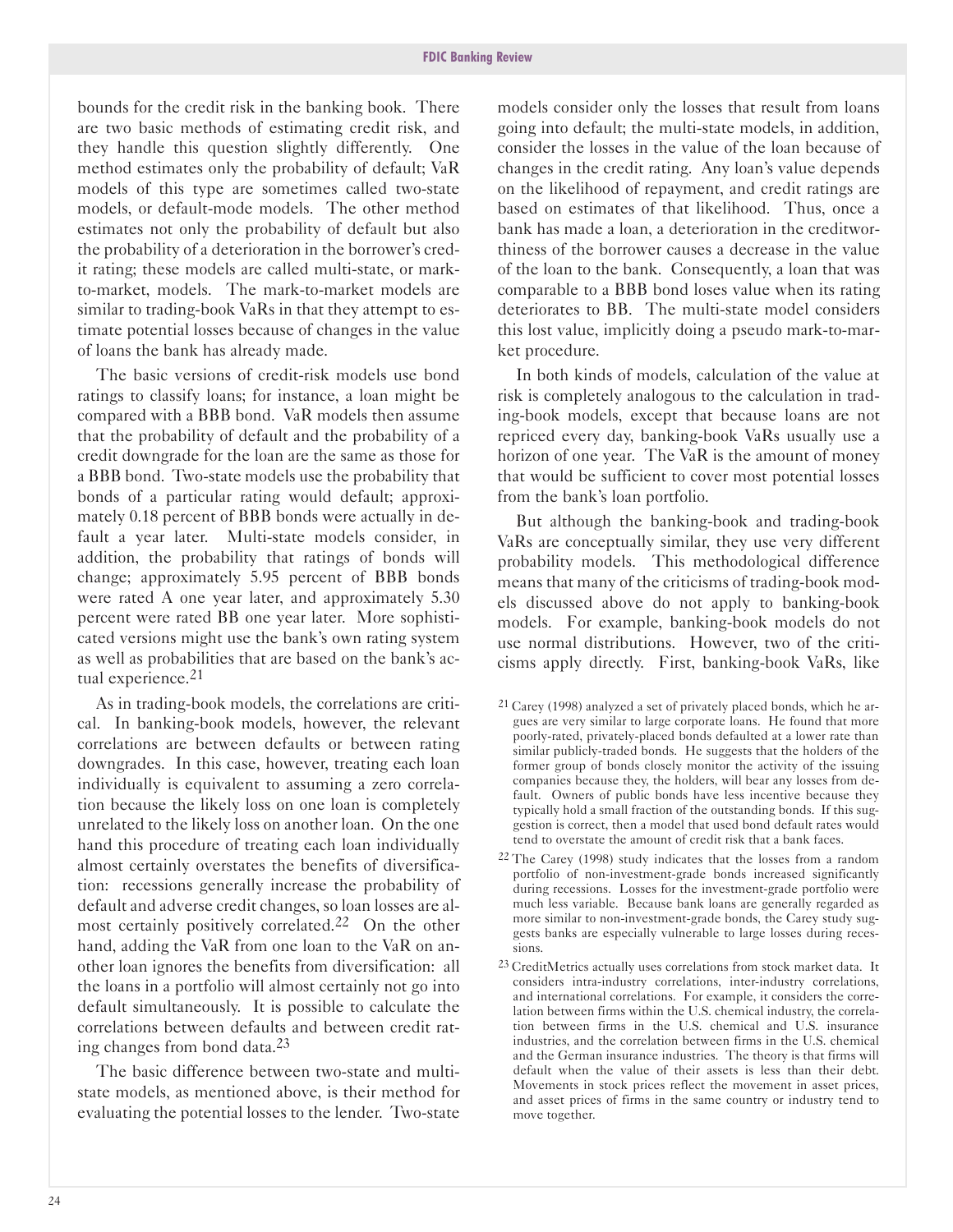bounds for the credit risk in the banking book. There are two basic methods of estimating credit risk, and they handle this question slightly differently. One method estimates only the probability of default; VaR models of this type are sometimes called two-state models, or default-mode models. The other method estimates not only the probability of default but also the probability of a deterioration in the borrower's credit rating; these models are called multi-state, or mark-to-market, models. The mark-to-market models are similar to trading-book VaRs in that they attempt to estimate potential losses because of changes in the value of loans the bank has already made.

The basic versions of credit-risk models use bond ratings to classify loans; for instance, a loan might be compared with a BBB bond. VaR models then assume that the probability of default and the probability of a credit downgrade for the loan are the same as those for a BBB bond. Two-state models use the probability that bonds of a particular rating would default; approximately 0.18 percent of BBB bonds were actually in default a year later. Multi-state models consider, in addition, the probability that ratings of bonds will change; approximately 5.95 percent of BBB bonds were rated A one year later, and approximately 5.30 percent were rated BB one year later. More sophisticated versions might use the bank's own rating system as well as probabilities that are based on the bank's actual experience.[21]

As in trading-book models, the correlations are critical. In banking-book models, however, the relevant correlations are between defaults or between rating downgrades. In this case, however, treating each loan individually is equivalent to assuming a zero correlation because the likely loss on one loan is completely unrelated to the likely loss on another loan. On the one hand this procedure of treating each loan individually almost certainly overstates the benefits of diversification: recessions generally increase the probability of default and adverse credit changes, so loan losses are almost certainly positively correlated.[22] On the other hand, adding the VaR from one loan to the VaR on another loan ignores the benefits from diversification: all the loans in a portfolio will almost certainly not go into default simultaneously. It is possible to calculate the correlations between defaults and between credit rating changes from bond data.[23]

The basic difference between two-state and multi-state models, as mentioned above, is their method for evaluating the potential losses to the lender. Two-state models consider only the losses that result from loans going into default; the multi-state models, in addition, consider the losses in the value of the loan because of changes in the credit rating. Any loan's value depends on the likelihood of repayment, and credit ratings are based on estimates of that likelihood. Thus, once a bank has made a loan, a deterioration in the creditworthiness of the borrower causes a decrease in the value of the loan to the bank. Consequently, a loan that was comparable to a BBB bond loses value when its rating deteriorates to BB. The multi-state model considers this lost value, implicitly doing a pseudo mark-to-market procedure.

In both kinds of models, calculation of the value at risk is completely analogous to the calculation in trading-book models, except that because loans are not repriced every day, banking-book VaRs usually use a horizon of one year. The VaR is the amount of money that would be sufficient to cover most potential losses from the bank's loan portfolio.

But although the banking-book and trading-book VaRs are conceptually similar, they use very different probability models. This methodological difference means that many of the criticisms of trading-book models discussed above do not apply to banking-book models. For example, banking-book models do not use normal distributions. However, two of the criticisms apply directly. First, banking-book VaRs, like

[21] Carey (1998) analyzed a set of privately placed bonds, which he argues are very similar to large corporate loans. He found that more poorly-rated, privately-placed bonds defaulted at a lower rate than similar publicly-traded bonds. He suggests that the holders of the former group of bonds closely monitor the activity of the issuing companies because they, the holders, will bear any losses from default. Owners of public bonds have less incentive because they typically hold a small fraction of the outstanding bonds. If this suggestion is correct, then a model that used bond default rates would tend to overstate the amount of credit risk that a bank faces.

[22] The Carey (1998) study indicates that the losses from a random portfolio of non-investment-grade bonds increased significantly during recessions. Losses for the investment-grade portfolio were much less variable. Because bank loans are generally regarded as more similar to non-investment-grade bonds, the Carey study suggests banks are especially vulnerable to large losses during recessions.

[23] CreditMetrics actually uses correlations from stock market data. It considers intra-industry correlations, inter-industry correlations, and international correlations. For example, it considers the correlation between firms within the U.S. chemical industry, the correlation between firms in the U.S. chemical and U.S. insurance industries, and the correlation between firms in the U.S. chemical and the German insurance industries. The theory is that firms will default when the value of their assets is less than their debt. Movements in stock prices reflect the movement in asset prices, and asset prices of firms in the same country or industry tend to move together.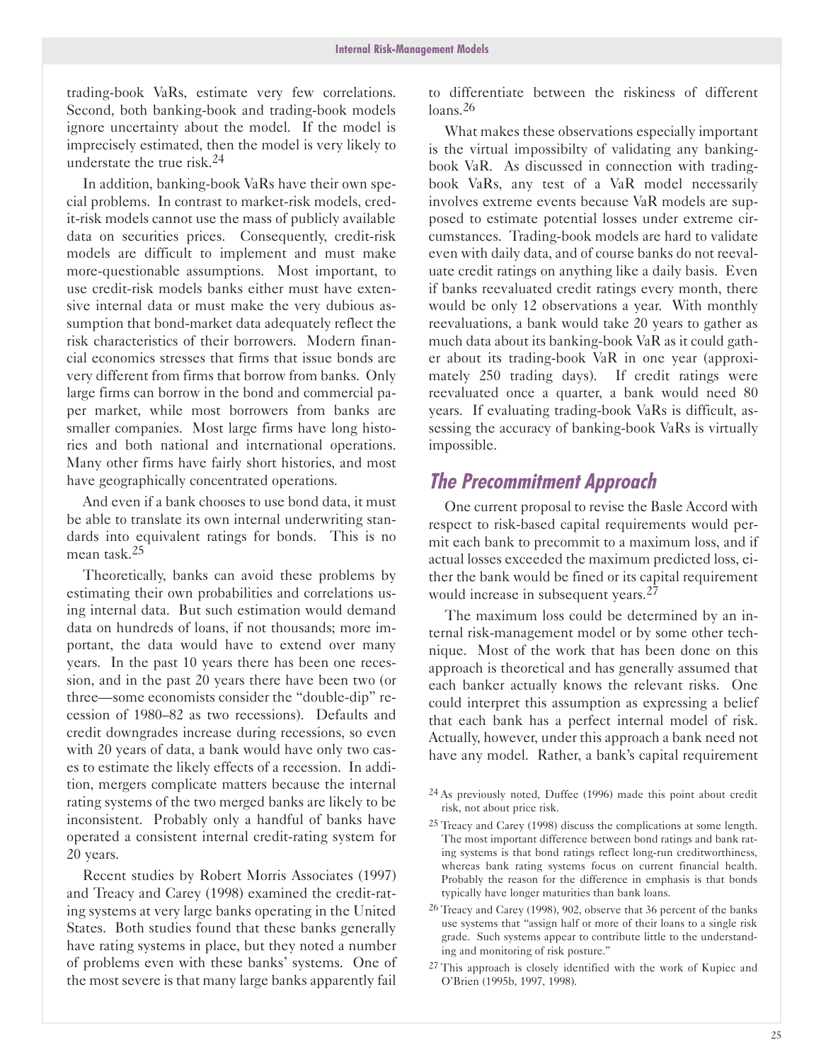trading-book VaRs, estimate very few correlations. Second, both banking-book and trading-book models ignore uncertainty about the model. If the model is imprecisely estimated, then the model is very likely to understate the true risk.[24]

In addition, banking-book VaRs have their own special problems. In contrast to market-risk models, credit-risk models cannot use the mass of publicly available data on securities prices. Consequently, credit-risk models are difficult to implement and must make more-questionable assumptions. Most important, to use credit-risk models banks either must have extensive internal data or must make the very dubious assumption that bond-market data adequately reflect the risk characteristics of their borrowers. Modern financial economics stresses that firms that issue bonds are very different from firms that borrow from banks. Only large firms can borrow in the bond and commercial paper market, while most borrowers from banks are smaller companies. Most large firms have long histories and both national and international operations. Many other firms have fairly short histories, and most have geographically concentrated operations.

And even if a bank chooses to use bond data, it must be able to translate its own internal underwriting standards into equivalent ratings for bonds. This is no mean task.[25]

Theoretically, banks can avoid these problems by estimating their own probabilities and correlations using internal data. But such estimation would demand data on hundreds of loans, if not thousands; more important, the data would have to extend over many years. In the past 10 years there has been one recession, and in the past 20 years there have been two (or three—some economists consider the "double-dip" recession of 1980–82 as two recessions). Defaults and credit downgrades increase during recessions, so even with 20 years of data, a bank would have only two cases to estimate the likely effects of a recession. In addition, mergers complicate matters because the internal rating systems of the two merged banks are likely to be inconsistent. Probably only a handful of banks have operated a consistent internal credit-rating system for 20 years.

Recent studies by Robert Morris Associates (1997) and Treacy and Carey (1998) examined the credit-rating systems at very large banks operating in the United States. Both studies found that these banks generally have rating systems in place, but they noted a number of problems even with these banks' systems. One of the most severe is that many large banks apparently fail to differentiate between the riskiness of different loans.[26]

What makes these observations especially important is the virtual impossibilty of validating any banking-book VaR. As discussed in connection with trading-book VaRs, any test of a VaR model necessarily involves extreme events because VaR models are supposed to estimate potential losses under extreme circumstances. Trading-book models are hard to validate even with daily data, and of course banks do not reevaluate credit ratings on anything like a daily basis. Even if banks reevaluated credit ratings every month, there would be only 12 observations a year. With monthly reevaluations, a bank would take 20 years to gather as much data about its banking-book VaR as it could gather about its trading-book VaR in one year (approximately 250 trading days). If credit ratings were reevaluated once a quarter, a bank would need 80 years. If evaluating trading-book VaRs is difficult, assessing the accuracy of banking-book VaRs is virtually impossible.

## *The Precommitment Approach*

One current proposal to revise the Basle Accord with respect to risk-based capital requirements would permit each bank to precommit to a maximum loss, and if actual losses exceeded the maximum predicted loss, either the bank would be fined or its capital requirement would increase in subsequent years.[27]

The maximum loss could be determined by an internal risk-management model or by some other technique. Most of the work that has been done on this approach is theoretical and has generally assumed that each banker actually knows the relevant risks. One could interpret this assumption as expressing a belief that each bank has a perfect internal model of risk. Actually, however, under this approach a bank need not have any model. Rather, a bank's capital requirement

[24] As previously noted, Duffee (1996) made this point about credit risk, not about price risk.

[25] Treacy and Carey (1998) discuss the complications at some length. The most important difference between bond ratings and bank rating systems is that bond ratings reflect long-run creditworthiness, whereas bank rating systems focus on current financial health. Probably the reason for the difference in emphasis is that bonds typically have longer maturities than bank loans.

[26] Treacy and Carey (1998), 902, observe that 36 percent of the banks use systems that "assign half or more of their loans to a single risk grade. Such systems appear to contribute little to the understanding and monitoring of risk posture."

[27] This approach is closely identified with the work of Kupiec and O'Brien (1995b, 1997, 1998).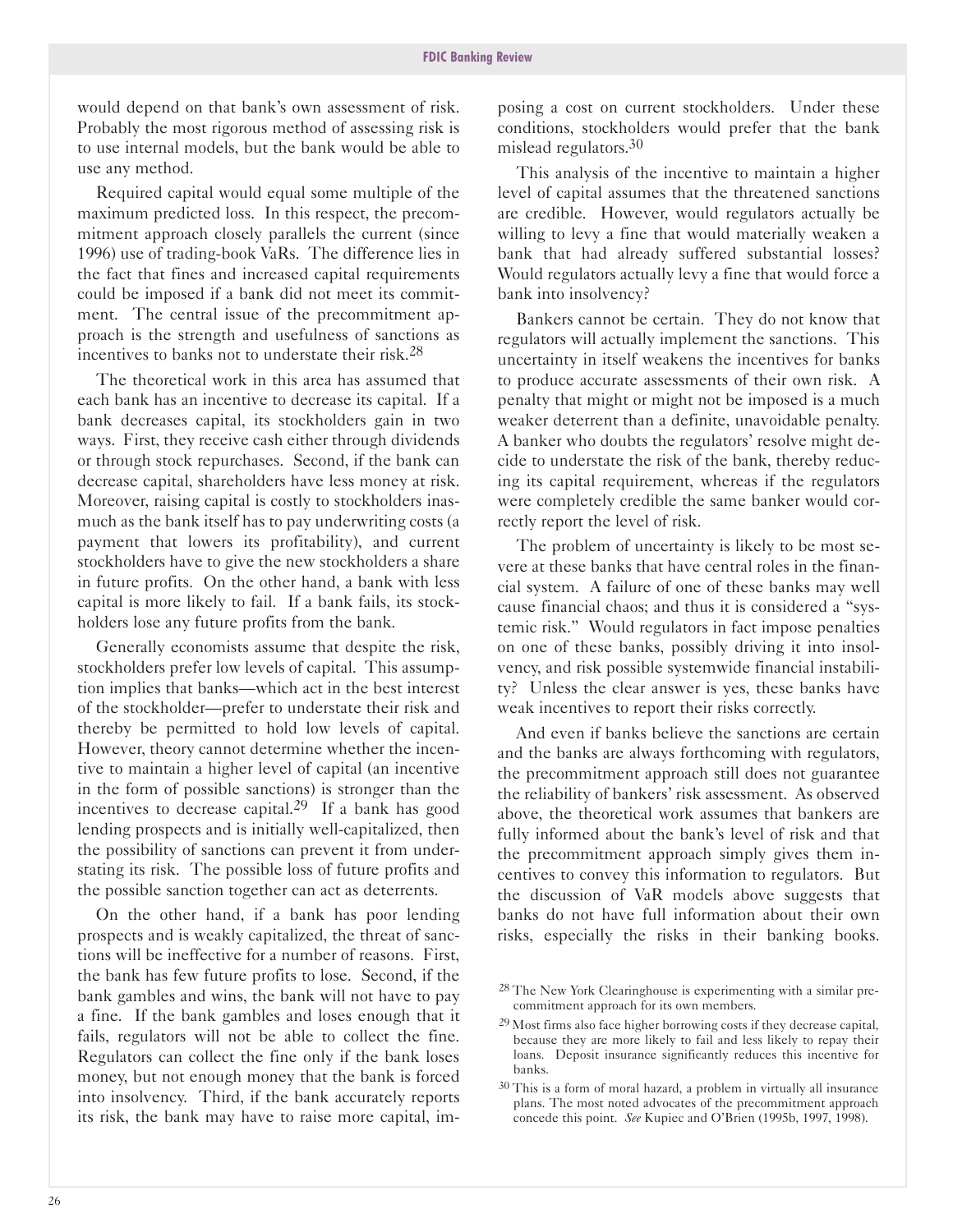would depend on that bank's own assessment of risk. Probably the most rigorous method of assessing risk is to use internal models, but the bank would be able to use any method.

Required capital would equal some multiple of the maximum predicted loss. In this respect, the precommitment approach closely parallels the current (since 1996) use of trading-book VaRs. The difference lies in the fact that fines and increased capital requirements could be imposed if a bank did not meet its commitment. The central issue of the precommitment approach is the strength and usefulness of sanctions as incentives to banks not to understate their risk.[28]

The theoretical work in this area has assumed that each bank has an incentive to decrease its capital. If a bank decreases capital, its stockholders gain in two ways. First, they receive cash either through dividends or through stock repurchases. Second, if the bank can decrease capital, shareholders have less money at risk. Moreover, raising capital is costly to stockholders inasmuch as the bank itself has to pay underwriting costs (a payment that lowers its profitability), and current stockholders have to give the new stockholders a share in future profits. On the other hand, a bank with less capital is more likely to fail. If a bank fails, its stockholders lose any future profits from the bank.

Generally economists assume that despite the risk, stockholders prefer low levels of capital. This assumption implies that banks—which act in the best interest of the stockholder—prefer to understate their risk and thereby be permitted to hold low levels of capital. However, theory cannot determine whether the incentive to maintain a higher level of capital (an incentive in the form of possible sanctions) is stronger than the incentives to decrease capital.[29] If a bank has good lending prospects and is initially well-capitalized, then the possibility of sanctions can prevent it from understating its risk. The possible loss of future profits and the possible sanction together can act as deterrents.

On the other hand, if a bank has poor lending prospects and is weakly capitalized, the threat of sanctions will be ineffective for a number of reasons. First, the bank has few future profits to lose. Second, if the bank gambles and wins, the bank will not have to pay a fine. If the bank gambles and loses enough that it fails, regulators will not be able to collect the fine. Regulators can collect the fine only if the bank loses money, but not enough money that the bank is forced into insolvency. Third, if the bank accurately reports its risk, the bank may have to raise more capital, imposing a cost on current stockholders. Under these conditions, stockholders would prefer that the bank mislead regulators.[30]

This analysis of the incentive to maintain a higher level of capital assumes that the threatened sanctions are credible. However, would regulators actually be willing to levy a fine that would materially weaken a bank that had already suffered substantial losses? Would regulators actually levy a fine that would force a bank into insolvency?

Bankers cannot be certain. They do not know that regulators will actually implement the sanctions. This uncertainty in itself weakens the incentives for banks to produce accurate assessments of their own risk. A penalty that might or might not be imposed is a much weaker deterrent than a definite, unavoidable penalty. A banker who doubts the regulators' resolve might decide to understate the risk of the bank, thereby reducing its capital requirement, whereas if the regulators were completely credible the same banker would correctly report the level of risk.

The problem of uncertainty is likely to be most severe at these banks that have central roles in the financial system. A failure of one of these banks may well cause financial chaos; and thus it is considered a "systemic risk." Would regulators in fact impose penalties on one of these banks, possibly driving it into insolvency, and risk possible systemwide financial instability? Unless the clear answer is yes, these banks have weak incentives to report their risks correctly.

And even if banks believe the sanctions are certain and the banks are always forthcoming with regulators, the precommitment approach still does not guarantee the reliability of bankers' risk assessment. As observed above, the theoretical work assumes that bankers are fully informed about the bank's level of risk and that the precommitment approach simply gives them incentives to convey this information to regulators. But the discussion of VaR models above suggests that banks do not have full information about their own risks, especially the risks in their banking books.

[28] The New York Clearinghouse is experimenting with a similar precommitment approach for its own members.

[29] Most firms also face higher borrowing costs if they decrease capital, because they are more likely to fail and less likely to repay their loans. Deposit insurance significantly reduces this incentive for banks.

[30] This is a form of moral hazard, a problem in virtually all insurance plans. The most noted advocates of the precommitment approach concede this point. *See* Kupiec and O'Brien (1995b, 1997, 1998).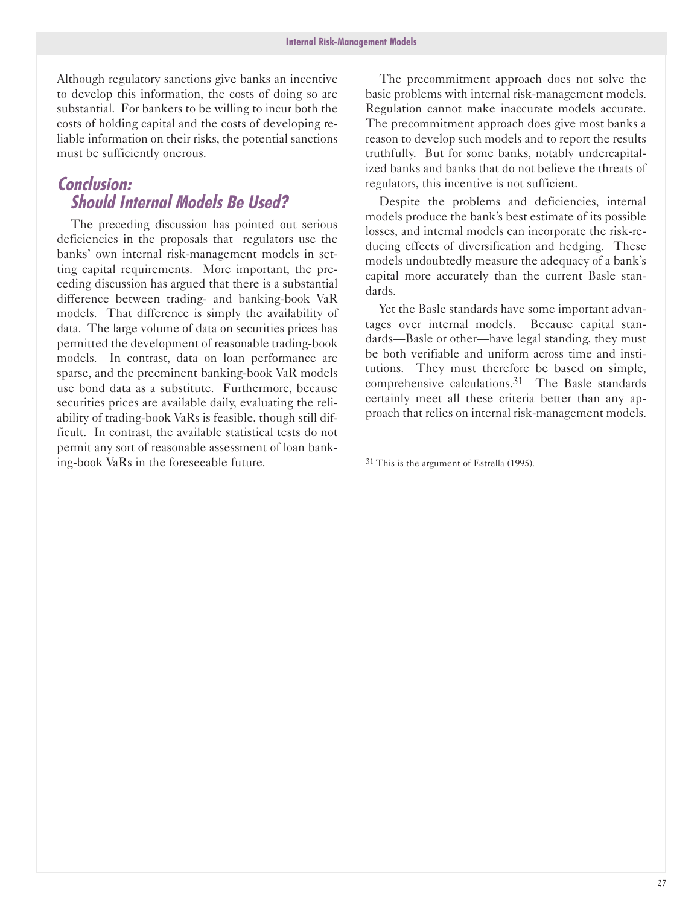Although regulatory sanctions give banks an incentive to develop this information, the costs of doing so are substantial. For bankers to be willing to incur both the costs of holding capital and the costs of developing reliable information on their risks, the potential sanctions must be sufficiently onerous.

## Conclusion: Should Internal Models Be Used?

The preceding discussion has pointed out serious deficiencies in the proposals that regulators use the banks' own internal risk-management models in setting capital requirements. More important, the preceding discussion has argued that there is a substantial difference between trading- and banking-book VaR models. That difference is simply the availability of data. The large volume of data on securities prices has permitted the development of reasonable trading-book models. In contrast, data on loan performance are sparse, and the preeminent banking-book VaR models use bond data as a substitute. Furthermore, because securities prices are available daily, evaluating the reliability of trading-book VaRs is feasible, though still difficult. In contrast, the available statistical tests do not permit any sort of reasonable assessment of loan banking-book VaRs in the foreseeable future.

The precommitment approach does not solve the basic problems with internal risk-management models. Regulation cannot make inaccurate models accurate. The precommitment approach does give most banks a reason to develop such models and to report the results truthfully. But for some banks, notably undercapitalized banks and banks that do not believe the threats of regulators, this incentive is not sufficient.

Despite the problems and deficiencies, internal models produce the bank's best estimate of its possible losses, and internal models can incorporate the risk-reducing effects of diversification and hedging. These models undoubtedly measure the adequacy of a bank's capital more accurately than the current Basle standards.

Yet the Basle standards have some important advantages over internal models. Because capital standards—Basle or other—have legal standing, they must be both verifiable and uniform across time and institutions. They must therefore be based on simple, comprehensive calculations.[31] The Basle standards certainly meet all these criteria better than any approach that relies on internal risk-management models.

[31] This is the argument of Estrella (1995).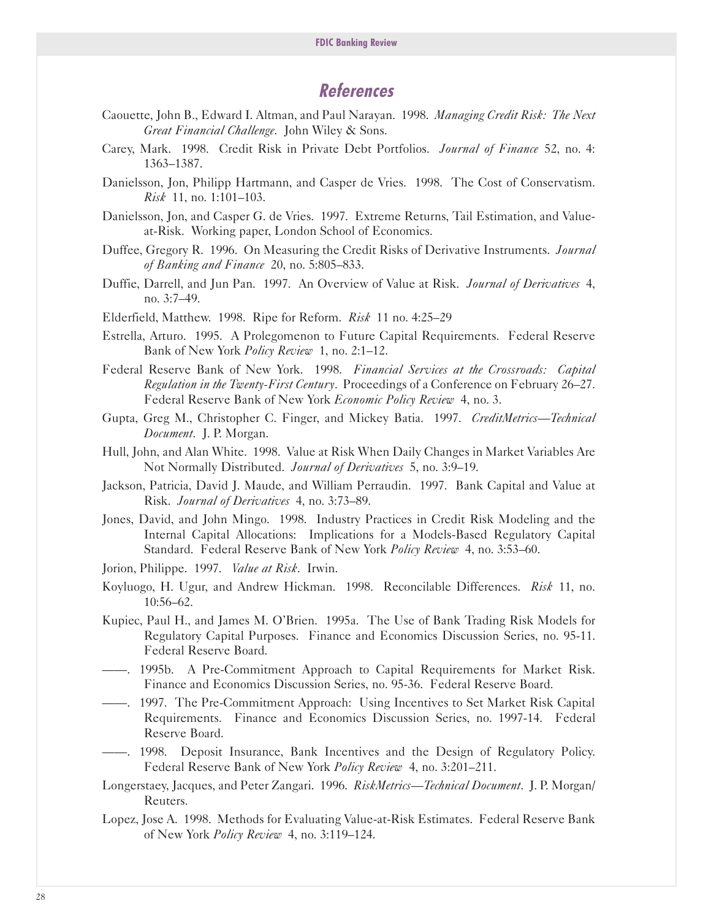## References

Caouette, John B., Edward I. Altman, and Paul Narayan. 1998. *Managing Credit Risk: The Next Great Financial Challenge*. John Wiley & Sons.

Carey, Mark. 1998. Credit Risk in Private Debt Portfolios. *Journal of Finance* 52, no. 4: 1363–1387.

Danielsson, Jon, Philipp Hartmann, and Casper de Vries. 1998. The Cost of Conservatism. *Risk* 11, no. 1:101–103.

Danielsson, Jon, and Casper G. de Vries. 1997. Extreme Returns, Tail Estimation, and Value-at-Risk. Working paper, London School of Economics.

Duffee, Gregory R. 1996. On Measuring the Credit Risks of Derivative Instruments. *Journal of Banking and Finance* 20, no. 5:805–833.

Duffie, Darrell, and Jun Pan. 1997. An Overview of Value at Risk. *Journal of Derivatives* 4, no. 3:7–49.

Elderfield, Matthew. 1998. Ripe for Reform. *Risk* 11 no. 4:25–29

Estrella, Arturo. 1995. A Prolegomenon to Future Capital Requirements. Federal Reserve Bank of New York *Policy Review* 1, no. 2:1–12.

Federal Reserve Bank of New York. 1998. *Financial Services at the Crossroads: Capital Regulation in the Twenty-First Century*. Proceedings of a Conference on February 26–27. Federal Reserve Bank of New York *Economic Policy Review* 4, no. 3.

Gupta, Greg M., Christopher C. Finger, and Mickey Batia. 1997. *CreditMetrics—Technical Document*. J. P. Morgan.

Hull, John, and Alan White. 1998. Value at Risk When Daily Changes in Market Variables Are Not Normally Distributed. *Journal of Derivatives* 5, no. 3:9–19.

Jackson, Patricia, David J. Maude, and William Perraudin. 1997. Bank Capital and Value at Risk. *Journal of Derivatives* 4, no. 3:73–89.

Jones, David, and John Mingo. 1998. Industry Practices in Credit Risk Modeling and the Internal Capital Allocations: Implications for a Models-Based Regulatory Capital Standard. Federal Reserve Bank of New York *Policy Review* 4, no. 3:53–60.

Jorion, Philippe. 1997. *Value at Risk*. Irwin.

Koyluogo, H. Ugur, and Andrew Hickman. 1998. Reconcilable Differences. *Risk* 11, no. 10:56–62.

Kupiec, Paul H., and James M. O'Brien. 1995a. The Use of Bank Trading Risk Models for Regulatory Capital Purposes. Finance and Economics Discussion Series, no. 95-11. Federal Reserve Board.

——. 1995b. A Pre-Commitment Approach to Capital Requirements for Market Risk. Finance and Economics Discussion Series, no. 95-36. Federal Reserve Board.

——. 1997. The Pre-Commitment Approach: Using Incentives to Set Market Risk Capital Requirements. Finance and Economics Discussion Series, no. 1997-14. Federal Reserve Board.

——. 1998. Deposit Insurance, Bank Incentives and the Design of Regulatory Policy. Federal Reserve Bank of New York *Policy Review* 4, no. 3:201–211.

Longerstaey, Jacques, and Peter Zangari. 1996. *RiskMetrics—Technical Document*. J. P. Morgan/Reuters.

Lopez, Jose A. 1998. Methods for Evaluating Value-at-Risk Estimates. Federal Reserve Bank of New York *Policy Review* 4, no. 3:119–124.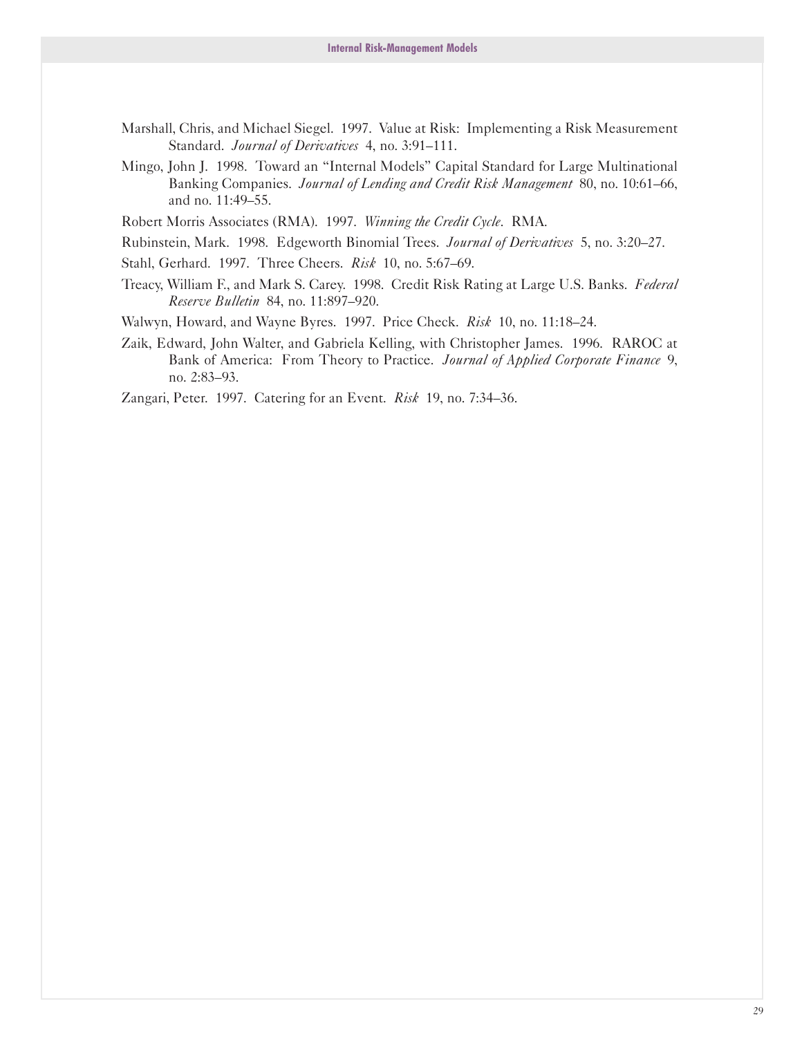Marshall, Chris, and Michael Siegel. 1997. Value at Risk: Implementing a Risk Measurement Standard. *Journal of Derivatives* 4, no. 3:91–111.

Mingo, John J. 1998. Toward an "Internal Models" Capital Standard for Large Multinational Banking Companies. *Journal of Lending and Credit Risk Management* 80, no. 10:61–66, and no. 11:49–55.

Robert Morris Associates (RMA). 1997. *Winning the Credit Cycle*. RMA.

Rubinstein, Mark. 1998. Edgeworth Binomial Trees. *Journal of Derivatives* 5, no. 3:20–27.

Stahl, Gerhard. 1997. Three Cheers. *Risk* 10, no. 5:67–69.

Treacy, William F., and Mark S. Carey. 1998. Credit Risk Rating at Large U.S. Banks. *Federal Reserve Bulletin* 84, no. 11:897–920.

Walwyn, Howard, and Wayne Byres. 1997. Price Check. *Risk* 10, no. 11:18–24.

Zaik, Edward, John Walter, and Gabriela Kelling, with Christopher James. 1996. RAROC at Bank of America: From Theory to Practice. *Journal of Applied Corporate Finance* 9, no. 2:83–93.

Zangari, Peter. 1997. Catering for an Event. *Risk* 19, no. 7:34–36.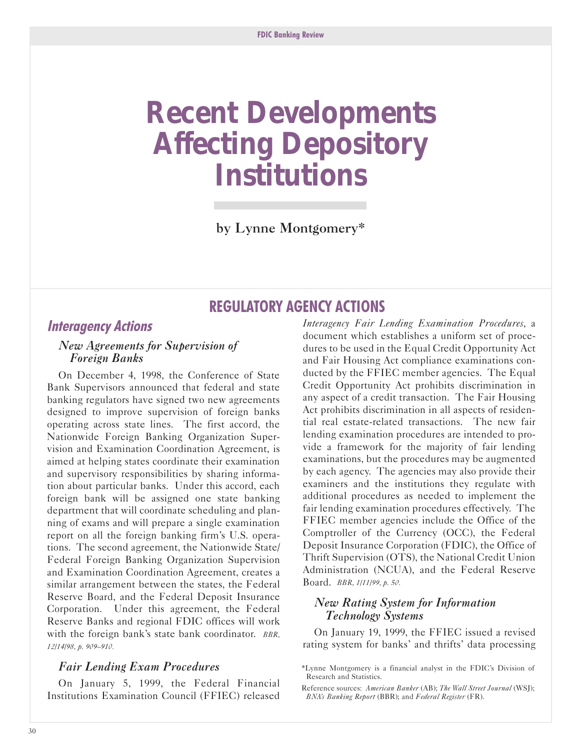# Recent Developments Affecting Depository Institutions

by Lynne Montgomery*

## REGULATORY AGENCY ACTIONS

### Interagency Actions

#### New Agreements for Supervision of Foreign Banks

On December 4, 1998, the Conference of State Bank Supervisors announced that federal and state banking regulators have signed two new agreements designed to improve supervision of foreign banks operating across state lines. The first accord, the Nationwide Foreign Banking Organization Supervision and Examination Coordination Agreement, is aimed at helping states coordinate their examination and supervisory responsibilities by sharing information about particular banks. Under this accord, each foreign bank will be assigned one state banking department that will coordinate scheduling and planning of exams and will prepare a single examination report on all the foreign banking firm's U.S. operations. The second agreement, the Nationwide State/Federal Foreign Banking Organization Supervision and Examination Coordination Agreement, creates a similar arrangement between the states, the Federal Reserve Board, and the Federal Deposit Insurance Corporation. Under this agreement, the Federal Reserve Banks and regional FDIC offices will work with the foreign bank's state bank coordinator. *BBR, 12/14/98, p. 909–910.*

#### Fair Lending Exam Procedures

On January 5, 1999, the Federal Financial Institutions Examination Council (FFIEC) released *Interagency Fair Lending Examination Procedures*, a document which establishes a uniform set of procedures to be used in the Equal Credit Opportunity Act and Fair Housing Act compliance examinations conducted by the FFIEC member agencies. The Equal Credit Opportunity Act prohibits discrimination in any aspect of a credit transaction. The Fair Housing Act prohibits discrimination in all aspects of residential real estate-related transactions. The new fair lending examination procedures are intended to provide a framework for the majority of fair lending examinations, but the procedures may be augmented by each agency. The agencies may also provide their examiners and the institutions they regulate with additional procedures as needed to implement the fair lending examination procedures effectively. The FFIEC member agencies include the Office of the Comptroller of the Currency (OCC), the Federal Deposit Insurance Corporation (FDIC), the Office of Thrift Supervision (OTS), the National Credit Union Administration (NCUA), and the Federal Reserve Board. *BBR, 1/11/99, p. 50.*

#### New Rating System for Information Technology Systems

On January 19, 1999, the FFIEC issued a revised rating system for banks' and thrifts' data processing

*Lynne Montgomery is a financial analyst in the FDIC's Division of Research and Statistics.

Reference sources: *American Banker* (AB); *The Wall Street Journal* (WSJ); *BNA's Banking Report* (BBR); and *Federal Register* (FR).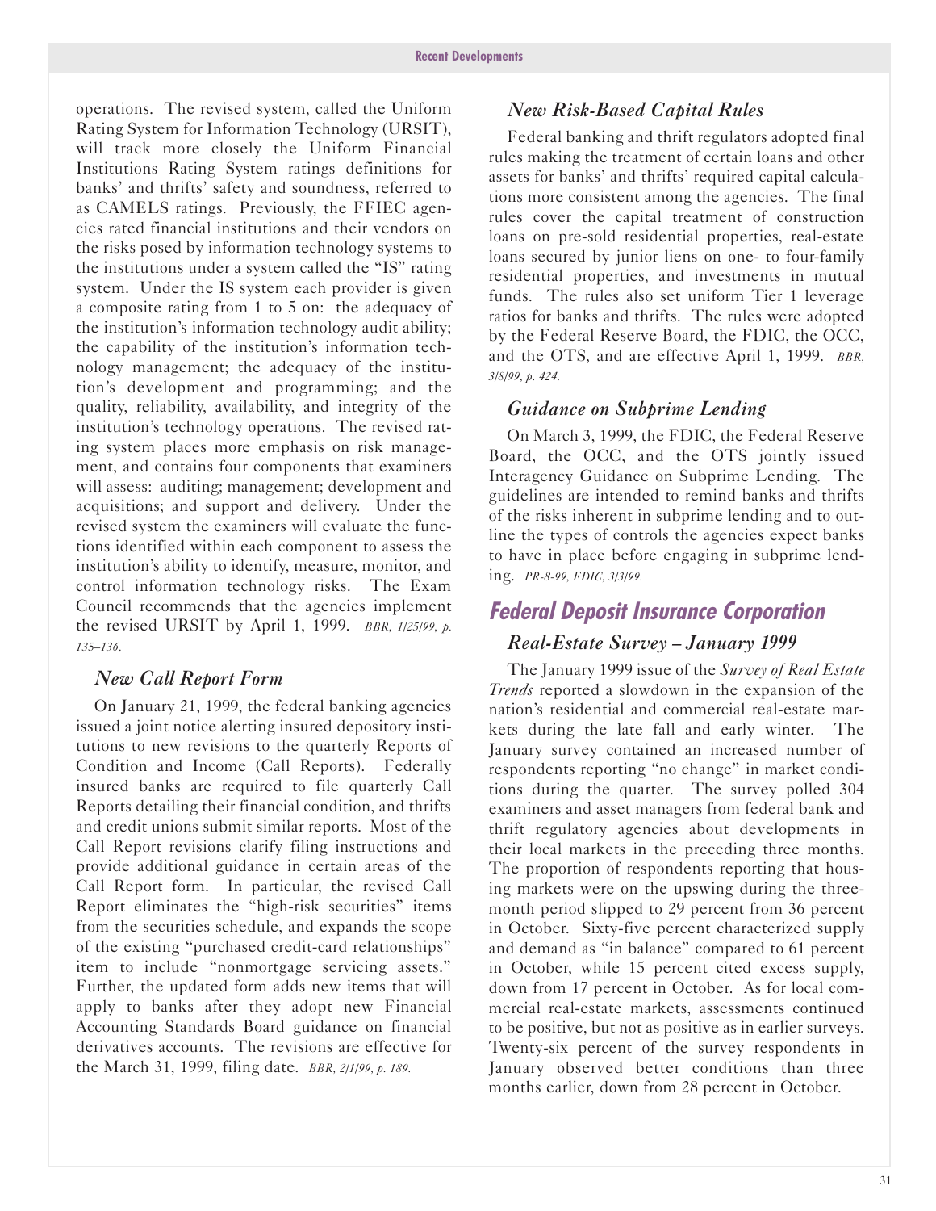operations. The revised system, called the Uniform Rating System for Information Technology (URSIT), will track more closely the Uniform Financial Institutions Rating System ratings definitions for banks' and thrifts' safety and soundness, referred to as CAMELS ratings. Previously, the FFIEC agencies rated financial institutions and their vendors on the risks posed by information technology systems to the institutions under a system called the "IS" rating system. Under the IS system each provider is given a composite rating from 1 to 5 on: the adequacy of the institution's information technology audit ability; the capability of the institution's information technology management; the adequacy of the institution's development and programming; and the quality, reliability, availability, and integrity of the institution's technology operations. The revised rating system places more emphasis on risk management, and contains four components that examiners will assess: auditing; management; development and acquisitions; and support and delivery. Under the revised system the examiners will evaluate the functions identified within each component to assess the institution's ability to identify, measure, monitor, and control information technology risks. The Exam Council recommends that the agencies implement the revised URSIT by April 1, 1999. *BBR, 1/25/99, p. 135–136.*

### New Call Report Form

On January 21, 1999, the federal banking agencies issued a joint notice alerting insured depository institutions to new revisions to the quarterly Reports of Condition and Income (Call Reports). Federally insured banks are required to file quarterly Call Reports detailing their financial condition, and thrifts and credit unions submit similar reports. Most of the Call Report revisions clarify filing instructions and provide additional guidance in certain areas of the Call Report form. In particular, the revised Call Report eliminates the "high-risk securities" items from the securities schedule, and expands the scope of the existing "purchased credit-card relationships" item to include "nonmortgage servicing assets." Further, the updated form adds new items that will apply to banks after they adopt new Financial Accounting Standards Board guidance on financial derivatives accounts. The revisions are effective for the March 31, 1999, filing date. *BBR, 2/1/99, p. 189.*

### New Risk-Based Capital Rules

Federal banking and thrift regulators adopted final rules making the treatment of certain loans and other assets for banks' and thrifts' required capital calculations more consistent among the agencies. The final rules cover the capital treatment of construction loans on pre-sold residential properties, real-estate loans secured by junior liens on one- to four-family residential properties, and investments in mutual funds. The rules also set uniform Tier 1 leverage ratios for banks and thrifts. The rules were adopted by the Federal Reserve Board, the FDIC, the OCC, and the OTS, and are effective April 1, 1999. *BBR, 3/8/99, p. 424.*

### Guidance on Subprime Lending

On March 3, 1999, the FDIC, the Federal Reserve Board, the OCC, and the OTS jointly issued Interagency Guidance on Subprime Lending. The guidelines are intended to remind banks and thrifts of the risks inherent in subprime lending and to outline the types of controls the agencies expect banks to have in place before engaging in subprime lending. *PR-8-99, FDIC, 3/3/99.*

## Federal Deposit Insurance Corporation

### Real-Estate Survey – January 1999

The January 1999 issue of the *Survey of Real Estate Trends* reported a slowdown in the expansion of the nation's residential and commercial real-estate markets during the late fall and early winter. The January survey contained an increased number of respondents reporting "no change" in market conditions during the quarter. The survey polled 304 examiners and asset managers from federal bank and thrift regulatory agencies about developments in their local markets in the preceding three months. The proportion of respondents reporting that housing markets were on the upswing during the three-month period slipped to 29 percent from 36 percent in October. Sixty-five percent characterized supply and demand as "in balance" compared to 61 percent in October, while 15 percent cited excess supply, down from 17 percent in October. As for local commercial real-estate markets, assessments continued to be positive, but not as positive as in earlier surveys. Twenty-six percent of the survey respondents in January observed better conditions than three months earlier, down from 28 percent in October.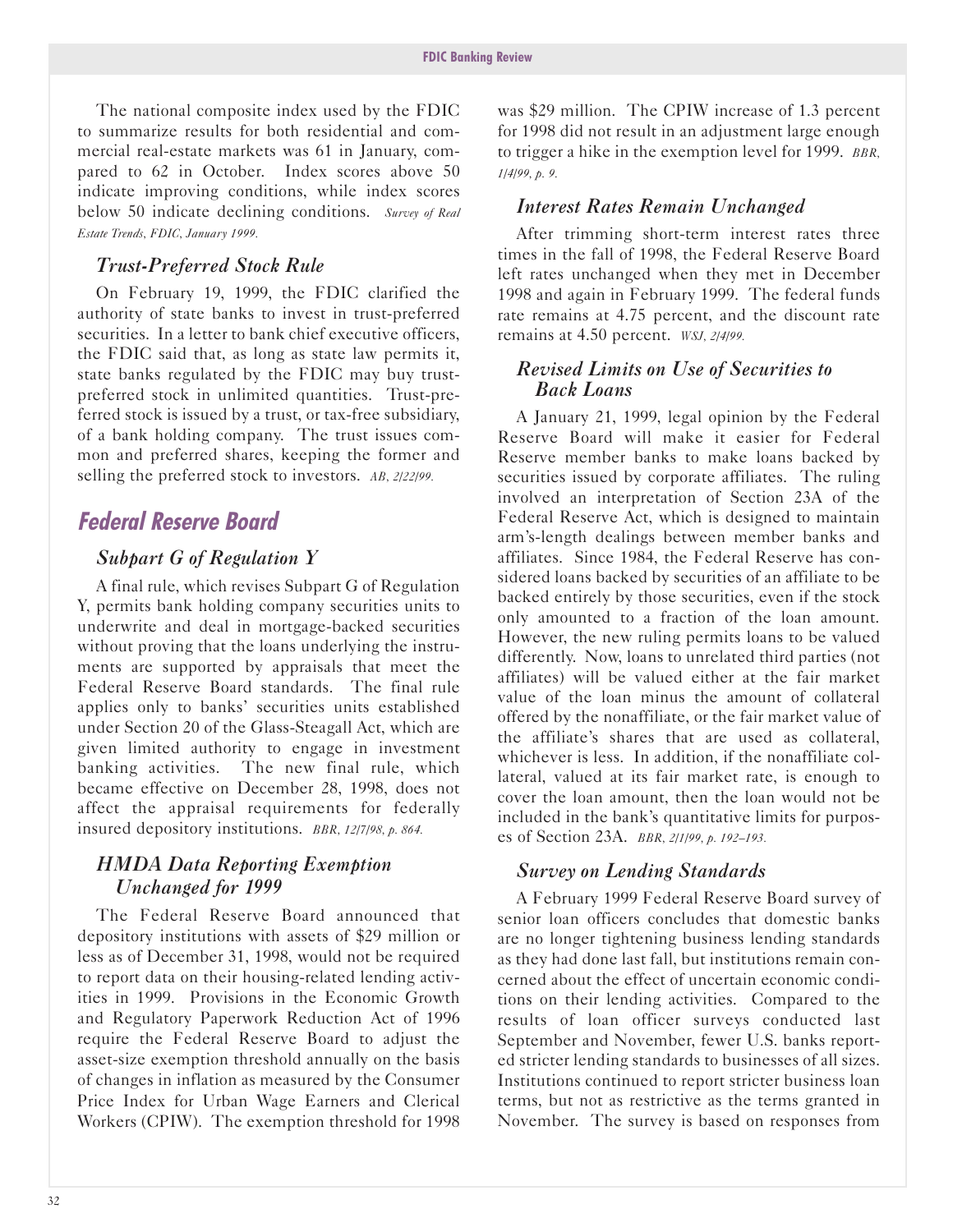The national composite index used by the FDIC to summarize results for both residential and commercial real-estate markets was 61 in January, compared to 62 in October. Index scores above 50 indicate improving conditions, while index scores below 50 indicate declining conditions. *Survey of Real Estate Trends, FDIC, January 1999.*

### Trust-Preferred Stock Rule

On February 19, 1999, the FDIC clarified the authority of state banks to invest in trust-preferred securities. In a letter to bank chief executive officers, the FDIC said that, as long as state law permits it, state banks regulated by the FDIC may buy trust-preferred stock in unlimited quantities. Trust-preferred stock is issued by a trust, or tax-free subsidiary, of a bank holding company. The trust issues common and preferred shares, keeping the former and selling the preferred stock to investors. *AB, 2/22/99.*

## Federal Reserve Board

### Subpart G of Regulation Y

A final rule, which revises Subpart G of Regulation Y, permits bank holding company securities units to underwrite and deal in mortgage-backed securities without proving that the loans underlying the instruments are supported by appraisals that meet the Federal Reserve Board standards. The final rule applies only to banks' securities units established under Section 20 of the Glass-Steagall Act, which are given limited authority to engage in investment banking activities. The new final rule, which became effective on December 28, 1998, does not affect the appraisal requirements for federally insured depository institutions. *BBR, 12/7/98, p. 864.*

### HMDA Data Reporting Exemption Unchanged for 1999

The Federal Reserve Board announced that depository institutions with assets of $29 million or less as of December 31, 1998, would not be required to report data on their housing-related lending activities in 1999. Provisions in the Economic Growth and Regulatory Paperwork Reduction Act of 1996 require the Federal Reserve Board to adjust the asset-size exemption threshold annually on the basis of changes in inflation as measured by the Consumer Price Index for Urban Wage Earners and Clerical Workers (CPIW). The exemption threshold for 1998 was $29 million. The CPIW increase of 1.3 percent for 1998 did not result in an adjustment large enough to trigger a hike in the exemption level for 1999. *BBR, 1/4/99, p. 9.*

### Interest Rates Remain Unchanged

After trimming short-term interest rates three times in the fall of 1998, the Federal Reserve Board left rates unchanged when they met in December 1998 and again in February 1999. The federal funds rate remains at 4.75 percent, and the discount rate remains at 4.50 percent. *WSJ, 2/4/99.*

### Revised Limits on Use of Securities to Back Loans

A January 21, 1999, legal opinion by the Federal Reserve Board will make it easier for Federal Reserve member banks to make loans backed by securities issued by corporate affiliates. The ruling involved an interpretation of Section 23A of the Federal Reserve Act, which is designed to maintain arm's-length dealings between member banks and affiliates. Since 1984, the Federal Reserve has considered loans backed by securities of an affiliate to be backed entirely by those securities, even if the stock only amounted to a fraction of the loan amount. However, the new ruling permits loans to be valued differently. Now, loans to unrelated third parties (not affiliates) will be valued either at the fair market value of the loan minus the amount of collateral offered by the nonaffiliate, or the fair market value of the affiliate's shares that are used as collateral, whichever is less. In addition, if the nonaffiliate collateral, valued at its fair market rate, is enough to cover the loan amount, then the loan would not be included in the bank's quantitative limits for purposes of Section 23A. *BBR, 2/1/99, p. 192–193.*

### Survey on Lending Standards

A February 1999 Federal Reserve Board survey of senior loan officers concludes that domestic banks are no longer tightening business lending standards as they had done last fall, but institutions remain concerned about the effect of uncertain economic conditions on their lending activities. Compared to the results of loan officer surveys conducted last September and November, fewer U.S. banks reported stricter lending standards to businesses of all sizes. Institutions continued to report stricter business loan terms, but not as restrictive as the terms granted in November. The survey is based on responses from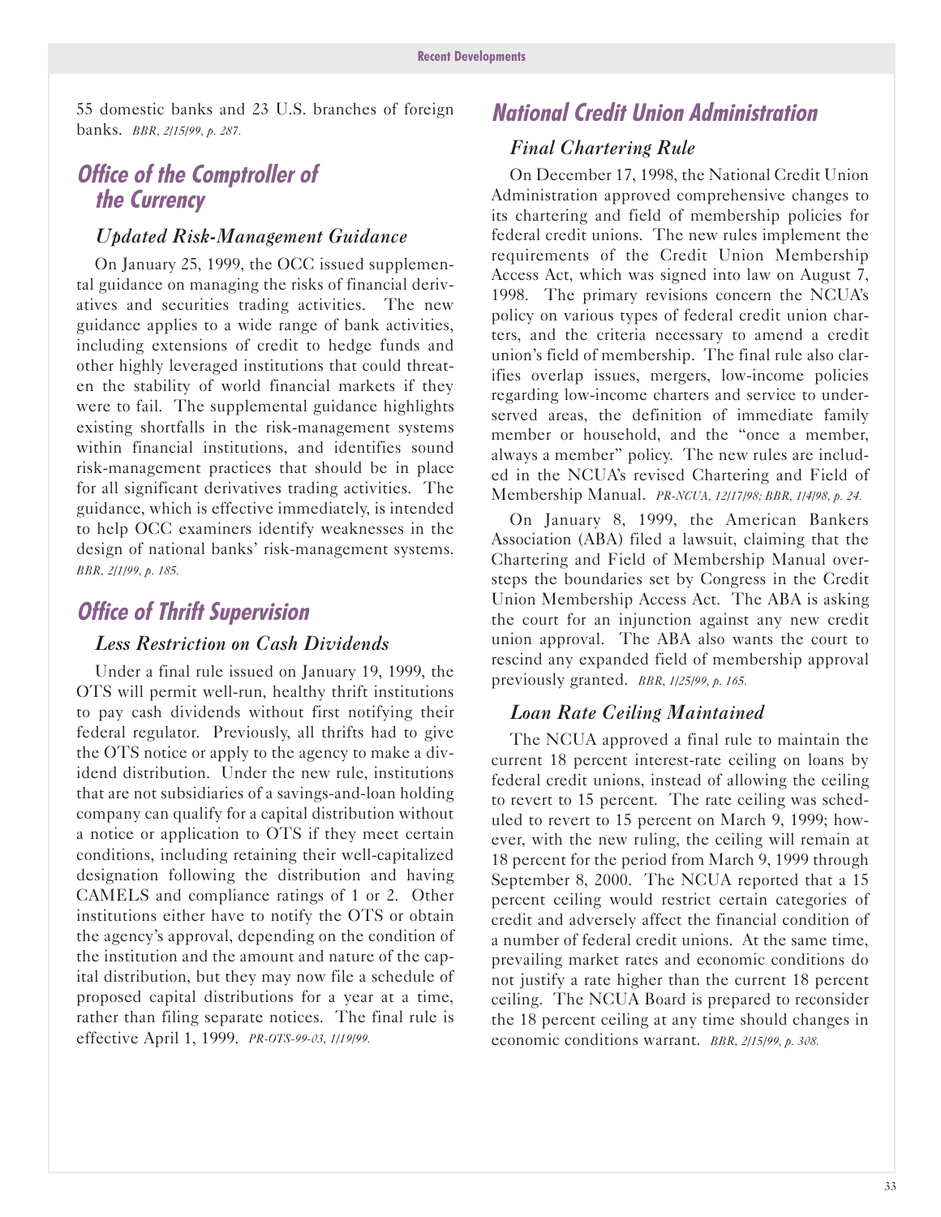55 domestic banks and 23 U.S. branches of foreign banks. *BBR, 2/15/99, p. 287.*

## Office of the Comptroller of the Currency

### *Updated Risk-Management Guidance*

On January 25, 1999, the OCC issued supplemental guidance on managing the risks of financial derivatives and securities trading activities. The new guidance applies to a wide range of bank activities, including extensions of credit to hedge funds and other highly leveraged institutions that could threaten the stability of world financial markets if they were to fail. The supplemental guidance highlights existing shortfalls in the risk-management systems within financial institutions, and identifies sound risk-management practices that should be in place for all significant derivatives trading activities. The guidance, which is effective immediately, is intended to help OCC examiners identify weaknesses in the design of national banks' risk-management systems. *BBR, 2/1/99, p. 185.*

## Office of Thrift Supervision

### *Less Restriction on Cash Dividends*

Under a final rule issued on January 19, 1999, the OTS will permit well-run, healthy thrift institutions to pay cash dividends without first notifying their federal regulator. Previously, all thrifts had to give the OTS notice or apply to the agency to make a dividend distribution. Under the new rule, institutions that are not subsidiaries of a savings-and-loan holding company can qualify for a capital distribution without a notice or application to OTS if they meet certain conditions, including retaining their well-capitalized designation following the distribution and having CAMELS and compliance ratings of 1 or 2. Other institutions either have to notify the OTS or obtain the agency's approval, depending on the condition of the institution and the amount and nature of the capital distribution, but they may now file a schedule of proposed capital distributions for a year at a time, rather than filing separate notices. The final rule is effective April 1, 1999. *PR-OTS-99-03, 1/19/99.*

## National Credit Union Administration

### *Final Chartering Rule*

On December 17, 1998, the National Credit Union Administration approved comprehensive changes to its chartering and field of membership policies for federal credit unions. The new rules implement the requirements of the Credit Union Membership Access Act, which was signed into law on August 7, 1998. The primary revisions concern the NCUA's policy on various types of federal credit union charters, and the criteria necessary to amend a credit union's field of membership. The final rule also clarifies overlap issues, mergers, low-income policies regarding low-income charters and service to underserved areas, the definition of immediate family member or household, and the "once a member, always a member" policy. The new rules are included in the NCUA's revised Chartering and Field of Membership Manual. *PR-NCUA, 12/17/98; BBR, 1/4/98, p. 24.*

On January 8, 1999, the American Bankers Association (ABA) filed a lawsuit, claiming that the Chartering and Field of Membership Manual oversteps the boundaries set by Congress in the Credit Union Membership Access Act. The ABA is asking the court for an injunction against any new credit union approval. The ABA also wants the court to rescind any expanded field of membership approval previously granted. *BBR, 1/25/99, p. 165.*

### *Loan Rate Ceiling Maintained*

The NCUA approved a final rule to maintain the current 18 percent interest-rate ceiling on loans by federal credit unions, instead of allowing the ceiling to revert to 15 percent. The rate ceiling was scheduled to revert to 15 percent on March 9, 1999; however, with the new ruling, the ceiling will remain at 18 percent for the period from March 9, 1999 through September 8, 2000. The NCUA reported that a 15 percent ceiling would restrict certain categories of credit and adversely affect the financial condition of a number of federal credit unions. At the same time, prevailing market rates and economic conditions do not justify a rate higher than the current 18 percent ceiling. The NCUA Board is prepared to reconsider the 18 percent ceiling at any time should changes in economic conditions warrant. *BBR, 2/15/99, p. 308.*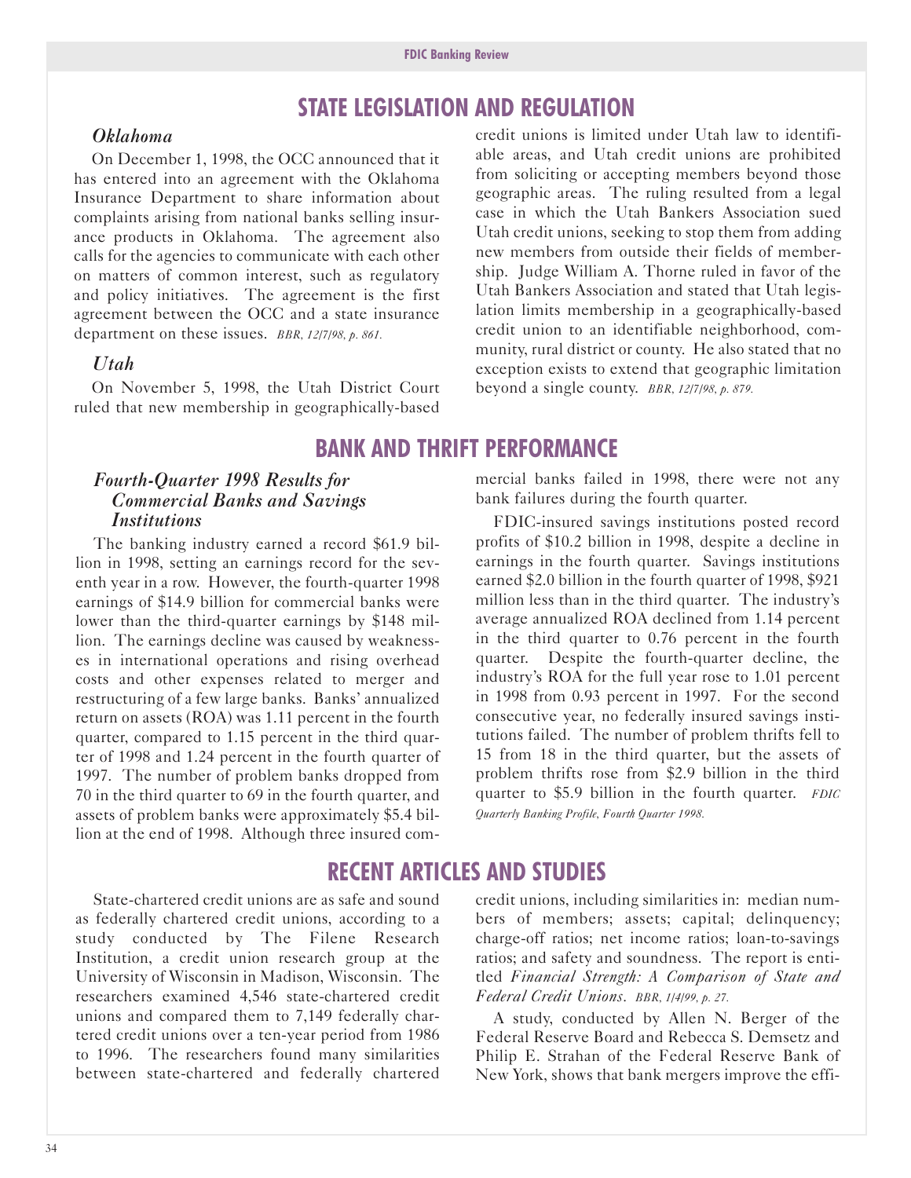# STATE LEGISLATION AND REGULATION

### *Oklahoma*

On December 1, 1998, the OCC announced that it has entered into an agreement with the Oklahoma Insurance Department to share information about complaints arising from national banks selling insurance products in Oklahoma. The agreement also calls for the agencies to communicate with each other on matters of common interest, such as regulatory and policy initiatives. The agreement is the first agreement between the OCC and a state insurance department on these issues. *BBR, 12/7/98, p. 861.*

### *Utah*

On November 5, 1998, the Utah District Court ruled that new membership in geographically-based credit unions is limited under Utah law to identifiable areas, and Utah credit unions are prohibited from soliciting or accepting members beyond those geographic areas. The ruling resulted from a legal case in which the Utah Bankers Association sued Utah credit unions, seeking to stop them from adding new members from outside their fields of membership. Judge William A. Thorne ruled in favor of the Utah Bankers Association and stated that Utah legislation limits membership in a geographically-based credit union to an identifiable neighborhood, community, rural district or county. He also stated that no exception exists to extend that geographic limitation beyond a single county. *BBR, 12/7/98, p. 879.*

# BANK AND THRIFT PERFORMANCE

### *Fourth-Quarter 1998 Results for Commercial Banks and Savings Institutions*

The banking industry earned a record $61.9 billion in 1998, setting an earnings record for the seventh year in a row. However, the fourth-quarter 1998 earnings of $14.9 billion for commercial banks were lower than the third-quarter earnings by $148 million. The earnings decline was caused by weaknesses in international operations and rising overhead costs and other expenses related to merger and restructuring of a few large banks. Banks' annualized return on assets (ROA) was 1.11 percent in the fourth quarter, compared to 1.15 percent in the third quarter of 1998 and 1.24 percent in the fourth quarter of 1997. The number of problem banks dropped from 70 in the third quarter to 69 in the fourth quarter, and assets of problem banks were approximately $5.4 billion at the end of 1998. Although three insured commercial banks failed in 1998, there were not any bank failures during the fourth quarter.

FDIC-insured savings institutions posted record profits of $10.2 billion in 1998, despite a decline in earnings in the fourth quarter. Savings institutions earned $2.0 billion in the fourth quarter of 1998, $921 million less than in the third quarter. The industry's average annualized ROA declined from 1.14 percent in the third quarter to 0.76 percent in the fourth quarter. Despite the fourth-quarter decline, the industry's ROA for the full year rose to 1.01 percent in 1998 from 0.93 percent in 1997. For the second consecutive year, no federally insured savings institutions failed. The number of problem thrifts fell to 15 from 18 in the third quarter, but the assets of problem thrifts rose from $2.9 billion in the third quarter to $5.9 billion in the fourth quarter. *FDIC Quarterly Banking Profile, Fourth Quarter 1998.*

# RECENT ARTICLES AND STUDIES

State-chartered credit unions are as safe and sound as federally chartered credit unions, according to a study conducted by The Filene Research Institution, a credit union research group at the University of Wisconsin in Madison, Wisconsin. The researchers examined 4,546 state-chartered credit unions and compared them to 7,149 federally chartered credit unions over a ten-year period from 1986 to 1996. The researchers found many similarities between state-chartered and federally chartered credit unions, including similarities in: median numbers of members; assets; capital; delinquency; charge-off ratios; net income ratios; loan-to-savings ratios; and safety and soundness. The report is entitled *Financial Strength: A Comparison of State and Federal Credit Unions*. *BBR, 1/4/99, p. 27.*

A study, conducted by Allen N. Berger of the Federal Reserve Board and Rebecca S. Demsetz and Philip E. Strahan of the Federal Reserve Bank of New York, shows that bank mergers improve the effi-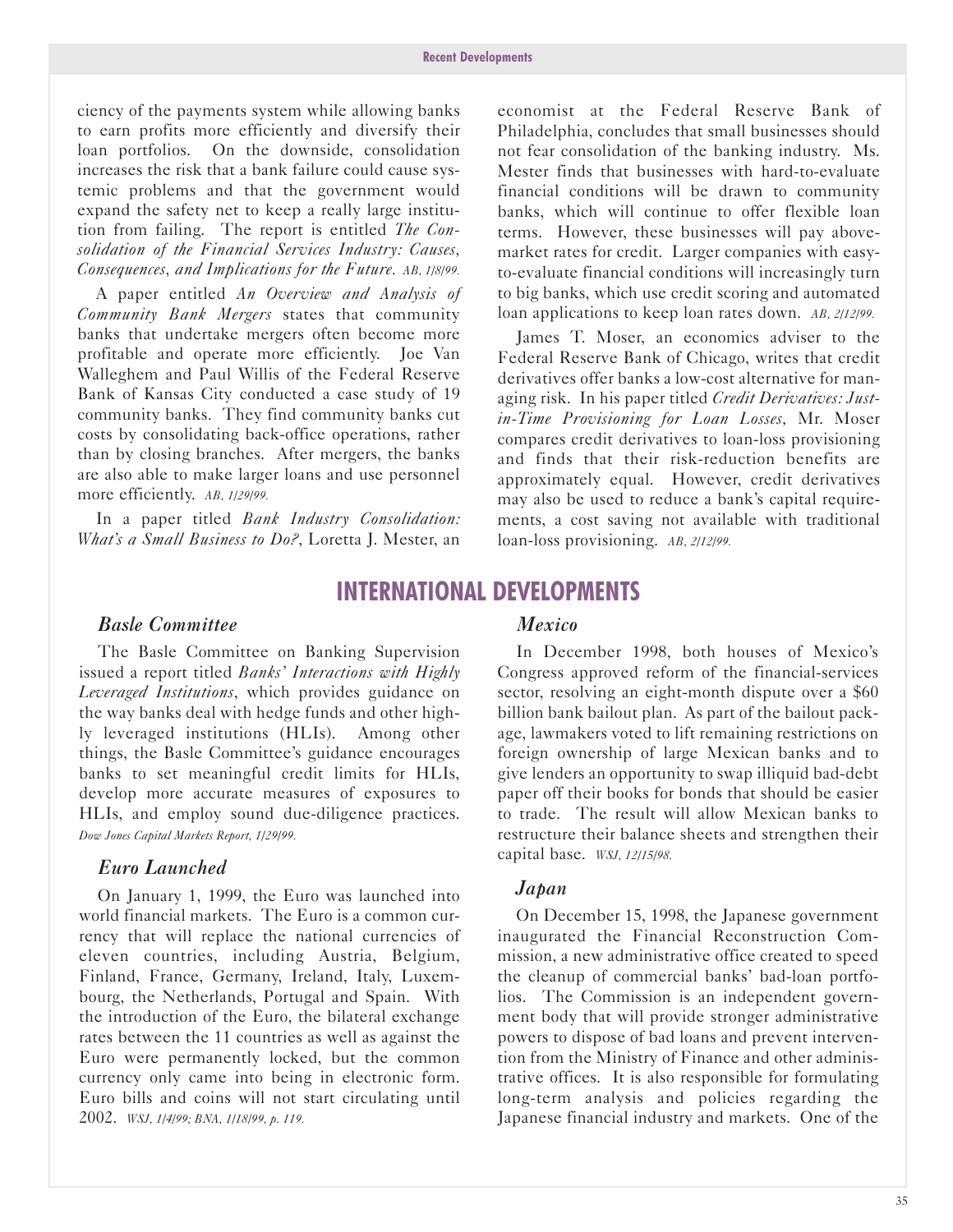ciency of the payments system while allowing banks to earn profits more efficiently and diversify their loan portfolios. On the downside, consolidation increases the risk that a bank failure could cause systemic problems and that the government would expand the safety net to keep a really large institution from failing. The report is entitled *The Consolidation of the Financial Services Industry: Causes, Consequences, and Implications for the Future*. *AB, 1/8/99.*

A paper entitled *An Overview and Analysis of Community Bank Mergers* states that community banks that undertake mergers often become more profitable and operate more efficiently. Joe Van Walleghem and Paul Willis of the Federal Reserve Bank of Kansas City conducted a case study of 19 community banks. They find community banks cut costs by consolidating back-office operations, rather than by closing branches. After mergers, the banks are also able to make larger loans and use personnel more efficiently. *AB, 1/29/99.*

In a paper titled *Bank Industry Consolidation: What's a Small Business to Do?*, Loretta J. Mester, an economist at the Federal Reserve Bank of Philadelphia, concludes that small businesses should not fear consolidation of the banking industry. Ms. Mester finds that businesses with hard-to-evaluate financial conditions will be drawn to community banks, which will continue to offer flexible loan terms. However, these businesses will pay above-market rates for credit. Larger companies with easy-to-evaluate financial conditions will increasingly turn to big banks, which use credit scoring and automated loan applications to keep loan rates down. *AB, 2/12/99.*

James T. Moser, an economics adviser to the Federal Reserve Bank of Chicago, writes that credit derivatives offer banks a low-cost alternative for managing risk. In his paper titled *Credit Derivatives: Just-in-Time Provisioning for Loan Losses,* Mr. Moser compares credit derivatives to loan-loss provisioning and finds that their risk-reduction benefits are approximately equal. However, credit derivatives may also be used to reduce a bank's capital requirements, a cost saving not available with traditional loan-loss provisioning. *AB, 2/12/99.*

# INTERNATIONAL DEVELOPMENTS

### *Basle Committee*

The Basle Committee on Banking Supervision issued a report titled *Banks' Interactions with Highly Leveraged Institutions*, which provides guidance on the way banks deal with hedge funds and other highly leveraged institutions (HLIs). Among other things, the Basle Committee's guidance encourages banks to set meaningful credit limits for HLIs, develop more accurate measures of exposures to HLIs, and employ sound due-diligence practices. *Dow Jones Capital Markets Report, 1/29/99.*

### *Euro Launched*

On January 1, 1999, the Euro was launched into world financial markets. The Euro is a common currency that will replace the national currencies of eleven countries, including Austria, Belgium, Finland, France, Germany, Ireland, Italy, Luxembourg, the Netherlands, Portugal and Spain. With the introduction of the Euro, the bilateral exchange rates between the 11 countries as well as against the Euro were permanently locked, but the common currency only came into being in electronic form. Euro bills and coins will not start circulating until 2002. *WSJ, 1/4/99; BNA, 1/18/99, p. 119.*

### *Mexico*

In December 1998, both houses of Mexico's Congress approved reform of the financial-services sector, resolving an eight-month dispute over a $60 billion bank bailout plan. As part of the bailout package, lawmakers voted to lift remaining restrictions on foreign ownership of large Mexican banks and to give lenders an opportunity to swap illiquid bad-debt paper off their books for bonds that should be easier to trade. The result will allow Mexican banks to restructure their balance sheets and strengthen their capital base. *WSJ, 12/15/98.*

### *Japan*

On December 15, 1998, the Japanese government inaugurated the Financial Reconstruction Commission, a new administrative office created to speed the cleanup of commercial banks' bad-loan portfolios. The Commission is an independent government body that will provide stronger administrative powers to dispose of bad loans and prevent intervention from the Ministry of Finance and other administrative offices. It is also responsible for formulating long-term analysis and policies regarding the Japanese financial industry and markets. One of the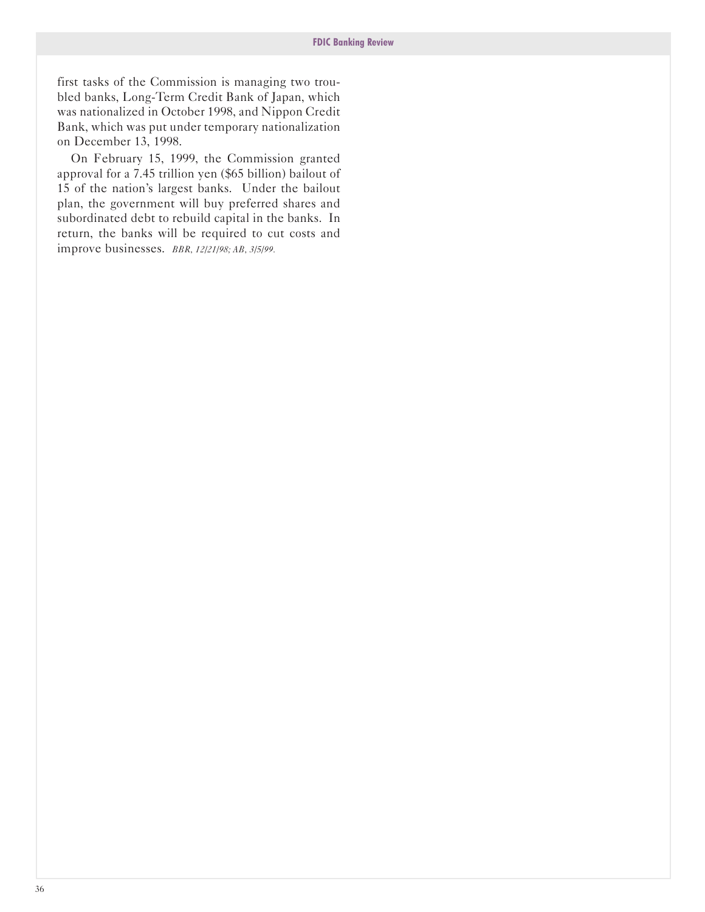first tasks of the Commission is managing two troubled banks, Long-Term Credit Bank of Japan, which was nationalized in October 1998, and Nippon Credit Bank, which was put under temporary nationalization on December 13, 1998.

On February 15, 1999, the Commission granted approval for a 7.45 trillion yen ($65 billion) bailout of 15 of the nation's largest banks. Under the bailout plan, the government will buy preferred shares and subordinated debt to rebuild capital in the banks. In return, the banks will be required to cut costs and improve businesses. *BBR, 12/21/98; AB, 3/5/99.*